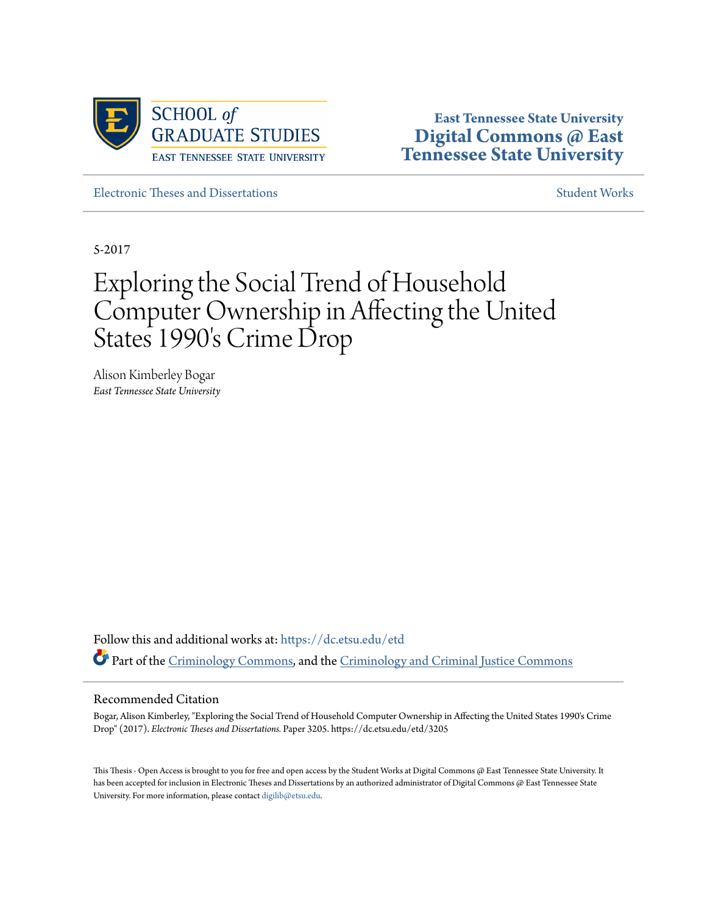SCHOOL *of* GRADUATE STUDIES
EAST TENNESSEE STATE UNIVERSITY

East Tennessee State University
**Digital Commons @ East Tennessee State University**

Electronic Theses and Dissertations — Student Works

5-2017

# Exploring the Social Trend of Household Computer Ownership in Affecting the United States 1990's Crime Drop

Alison Kimberley Bogar
*East Tennessee State University*

Follow this and additional works at: https://dc.etsu.edu/etd

Part of the Criminology Commons, and the Criminology and Criminal Justice Commons

## Recommended Citation

Bogar, Alison Kimberley, "Exploring the Social Trend of Household Computer Ownership in Affecting the United States 1990's Crime Drop" (2017). *Electronic Theses and Dissertations.* Paper 3205. https://dc.etsu.edu/etd/3205

This Thesis - Open Access is brought to you for free and open access by the Student Works at Digital Commons @ East Tennessee State University. It has been accepted for inclusion in Electronic Theses and Dissertations by an authorized administrator of Digital Commons @ East Tennessee State University. For more information, please contact digilib@etsu.edu.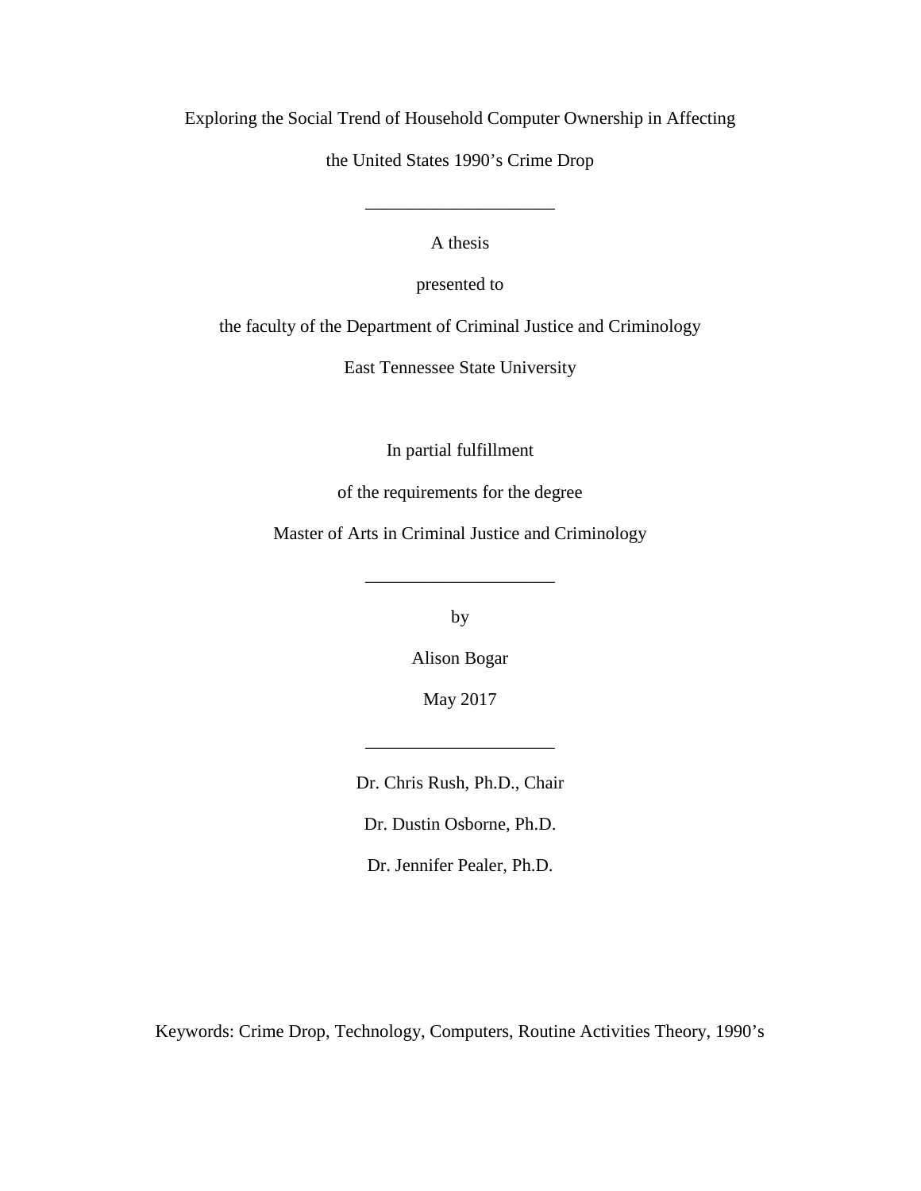Exploring the Social Trend of Household Computer Ownership in Affecting the United States 1990's Crime Drop

---

A thesis

presented to

the faculty of the Department of Criminal Justice and Criminology

East Tennessee State University

In partial fulfillment

of the requirements for the degree

Master of Arts in Criminal Justice and Criminology

---

by

Alison Bogar

May 2017

---

Dr. Chris Rush, Ph.D., Chair

Dr. Dustin Osborne, Ph.D.

Dr. Jennifer Pealer, Ph.D.

Keywords: Crime Drop, Technology, Computers, Routine Activities Theory, 1990's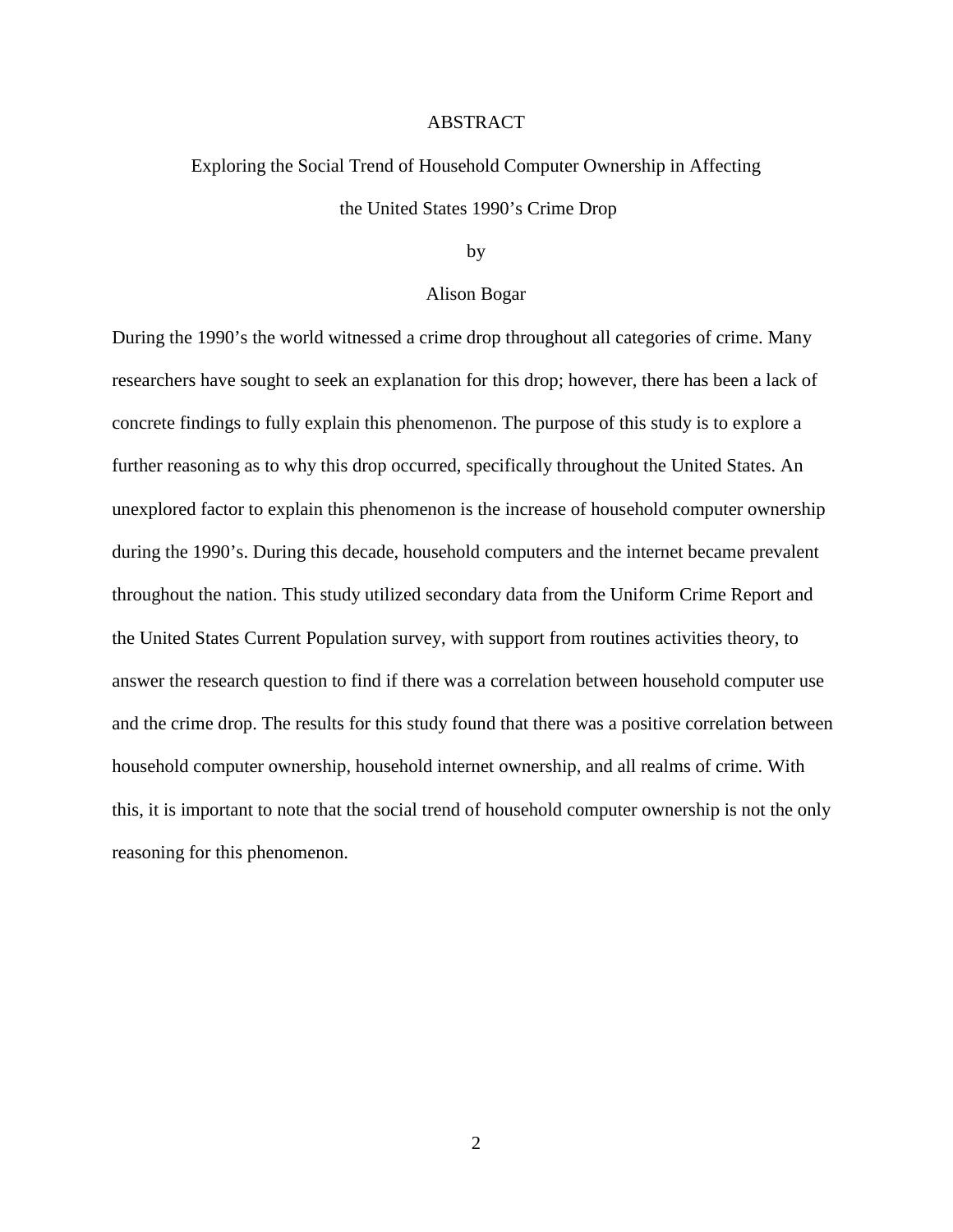# ABSTRACT

Exploring the Social Trend of Household Computer Ownership in Affecting the United States 1990's Crime Drop

by

Alison Bogar

During the 1990's the world witnessed a crime drop throughout all categories of crime. Many researchers have sought to seek an explanation for this drop; however, there has been a lack of concrete findings to fully explain this phenomenon. The purpose of this study is to explore a further reasoning as to why this drop occurred, specifically throughout the United States. An unexplored factor to explain this phenomenon is the increase of household computer ownership during the 1990's. During this decade, household computers and the internet became prevalent throughout the nation. This study utilized secondary data from the Uniform Crime Report and the United States Current Population survey, with support from routines activities theory, to answer the research question to find if there was a correlation between household computer use and the crime drop. The results for this study found that there was a positive correlation between household computer ownership, household internet ownership, and all realms of crime. With this, it is important to note that the social trend of household computer ownership is not the only reasoning for this phenomenon.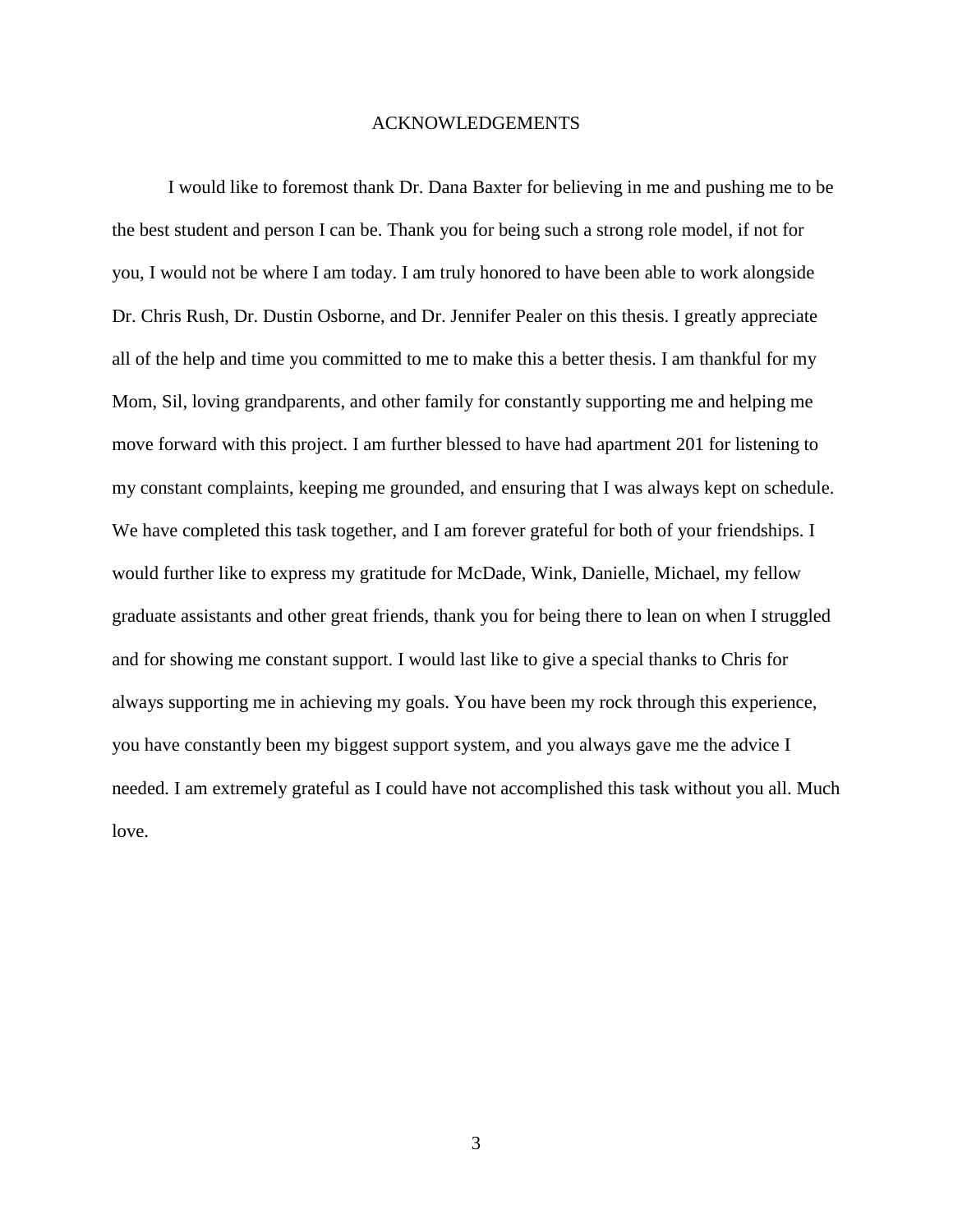# ACKNOWLEDGEMENTS

I would like to foremost thank Dr. Dana Baxter for believing in me and pushing me to be the best student and person I can be. Thank you for being such a strong role model, if not for you, I would not be where I am today. I am truly honored to have been able to work alongside Dr. Chris Rush, Dr. Dustin Osborne, and Dr. Jennifer Pealer on this thesis. I greatly appreciate all of the help and time you committed to me to make this a better thesis. I am thankful for my Mom, Sil, loving grandparents, and other family for constantly supporting me and helping me move forward with this project. I am further blessed to have had apartment 201 for listening to my constant complaints, keeping me grounded, and ensuring that I was always kept on schedule. We have completed this task together, and I am forever grateful for both of your friendships. I would further like to express my gratitude for McDade, Wink, Danielle, Michael, my fellow graduate assistants and other great friends, thank you for being there to lean on when I struggled and for showing me constant support. I would last like to give a special thanks to Chris for always supporting me in achieving my goals. You have been my rock through this experience, you have constantly been my biggest support system, and you always gave me the advice I needed. I am extremely grateful as I could have not accomplished this task without you all. Much love.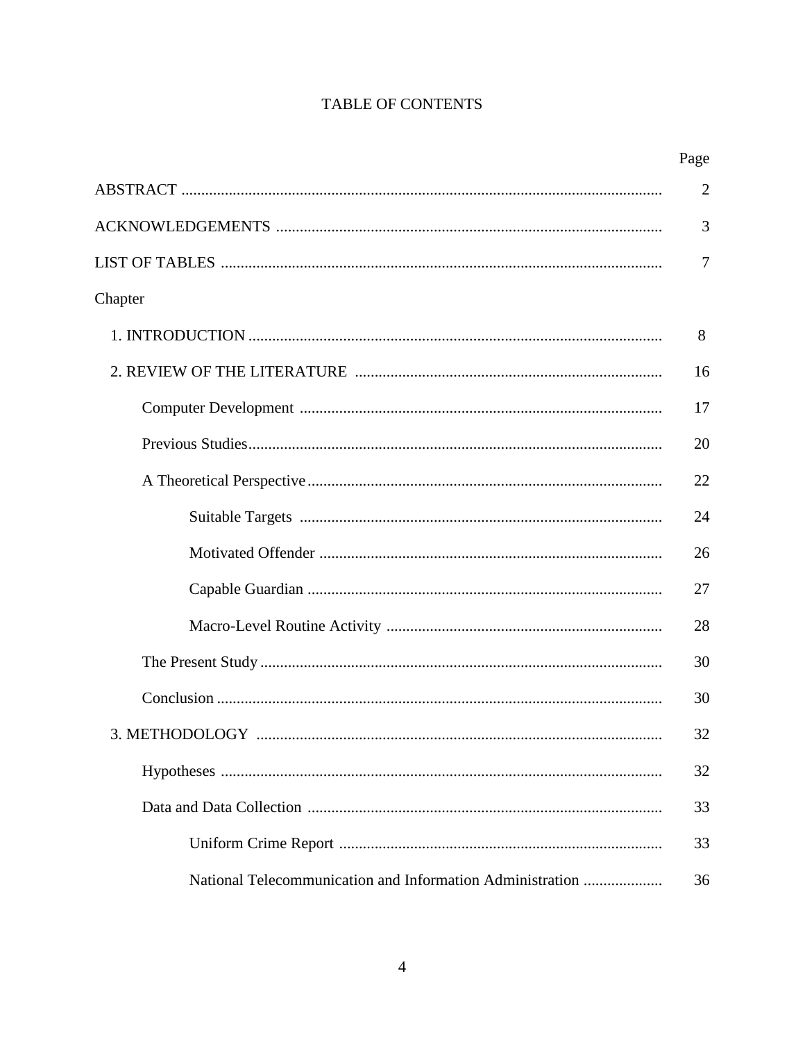# TABLE OF CONTENTS

| | Page |
|---|---|
| ABSTRACT | 2 |
| ACKNOWLEDGEMENTS | 3 |
| LIST OF TABLES | 7 |
| Chapter | |
| 1. INTRODUCTION | 8 |
| 2. REVIEW OF THE LITERATURE | 16 |
| Computer Development | 17 |
| Previous Studies | 20 |
| A Theoretical Perspective | 22 |
| Suitable Targets | 24 |
| Motivated Offender | 26 |
| Capable Guardian | 27 |
| Macro-Level Routine Activity | 28 |
| The Present Study | 30 |
| Conclusion | 30 |
| 3. METHODOLOGY | 32 |
| Hypotheses | 32 |
| Data and Data Collection | 33 |
| Uniform Crime Report | 33 |
| National Telecommunication and Information Administration | 36 |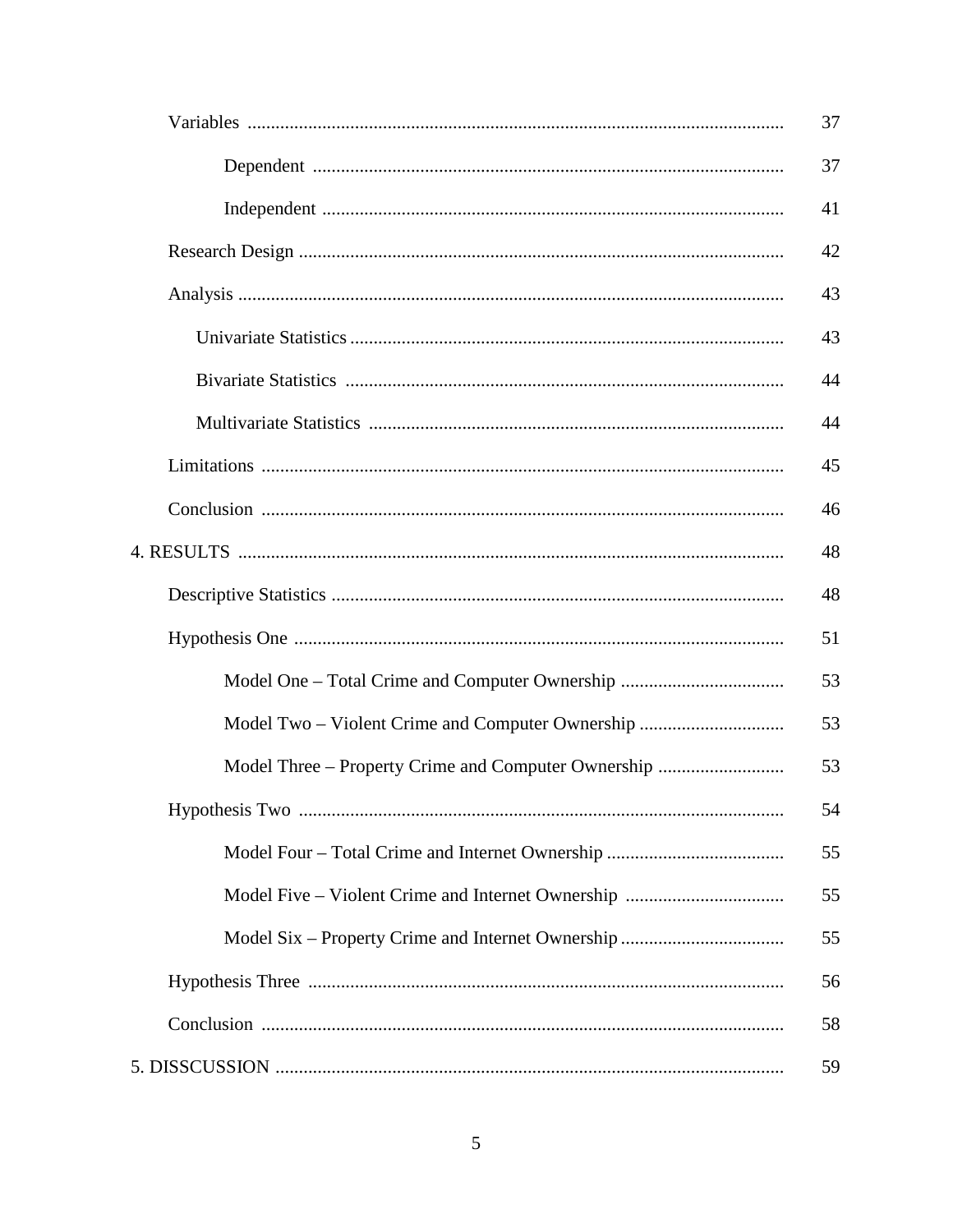| | |
|---|---|
| Variables | 37 |
| Dependent | 37 |
| Independent | 41 |
| Research Design | 42 |
| Analysis | 43 |
| Univariate Statistics | 43 |
| Bivariate Statistics | 44 |
| Multivariate Statistics | 44 |
| Limitations | 45 |
| Conclusion | 46 |
| 4. RESULTS | 48 |
| Descriptive Statistics | 48 |
| Hypothesis One | 51 |
| Model One – Total Crime and Computer Ownership | 53 |
| Model Two – Violent Crime and Computer Ownership | 53 |
| Model Three – Property Crime and Computer Ownership | 53 |
| Hypothesis Two | 54 |
| Model Four – Total Crime and Internet Ownership | 55 |
| Model Five – Violent Crime and Internet Ownership | 55 |
| Model Six – Property Crime and Internet Ownership | 55 |
| Hypothesis Three | 56 |
| Conclusion | 58 |
| 5. DISSCUSSION | 59 |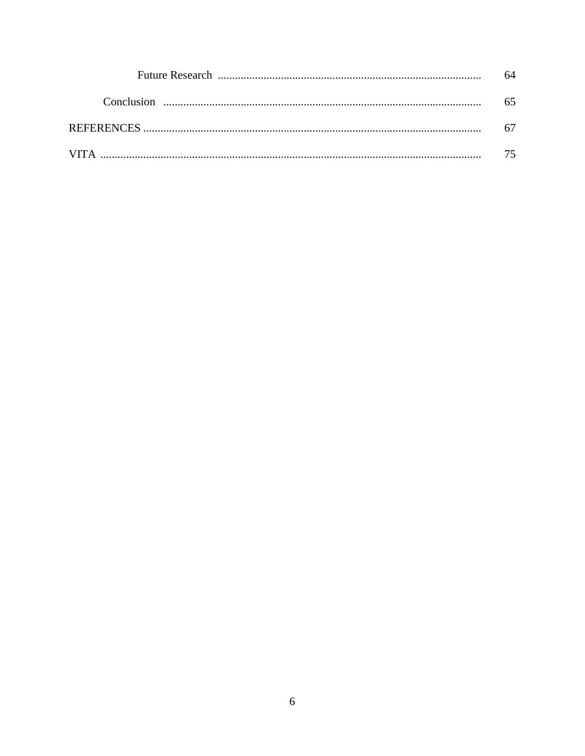Future Research ........................................................................................... 64

Conclusion ............................................................................................................ 65

REFERENCES ...................................................................................................................... 67

VITA ...................................................................................................................................... 75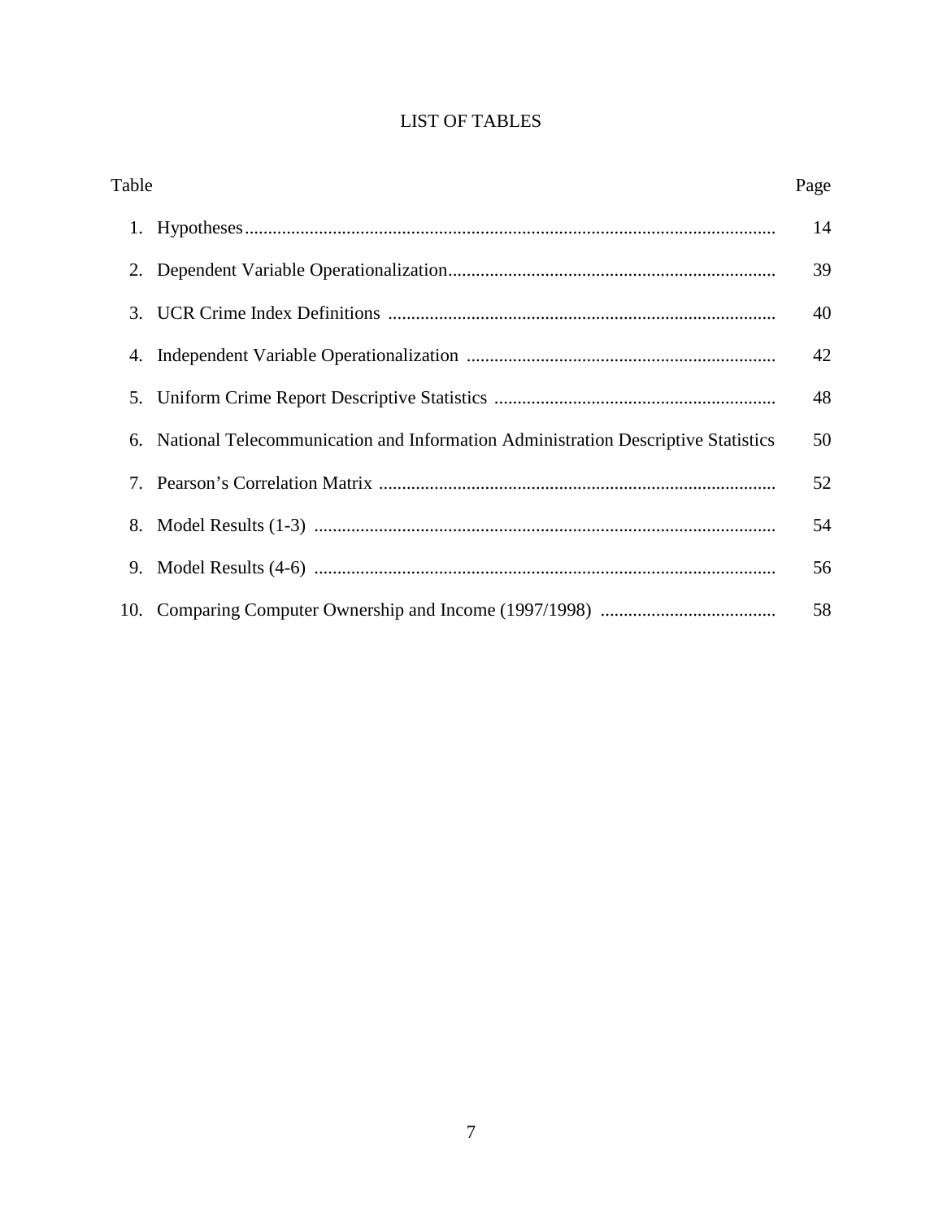# LIST OF TABLES

| Table | | Page |
|---|---|---|
| 1. | Hypotheses | 14 |
| 2. | Dependent Variable Operationalization | 39 |
| 3. | UCR Crime Index Definitions | 40 |
| 4. | Independent Variable Operationalization | 42 |
| 5. | Uniform Crime Report Descriptive Statistics | 48 |
| 6. | National Telecommunication and Information Administration Descriptive Statistics | 50 |
| 7. | Pearson's Correlation Matrix | 52 |
| 8. | Model Results (1-3) | 54 |
| 9. | Model Results (4-6) | 56 |
| 10. | Comparing Computer Ownership and Income (1997/1998) | 58 |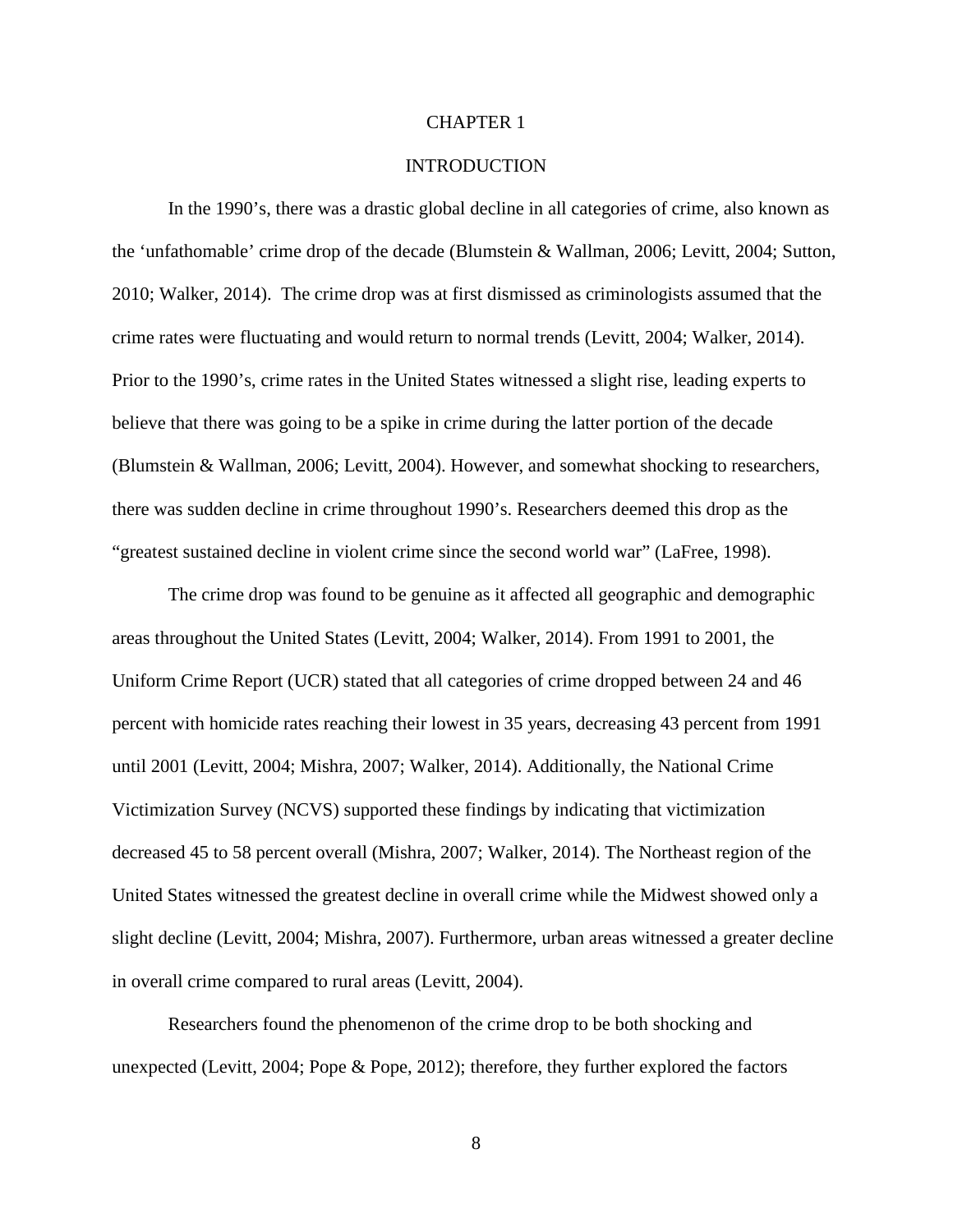# CHAPTER 1

# INTRODUCTION

In the 1990's, there was a drastic global decline in all categories of crime, also known as the 'unfathomable' crime drop of the decade (Blumstein & Wallman, 2006; Levitt, 2004; Sutton, 2010; Walker, 2014). The crime drop was at first dismissed as criminologists assumed that the crime rates were fluctuating and would return to normal trends (Levitt, 2004; Walker, 2014). Prior to the 1990's, crime rates in the United States witnessed a slight rise, leading experts to believe that there was going to be a spike in crime during the latter portion of the decade (Blumstein & Wallman, 2006; Levitt, 2004). However, and somewhat shocking to researchers, there was sudden decline in crime throughout 1990's. Researchers deemed this drop as the "greatest sustained decline in violent crime since the second world war" (LaFree, 1998).

The crime drop was found to be genuine as it affected all geographic and demographic areas throughout the United States (Levitt, 2004; Walker, 2014). From 1991 to 2001, the Uniform Crime Report (UCR) stated that all categories of crime dropped between 24 and 46 percent with homicide rates reaching their lowest in 35 years, decreasing 43 percent from 1991 until 2001 (Levitt, 2004; Mishra, 2007; Walker, 2014). Additionally, the National Crime Victimization Survey (NCVS) supported these findings by indicating that victimization decreased 45 to 58 percent overall (Mishra, 2007; Walker, 2014). The Northeast region of the United States witnessed the greatest decline in overall crime while the Midwest showed only a slight decline (Levitt, 2004; Mishra, 2007). Furthermore, urban areas witnessed a greater decline in overall crime compared to rural areas (Levitt, 2004).

Researchers found the phenomenon of the crime drop to be both shocking and unexpected (Levitt, 2004; Pope & Pope, 2012); therefore, they further explored the factors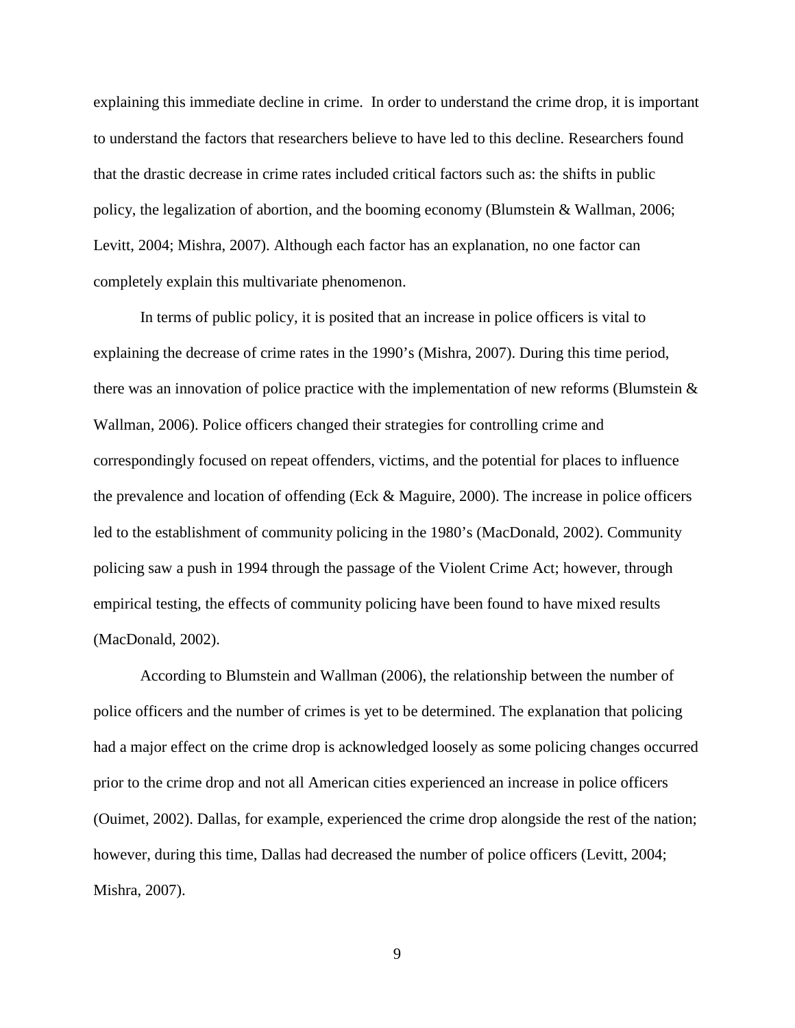explaining this immediate decline in crime. In order to understand the crime drop, it is important to understand the factors that researchers believe to have led to this decline. Researchers found that the drastic decrease in crime rates included critical factors such as: the shifts in public policy, the legalization of abortion, and the booming economy (Blumstein & Wallman, 2006; Levitt, 2004; Mishra, 2007). Although each factor has an explanation, no one factor can completely explain this multivariate phenomenon.

In terms of public policy, it is posited that an increase in police officers is vital to explaining the decrease of crime rates in the 1990's (Mishra, 2007). During this time period, there was an innovation of police practice with the implementation of new reforms (Blumstein & Wallman, 2006). Police officers changed their strategies for controlling crime and correspondingly focused on repeat offenders, victims, and the potential for places to influence the prevalence and location of offending (Eck & Maguire, 2000). The increase in police officers led to the establishment of community policing in the 1980's (MacDonald, 2002). Community policing saw a push in 1994 through the passage of the Violent Crime Act; however, through empirical testing, the effects of community policing have been found to have mixed results (MacDonald, 2002).

According to Blumstein and Wallman (2006), the relationship between the number of police officers and the number of crimes is yet to be determined. The explanation that policing had a major effect on the crime drop is acknowledged loosely as some policing changes occurred prior to the crime drop and not all American cities experienced an increase in police officers (Ouimet, 2002). Dallas, for example, experienced the crime drop alongside the rest of the nation; however, during this time, Dallas had decreased the number of police officers (Levitt, 2004; Mishra, 2007).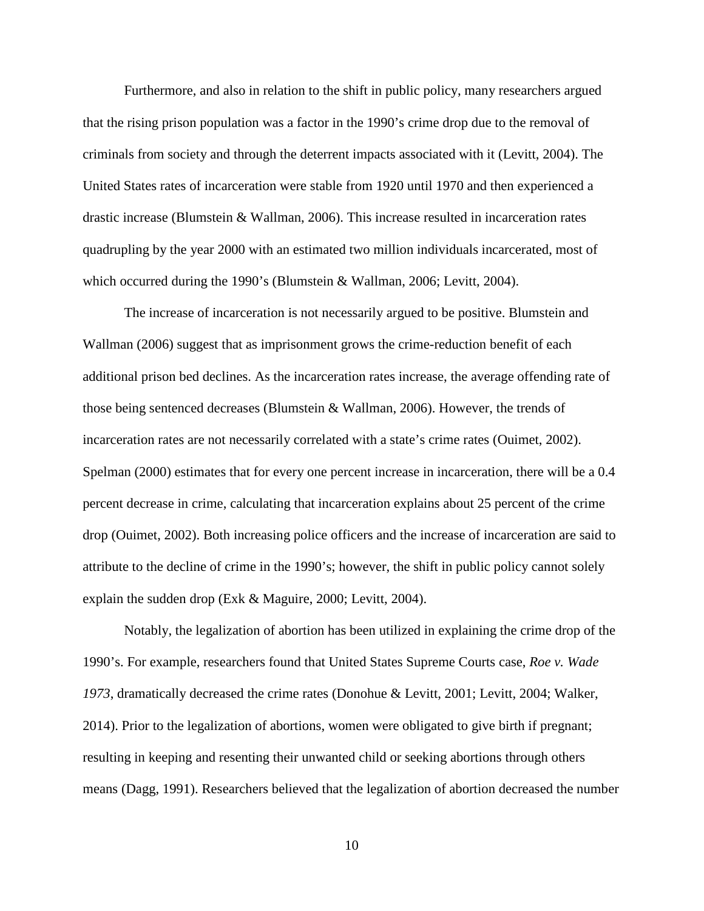Furthermore, and also in relation to the shift in public policy, many researchers argued that the rising prison population was a factor in the 1990's crime drop due to the removal of criminals from society and through the deterrent impacts associated with it (Levitt, 2004). The United States rates of incarceration were stable from 1920 until 1970 and then experienced a drastic increase (Blumstein & Wallman, 2006). This increase resulted in incarceration rates quadrupling by the year 2000 with an estimated two million individuals incarcerated, most of which occurred during the 1990's (Blumstein & Wallman, 2006; Levitt, 2004).

The increase of incarceration is not necessarily argued to be positive. Blumstein and Wallman (2006) suggest that as imprisonment grows the crime-reduction benefit of each additional prison bed declines. As the incarceration rates increase, the average offending rate of those being sentenced decreases (Blumstein & Wallman, 2006). However, the trends of incarceration rates are not necessarily correlated with a state's crime rates (Ouimet, 2002). Spelman (2000) estimates that for every one percent increase in incarceration, there will be a 0.4 percent decrease in crime, calculating that incarceration explains about 25 percent of the crime drop (Ouimet, 2002). Both increasing police officers and the increase of incarceration are said to attribute to the decline of crime in the 1990's; however, the shift in public policy cannot solely explain the sudden drop (Exk & Maguire, 2000; Levitt, 2004).

Notably, the legalization of abortion has been utilized in explaining the crime drop of the 1990's. For example, researchers found that United States Supreme Courts case, *Roe v. Wade 1973*, dramatically decreased the crime rates (Donohue & Levitt, 2001; Levitt, 2004; Walker, 2014). Prior to the legalization of abortions, women were obligated to give birth if pregnant; resulting in keeping and resenting their unwanted child or seeking abortions through others means (Dagg, 1991). Researchers believed that the legalization of abortion decreased the number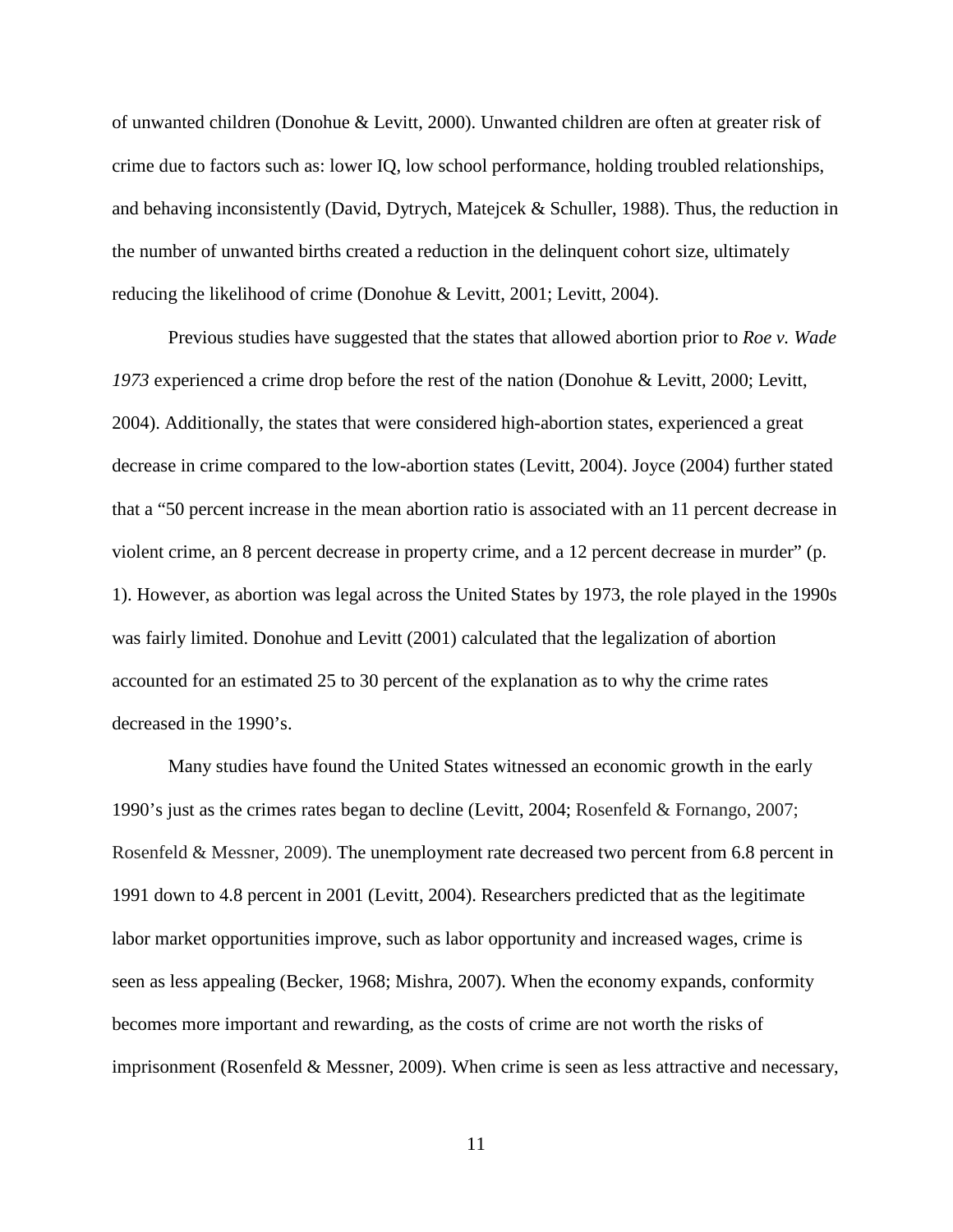of unwanted children (Donohue & Levitt, 2000). Unwanted children are often at greater risk of crime due to factors such as: lower IQ, low school performance, holding troubled relationships, and behaving inconsistently (David, Dytrych, Matejcek & Schuller, 1988). Thus, the reduction in the number of unwanted births created a reduction in the delinquent cohort size, ultimately reducing the likelihood of crime (Donohue & Levitt, 2001; Levitt, 2004).

Previous studies have suggested that the states that allowed abortion prior to *Roe v. Wade 1973* experienced a crime drop before the rest of the nation (Donohue & Levitt, 2000; Levitt, 2004). Additionally, the states that were considered high-abortion states, experienced a great decrease in crime compared to the low-abortion states (Levitt, 2004). Joyce (2004) further stated that a "50 percent increase in the mean abortion ratio is associated with an 11 percent decrease in violent crime, an 8 percent decrease in property crime, and a 12 percent decrease in murder" (p. 1). However, as abortion was legal across the United States by 1973, the role played in the 1990s was fairly limited. Donohue and Levitt (2001) calculated that the legalization of abortion accounted for an estimated 25 to 30 percent of the explanation as to why the crime rates decreased in the 1990's.

Many studies have found the United States witnessed an economic growth in the early 1990's just as the crimes rates began to decline (Levitt, 2004; Rosenfeld & Fornango, 2007; Rosenfeld & Messner, 2009). The unemployment rate decreased two percent from 6.8 percent in 1991 down to 4.8 percent in 2001 (Levitt, 2004). Researchers predicted that as the legitimate labor market opportunities improve, such as labor opportunity and increased wages, crime is seen as less appealing (Becker, 1968; Mishra, 2007). When the economy expands, conformity becomes more important and rewarding, as the costs of crime are not worth the risks of imprisonment (Rosenfeld & Messner, 2009). When crime is seen as less attractive and necessary,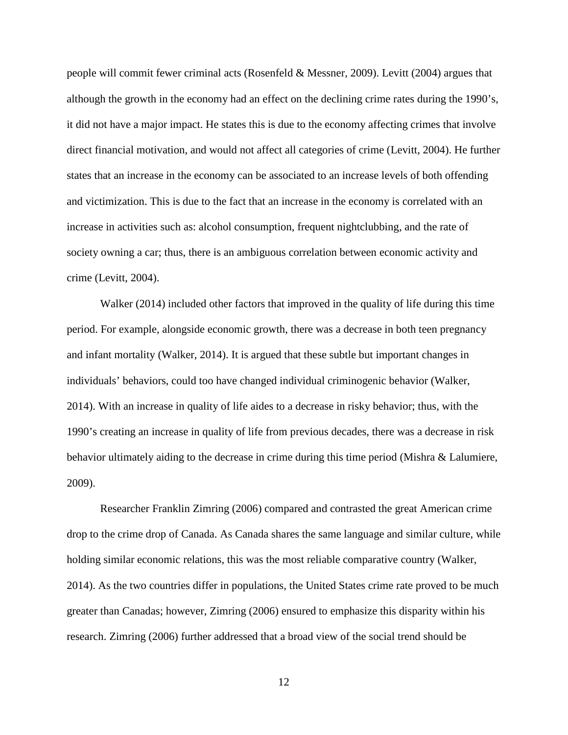people will commit fewer criminal acts (Rosenfeld & Messner, 2009). Levitt (2004) argues that although the growth in the economy had an effect on the declining crime rates during the 1990's, it did not have a major impact. He states this is due to the economy affecting crimes that involve direct financial motivation, and would not affect all categories of crime (Levitt, 2004). He further states that an increase in the economy can be associated to an increase levels of both offending and victimization. This is due to the fact that an increase in the economy is correlated with an increase in activities such as: alcohol consumption, frequent nightclubbing, and the rate of society owning a car; thus, there is an ambiguous correlation between economic activity and crime (Levitt, 2004).

Walker (2014) included other factors that improved in the quality of life during this time period. For example, alongside economic growth, there was a decrease in both teen pregnancy and infant mortality (Walker, 2014). It is argued that these subtle but important changes in individuals' behaviors, could too have changed individual criminogenic behavior (Walker, 2014). With an increase in quality of life aides to a decrease in risky behavior; thus, with the 1990's creating an increase in quality of life from previous decades, there was a decrease in risk behavior ultimately aiding to the decrease in crime during this time period (Mishra & Lalumiere, 2009).

Researcher Franklin Zimring (2006) compared and contrasted the great American crime drop to the crime drop of Canada. As Canada shares the same language and similar culture, while holding similar economic relations, this was the most reliable comparative country (Walker, 2014). As the two countries differ in populations, the United States crime rate proved to be much greater than Canadas; however, Zimring (2006) ensured to emphasize this disparity within his research. Zimring (2006) further addressed that a broad view of the social trend should be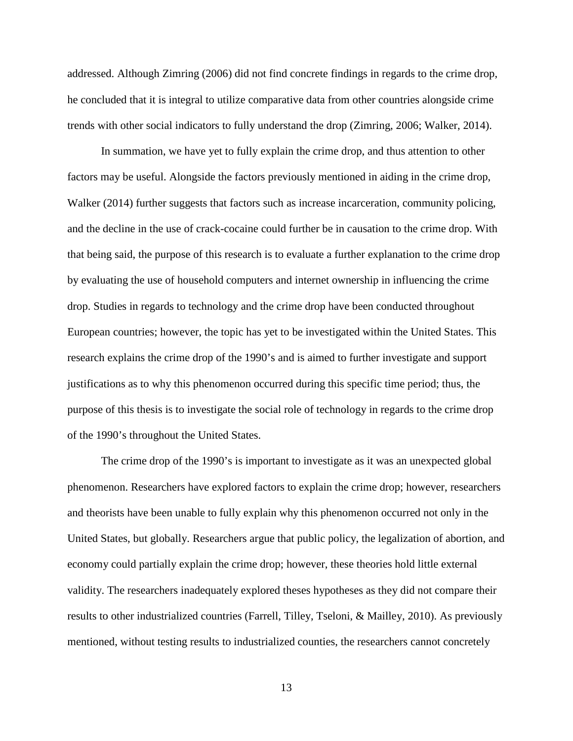addressed. Although Zimring (2006) did not find concrete findings in regards to the crime drop, he concluded that it is integral to utilize comparative data from other countries alongside crime trends with other social indicators to fully understand the drop (Zimring, 2006; Walker, 2014).

In summation, we have yet to fully explain the crime drop, and thus attention to other factors may be useful. Alongside the factors previously mentioned in aiding in the crime drop, Walker (2014) further suggests that factors such as increase incarceration, community policing, and the decline in the use of crack-cocaine could further be in causation to the crime drop. With that being said, the purpose of this research is to evaluate a further explanation to the crime drop by evaluating the use of household computers and internet ownership in influencing the crime drop. Studies in regards to technology and the crime drop have been conducted throughout European countries; however, the topic has yet to be investigated within the United States. This research explains the crime drop of the 1990's and is aimed to further investigate and support justifications as to why this phenomenon occurred during this specific time period; thus, the purpose of this thesis is to investigate the social role of technology in regards to the crime drop of the 1990's throughout the United States.

The crime drop of the 1990's is important to investigate as it was an unexpected global phenomenon. Researchers have explored factors to explain the crime drop; however, researchers and theorists have been unable to fully explain why this phenomenon occurred not only in the United States, but globally. Researchers argue that public policy, the legalization of abortion, and economy could partially explain the crime drop; however, these theories hold little external validity. The researchers inadequately explored theses hypotheses as they did not compare their results to other industrialized countries (Farrell, Tilley, Tseloni, & Mailley, 2010). As previously mentioned, without testing results to industrialized counties, the researchers cannot concretely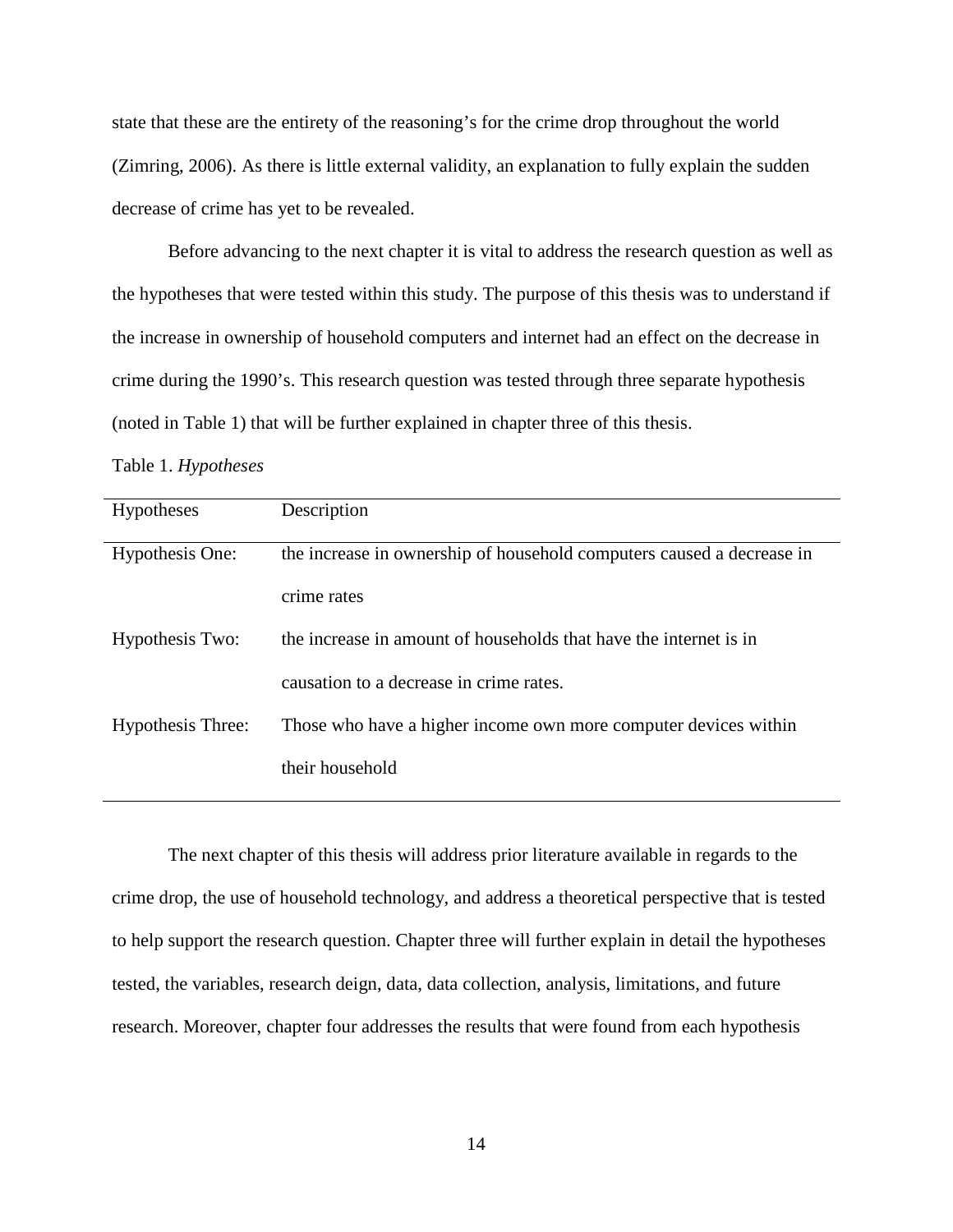state that these are the entirety of the reasoning's for the crime drop throughout the world (Zimring, 2006). As there is little external validity, an explanation to fully explain the sudden decrease of crime has yet to be revealed.

Before advancing to the next chapter it is vital to address the research question as well as the hypotheses that were tested within this study. The purpose of this thesis was to understand if the increase in ownership of household computers and internet had an effect on the decrease in crime during the 1990's. This research question was tested through three separate hypothesis (noted in Table 1) that will be further explained in chapter three of this thesis.

Table 1. *Hypotheses*

| Hypotheses | Description |
|---|---|
| Hypothesis One: | the increase in ownership of household computers caused a decrease in crime rates |
| Hypothesis Two: | the increase in amount of households that have the internet is in causation to a decrease in crime rates. |
| Hypothesis Three: | Those who have a higher income own more computer devices within their household |

The next chapter of this thesis will address prior literature available in regards to the crime drop, the use of household technology, and address a theoretical perspective that is tested to help support the research question. Chapter three will further explain in detail the hypotheses tested, the variables, research deign, data, data collection, analysis, limitations, and future research. Moreover, chapter four addresses the results that were found from each hypothesis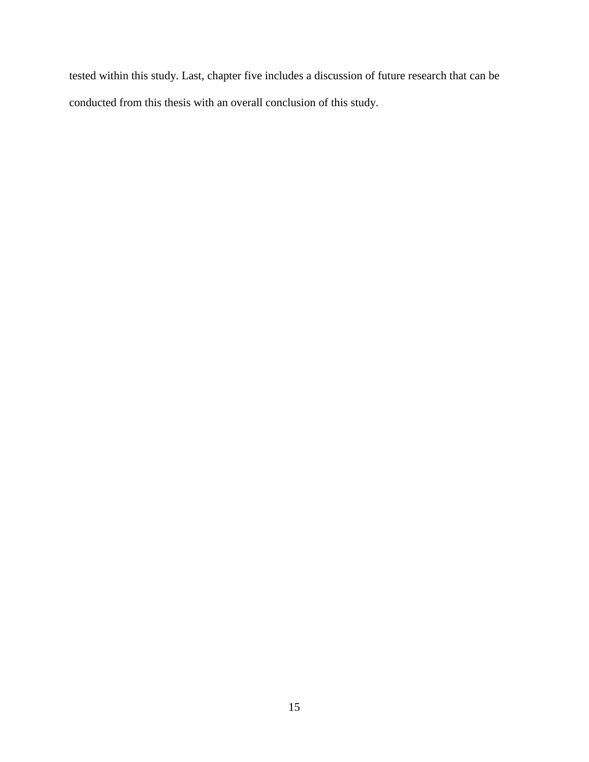tested within this study. Last, chapter five includes a discussion of future research that can be conducted from this thesis with an overall conclusion of this study.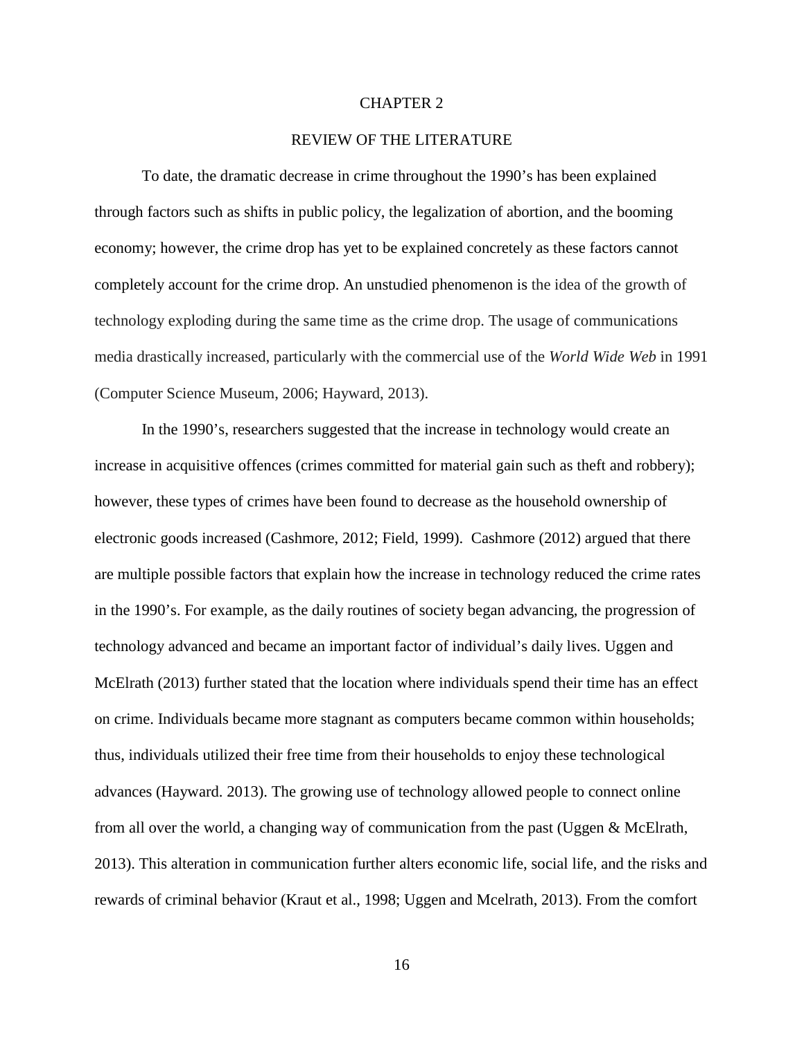# CHAPTER 2

## REVIEW OF THE LITERATURE

To date, the dramatic decrease in crime throughout the 1990's has been explained through factors such as shifts in public policy, the legalization of abortion, and the booming economy; however, the crime drop has yet to be explained concretely as these factors cannot completely account for the crime drop. An unstudied phenomenon is the idea of the growth of technology exploding during the same time as the crime drop. The usage of communications media drastically increased, particularly with the commercial use of the *World Wide Web* in 1991 (Computer Science Museum, 2006; Hayward, 2013).

In the 1990's, researchers suggested that the increase in technology would create an increase in acquisitive offences (crimes committed for material gain such as theft and robbery); however, these types of crimes have been found to decrease as the household ownership of electronic goods increased (Cashmore, 2012; Field, 1999). Cashmore (2012) argued that there are multiple possible factors that explain how the increase in technology reduced the crime rates in the 1990's. For example, as the daily routines of society began advancing, the progression of technology advanced and became an important factor of individual's daily lives. Uggen and McElrath (2013) further stated that the location where individuals spend their time has an effect on crime. Individuals became more stagnant as computers became common within households; thus, individuals utilized their free time from their households to enjoy these technological advances (Hayward. 2013). The growing use of technology allowed people to connect online from all over the world, a changing way of communication from the past (Uggen & McElrath, 2013). This alteration in communication further alters economic life, social life, and the risks and rewards of criminal behavior (Kraut et al., 1998; Uggen and Mcelrath, 2013). From the comfort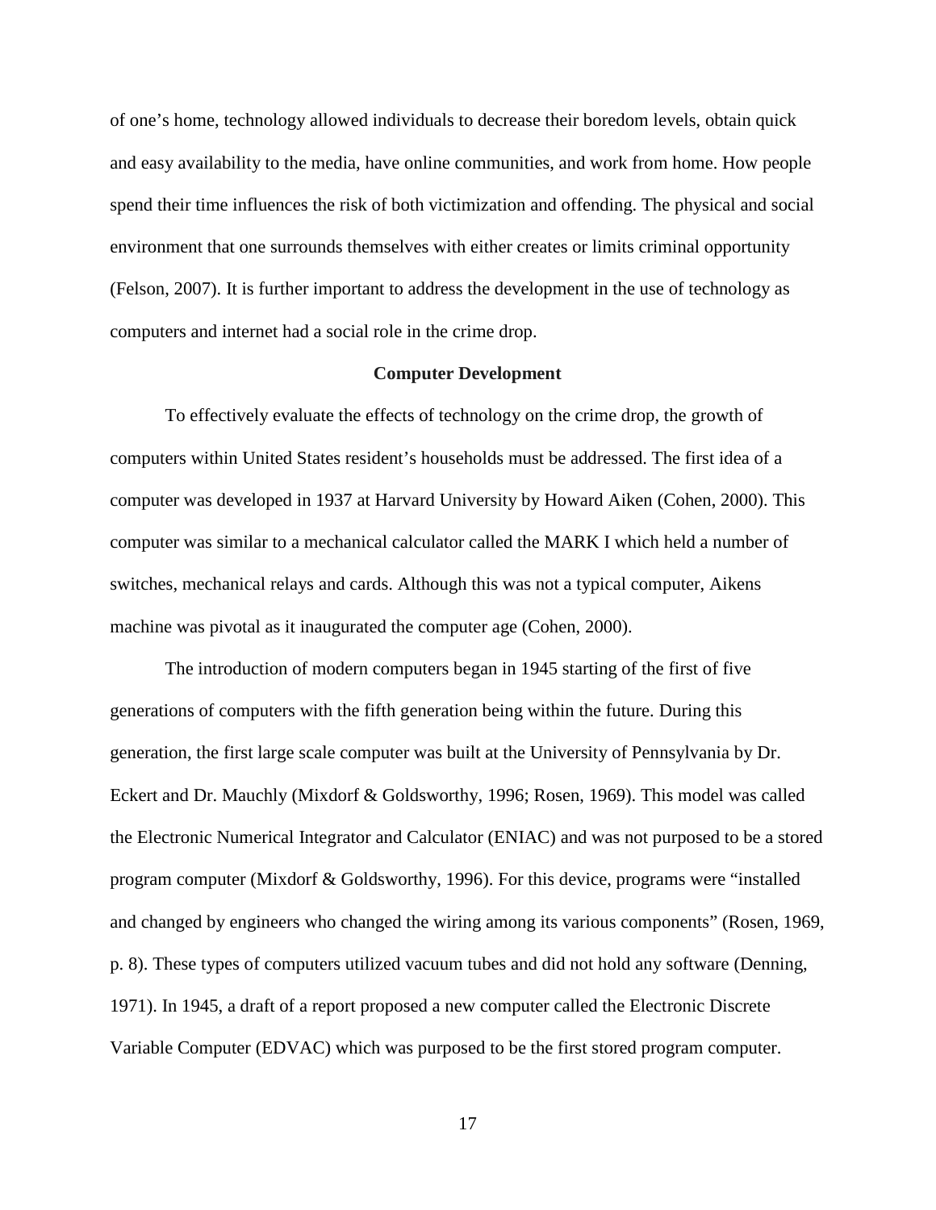of one's home, technology allowed individuals to decrease their boredom levels, obtain quick and easy availability to the media, have online communities, and work from home. How people spend their time influences the risk of both victimization and offending. The physical and social environment that one surrounds themselves with either creates or limits criminal opportunity (Felson, 2007). It is further important to address the development in the use of technology as computers and internet had a social role in the crime drop.

## Computer Development

To effectively evaluate the effects of technology on the crime drop, the growth of computers within United States resident's households must be addressed. The first idea of a computer was developed in 1937 at Harvard University by Howard Aiken (Cohen, 2000). This computer was similar to a mechanical calculator called the MARK I which held a number of switches, mechanical relays and cards. Although this was not a typical computer, Aikens machine was pivotal as it inaugurated the computer age (Cohen, 2000).

The introduction of modern computers began in 1945 starting of the first of five generations of computers with the fifth generation being within the future. During this generation, the first large scale computer was built at the University of Pennsylvania by Dr. Eckert and Dr. Mauchly (Mixdorf & Goldsworthy, 1996; Rosen, 1969). This model was called the Electronic Numerical Integrator and Calculator (ENIAC) and was not purposed to be a stored program computer (Mixdorf & Goldsworthy, 1996). For this device, programs were "installed and changed by engineers who changed the wiring among its various components" (Rosen, 1969, p. 8). These types of computers utilized vacuum tubes and did not hold any software (Denning, 1971). In 1945, a draft of a report proposed a new computer called the Electronic Discrete Variable Computer (EDVAC) which was purposed to be the first stored program computer.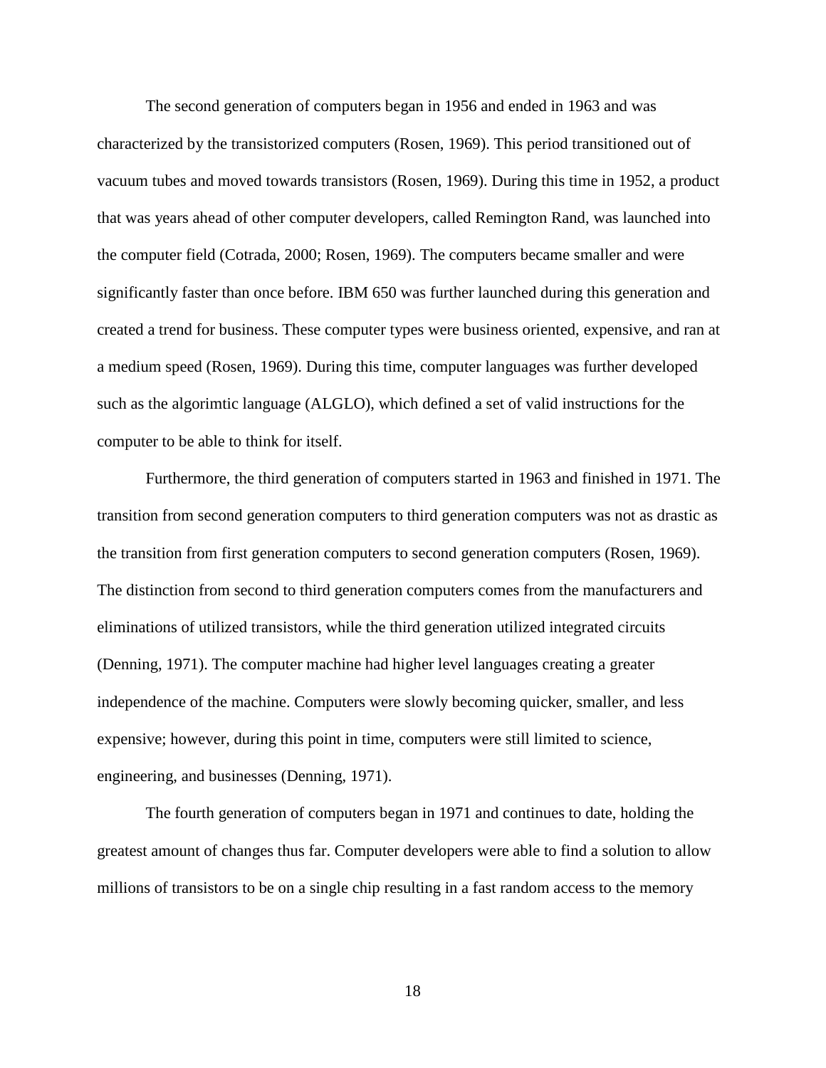The second generation of computers began in 1956 and ended in 1963 and was characterized by the transistorized computers (Rosen, 1969). This period transitioned out of vacuum tubes and moved towards transistors (Rosen, 1969). During this time in 1952, a product that was years ahead of other computer developers, called Remington Rand, was launched into the computer field (Cotrada, 2000; Rosen, 1969). The computers became smaller and were significantly faster than once before. IBM 650 was further launched during this generation and created a trend for business. These computer types were business oriented, expensive, and ran at a medium speed (Rosen, 1969). During this time, computer languages was further developed such as the algorimtic language (ALGLO), which defined a set of valid instructions for the computer to be able to think for itself.

Furthermore, the third generation of computers started in 1963 and finished in 1971. The transition from second generation computers to third generation computers was not as drastic as the transition from first generation computers to second generation computers (Rosen, 1969). The distinction from second to third generation computers comes from the manufacturers and eliminations of utilized transistors, while the third generation utilized integrated circuits (Denning, 1971). The computer machine had higher level languages creating a greater independence of the machine. Computers were slowly becoming quicker, smaller, and less expensive; however, during this point in time, computers were still limited to science, engineering, and businesses (Denning, 1971).

The fourth generation of computers began in 1971 and continues to date, holding the greatest amount of changes thus far. Computer developers were able to find a solution to allow millions of transistors to be on a single chip resulting in a fast random access to the memory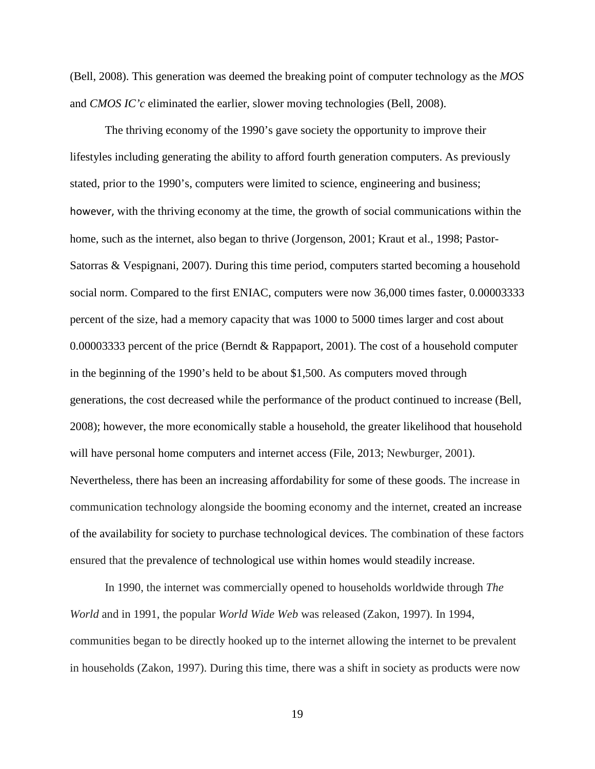(Bell, 2008). This generation was deemed the breaking point of computer technology as the *MOS* and *CMOS IC'c* eliminated the earlier, slower moving technologies (Bell, 2008).

The thriving economy of the 1990's gave society the opportunity to improve their lifestyles including generating the ability to afford fourth generation computers. As previously stated, prior to the 1990's, computers were limited to science, engineering and business; however, with the thriving economy at the time, the growth of social communications within the home, such as the internet, also began to thrive (Jorgenson, 2001; Kraut et al., 1998; Pastor-Satorras & Vespignani, 2007). During this time period, computers started becoming a household social norm. Compared to the first ENIAC, computers were now 36,000 times faster, 0.00003333 percent of the size, had a memory capacity that was 1000 to 5000 times larger and cost about 0.00003333 percent of the price (Berndt & Rappaport, 2001). The cost of a household computer in the beginning of the 1990's held to be about $1,500. As computers moved through generations, the cost decreased while the performance of the product continued to increase (Bell, 2008); however, the more economically stable a household, the greater likelihood that household will have personal home computers and internet access (File, 2013; Newburger, 2001). Nevertheless, there has been an increasing affordability for some of these goods. The increase in communication technology alongside the booming economy and the internet, created an increase of the availability for society to purchase technological devices. The combination of these factors ensured that the prevalence of technological use within homes would steadily increase.

In 1990, the internet was commercially opened to households worldwide through *The World* and in 1991, the popular *World Wide Web* was released (Zakon, 1997). In 1994, communities began to be directly hooked up to the internet allowing the internet to be prevalent in households (Zakon, 1997). During this time, there was a shift in society as products were now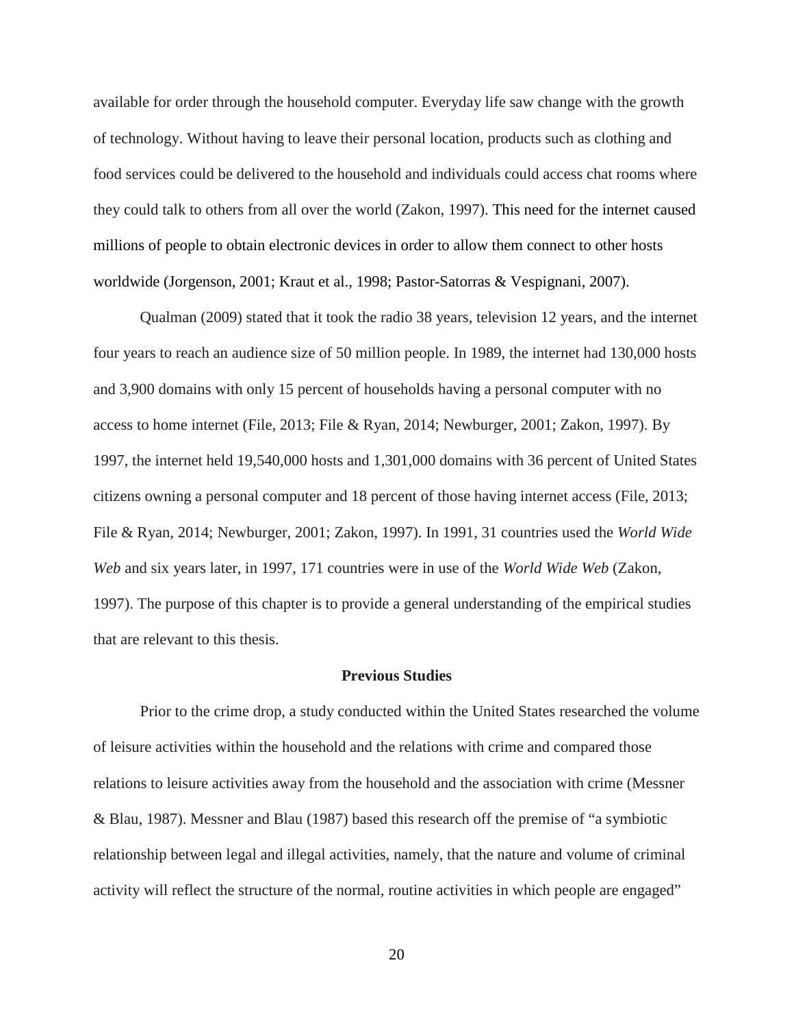available for order through the household computer. Everyday life saw change with the growth of technology. Without having to leave their personal location, products such as clothing and food services could be delivered to the household and individuals could access chat rooms where they could talk to others from all over the world (Zakon, 1997). This need for the internet caused millions of people to obtain electronic devices in order to allow them connect to other hosts worldwide (Jorgenson, 2001; Kraut et al., 1998; Pastor-Satorras & Vespignani, 2007).

Qualman (2009) stated that it took the radio 38 years, television 12 years, and the internet four years to reach an audience size of 50 million people. In 1989, the internet had 130,000 hosts and 3,900 domains with only 15 percent of households having a personal computer with no access to home internet (File, 2013; File & Ryan, 2014; Newburger, 2001; Zakon, 1997). By 1997, the internet held 19,540,000 hosts and 1,301,000 domains with 36 percent of United States citizens owning a personal computer and 18 percent of those having internet access (File, 2013; File & Ryan, 2014; Newburger, 2001; Zakon, 1997). In 1991, 31 countries used the *World Wide Web* and six years later, in 1997, 171 countries were in use of the *World Wide Web* (Zakon, 1997). The purpose of this chapter is to provide a general understanding of the empirical studies that are relevant to this thesis.

## Previous Studies

Prior to the crime drop, a study conducted within the United States researched the volume of leisure activities within the household and the relations with crime and compared those relations to leisure activities away from the household and the association with crime (Messner & Blau, 1987). Messner and Blau (1987) based this research off the premise of "a symbiotic relationship between legal and illegal activities, namely, that the nature and volume of criminal activity will reflect the structure of the normal, routine activities in which people are engaged"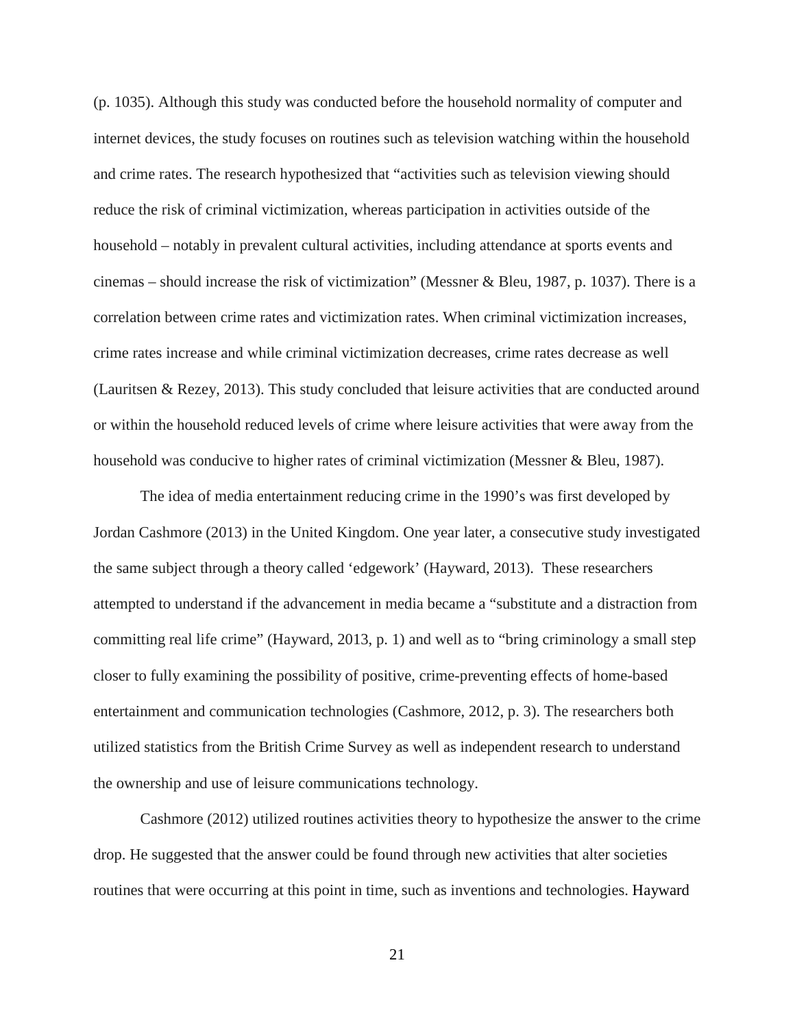(p. 1035). Although this study was conducted before the household normality of computer and internet devices, the study focuses on routines such as television watching within the household and crime rates. The research hypothesized that "activities such as television viewing should reduce the risk of criminal victimization, whereas participation in activities outside of the household – notably in prevalent cultural activities, including attendance at sports events and cinemas – should increase the risk of victimization" (Messner & Bleu, 1987, p. 1037). There is a correlation between crime rates and victimization rates. When criminal victimization increases, crime rates increase and while criminal victimization decreases, crime rates decrease as well (Lauritsen & Rezey, 2013). This study concluded that leisure activities that are conducted around or within the household reduced levels of crime where leisure activities that were away from the household was conducive to higher rates of criminal victimization (Messner & Bleu, 1987).

The idea of media entertainment reducing crime in the 1990's was first developed by Jordan Cashmore (2013) in the United Kingdom. One year later, a consecutive study investigated the same subject through a theory called 'edgework' (Hayward, 2013). These researchers attempted to understand if the advancement in media became a "substitute and a distraction from committing real life crime" (Hayward, 2013, p. 1) and well as to "bring criminology a small step closer to fully examining the possibility of positive, crime-preventing effects of home-based entertainment and communication technologies (Cashmore, 2012, p. 3). The researchers both utilized statistics from the British Crime Survey as well as independent research to understand the ownership and use of leisure communications technology.

Cashmore (2012) utilized routines activities theory to hypothesize the answer to the crime drop. He suggested that the answer could be found through new activities that alter societies routines that were occurring at this point in time, such as inventions and technologies. Hayward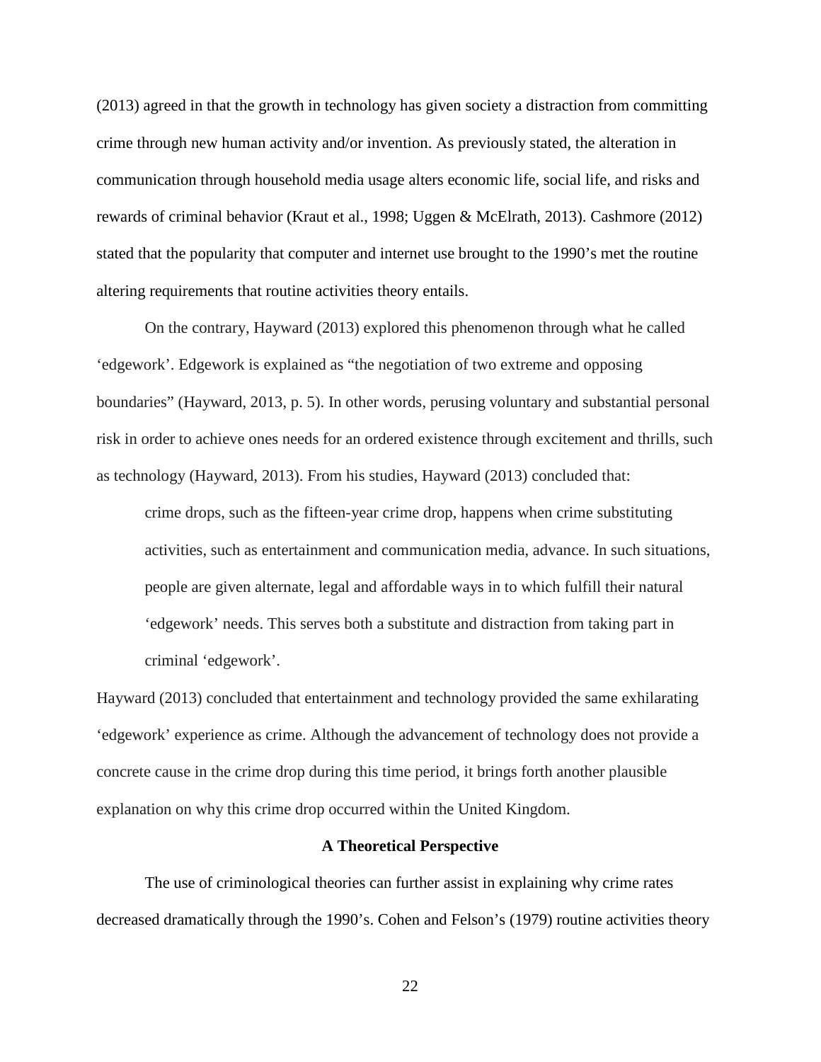(2013) agreed in that the growth in technology has given society a distraction from committing crime through new human activity and/or invention. As previously stated, the alteration in communication through household media usage alters economic life, social life, and risks and rewards of criminal behavior (Kraut et al., 1998; Uggen & McElrath, 2013). Cashmore (2012) stated that the popularity that computer and internet use brought to the 1990's met the routine altering requirements that routine activities theory entails.

On the contrary, Hayward (2013) explored this phenomenon through what he called 'edgework'. Edgework is explained as "the negotiation of two extreme and opposing boundaries" (Hayward, 2013, p. 5). In other words, perusing voluntary and substantial personal risk in order to achieve ones needs for an ordered existence through excitement and thrills, such as technology (Hayward, 2013). From his studies, Hayward (2013) concluded that:

> crime drops, such as the fifteen-year crime drop, happens when crime substituting activities, such as entertainment and communication media, advance. In such situations, people are given alternate, legal and affordable ways in to which fulfill their natural 'edgework' needs. This serves both a substitute and distraction from taking part in criminal 'edgework'.

Hayward (2013) concluded that entertainment and technology provided the same exhilarating 'edgework' experience as crime. Although the advancement of technology does not provide a concrete cause in the crime drop during this time period, it brings forth another plausible explanation on why this crime drop occurred within the United Kingdom.

## A Theoretical Perspective

The use of criminological theories can further assist in explaining why crime rates decreased dramatically through the 1990's. Cohen and Felson's (1979) routine activities theory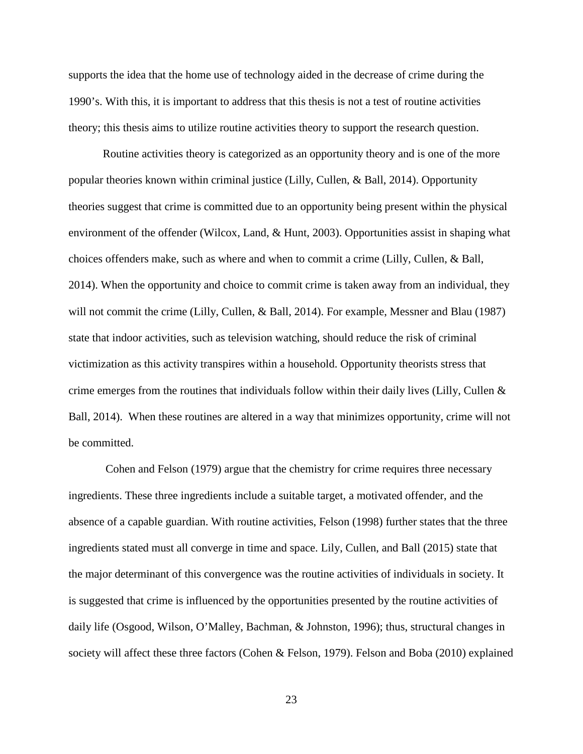supports the idea that the home use of technology aided in the decrease of crime during the 1990's. With this, it is important to address that this thesis is not a test of routine activities theory; this thesis aims to utilize routine activities theory to support the research question.

Routine activities theory is categorized as an opportunity theory and is one of the more popular theories known within criminal justice (Lilly, Cullen, & Ball, 2014). Opportunity theories suggest that crime is committed due to an opportunity being present within the physical environment of the offender (Wilcox, Land, & Hunt, 2003). Opportunities assist in shaping what choices offenders make, such as where and when to commit a crime (Lilly, Cullen, & Ball, 2014). When the opportunity and choice to commit crime is taken away from an individual, they will not commit the crime (Lilly, Cullen, & Ball, 2014). For example, Messner and Blau (1987) state that indoor activities, such as television watching, should reduce the risk of criminal victimization as this activity transpires within a household. Opportunity theorists stress that crime emerges from the routines that individuals follow within their daily lives (Lilly, Cullen & Ball, 2014). When these routines are altered in a way that minimizes opportunity, crime will not be committed.

Cohen and Felson (1979) argue that the chemistry for crime requires three necessary ingredients. These three ingredients include a suitable target, a motivated offender, and the absence of a capable guardian. With routine activities, Felson (1998) further states that the three ingredients stated must all converge in time and space. Lily, Cullen, and Ball (2015) state that the major determinant of this convergence was the routine activities of individuals in society. It is suggested that crime is influenced by the opportunities presented by the routine activities of daily life (Osgood, Wilson, O'Malley, Bachman, & Johnston, 1996); thus, structural changes in society will affect these three factors (Cohen & Felson, 1979). Felson and Boba (2010) explained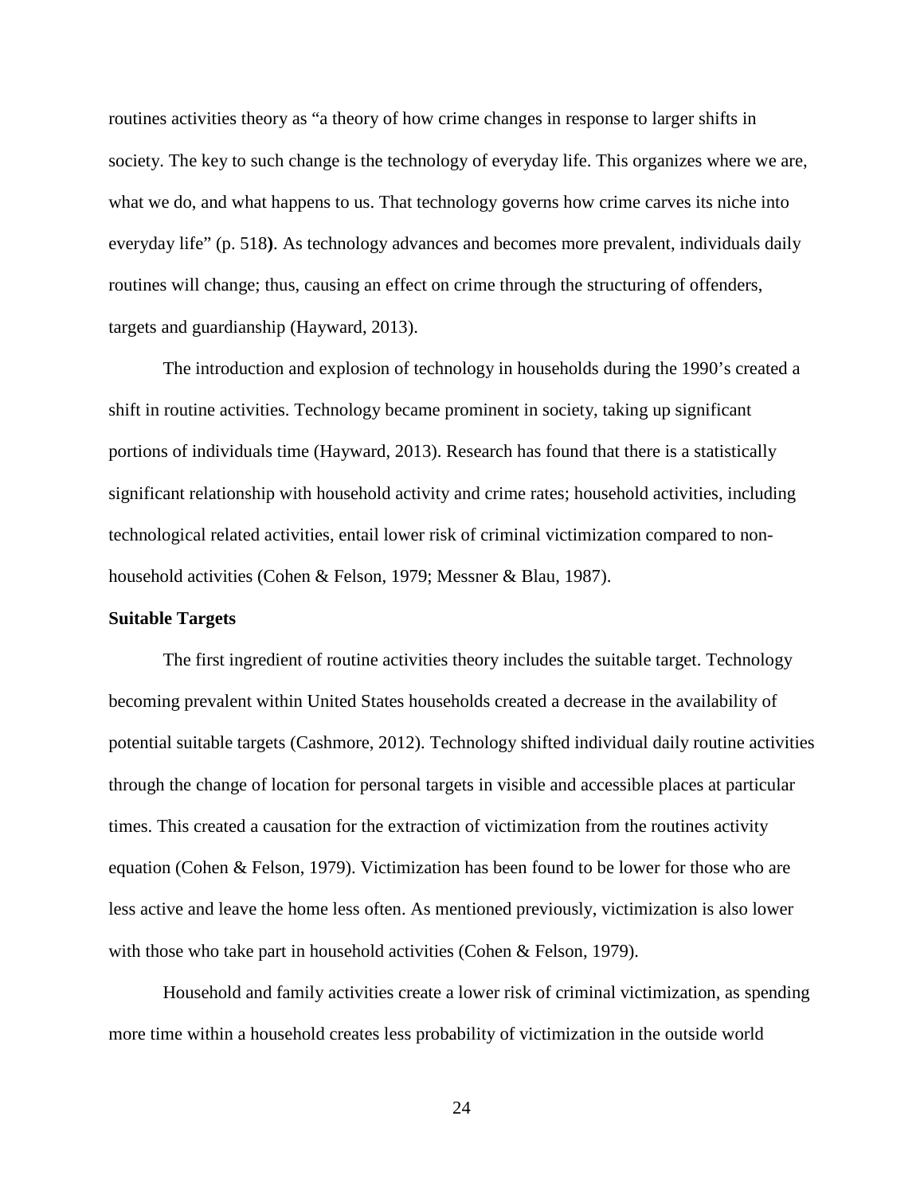routines activities theory as "a theory of how crime changes in response to larger shifts in society. The key to such change is the technology of everyday life. This organizes where we are, what we do, and what happens to us. That technology governs how crime carves its niche into everyday life" (p. 518**)**. As technology advances and becomes more prevalent, individuals daily routines will change; thus, causing an effect on crime through the structuring of offenders, targets and guardianship (Hayward, 2013).

The introduction and explosion of technology in households during the 1990's created a shift in routine activities. Technology became prominent in society, taking up significant portions of individuals time (Hayward, 2013). Research has found that there is a statistically significant relationship with household activity and crime rates; household activities, including technological related activities, entail lower risk of criminal victimization compared to non-household activities (Cohen & Felson, 1979; Messner & Blau, 1987).

**Suitable Targets**

The first ingredient of routine activities theory includes the suitable target. Technology becoming prevalent within United States households created a decrease in the availability of potential suitable targets (Cashmore, 2012). Technology shifted individual daily routine activities through the change of location for personal targets in visible and accessible places at particular times. This created a causation for the extraction of victimization from the routines activity equation (Cohen & Felson, 1979). Victimization has been found to be lower for those who are less active and leave the home less often. As mentioned previously, victimization is also lower with those who take part in household activities (Cohen & Felson, 1979).

Household and family activities create a lower risk of criminal victimization, as spending more time within a household creates less probability of victimization in the outside world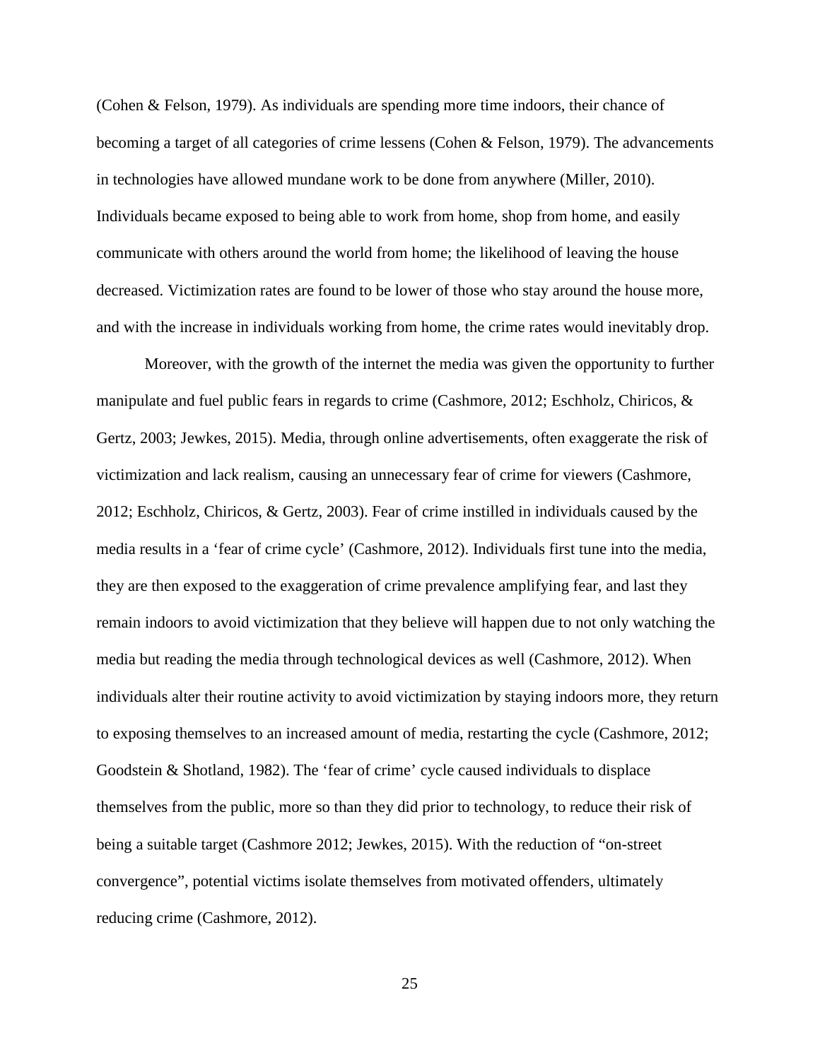(Cohen & Felson, 1979). As individuals are spending more time indoors, their chance of becoming a target of all categories of crime lessens (Cohen & Felson, 1979). The advancements in technologies have allowed mundane work to be done from anywhere (Miller, 2010). Individuals became exposed to being able to work from home, shop from home, and easily communicate with others around the world from home; the likelihood of leaving the house decreased. Victimization rates are found to be lower of those who stay around the house more, and with the increase in individuals working from home, the crime rates would inevitably drop.

Moreover, with the growth of the internet the media was given the opportunity to further manipulate and fuel public fears in regards to crime (Cashmore, 2012; Eschholz, Chiricos, & Gertz, 2003; Jewkes, 2015). Media, through online advertisements, often exaggerate the risk of victimization and lack realism, causing an unnecessary fear of crime for viewers (Cashmore, 2012; Eschholz, Chiricos, & Gertz, 2003). Fear of crime instilled in individuals caused by the media results in a 'fear of crime cycle' (Cashmore, 2012). Individuals first tune into the media, they are then exposed to the exaggeration of crime prevalence amplifying fear, and last they remain indoors to avoid victimization that they believe will happen due to not only watching the media but reading the media through technological devices as well (Cashmore, 2012). When individuals alter their routine activity to avoid victimization by staying indoors more, they return to exposing themselves to an increased amount of media, restarting the cycle (Cashmore, 2012; Goodstein & Shotland, 1982). The 'fear of crime' cycle caused individuals to displace themselves from the public, more so than they did prior to technology, to reduce their risk of being a suitable target (Cashmore 2012; Jewkes, 2015). With the reduction of "on-street convergence", potential victims isolate themselves from motivated offenders, ultimately reducing crime (Cashmore, 2012).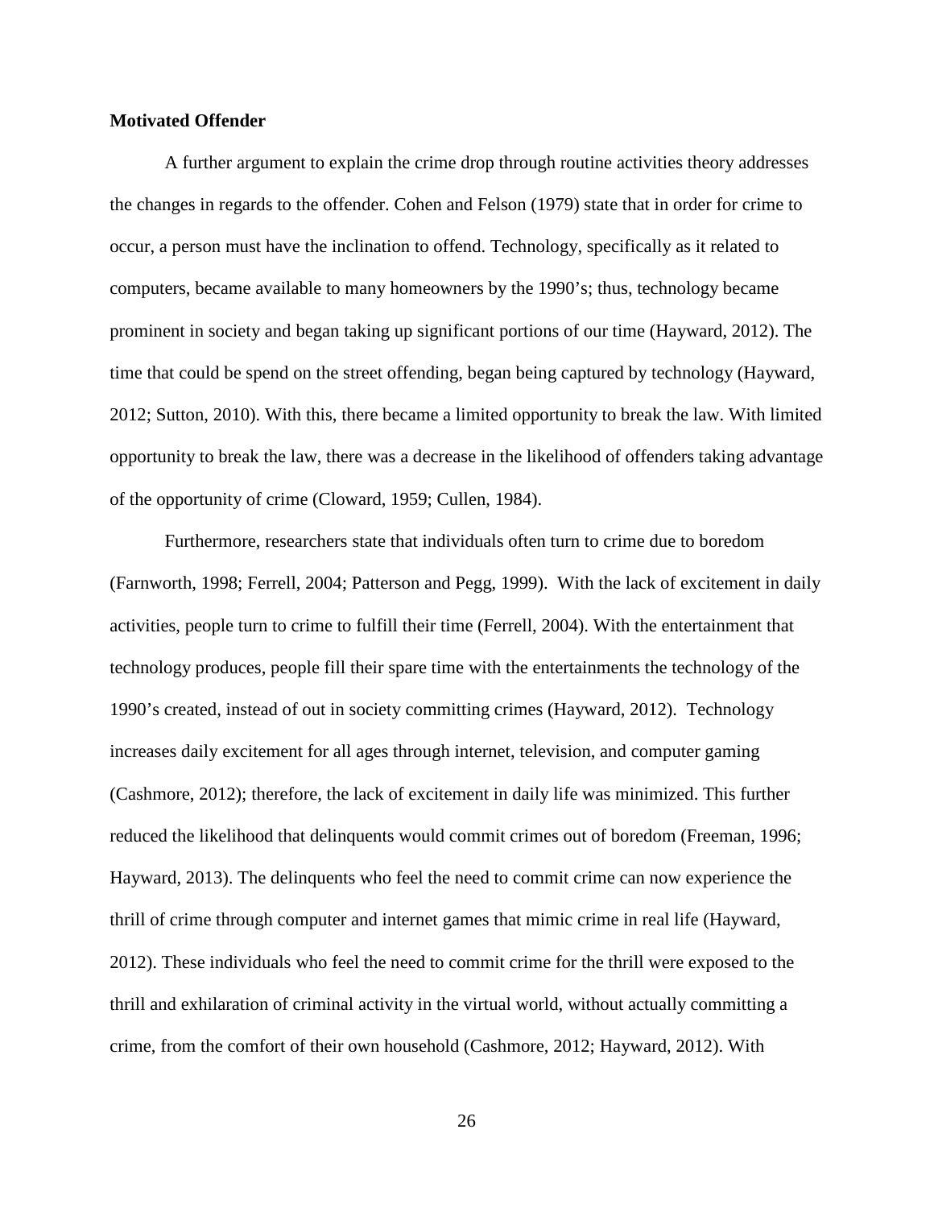**Motivated Offender**

A further argument to explain the crime drop through routine activities theory addresses the changes in regards to the offender. Cohen and Felson (1979) state that in order for crime to occur, a person must have the inclination to offend. Technology, specifically as it related to computers, became available to many homeowners by the 1990's; thus, technology became prominent in society and began taking up significant portions of our time (Hayward, 2012). The time that could be spend on the street offending, began being captured by technology (Hayward, 2012; Sutton, 2010). With this, there became a limited opportunity to break the law. With limited opportunity to break the law, there was a decrease in the likelihood of offenders taking advantage of the opportunity of crime (Cloward, 1959; Cullen, 1984).

Furthermore, researchers state that individuals often turn to crime due to boredom (Farnworth, 1998; Ferrell, 2004; Patterson and Pegg, 1999). With the lack of excitement in daily activities, people turn to crime to fulfill their time (Ferrell, 2004). With the entertainment that technology produces, people fill their spare time with the entertainments the technology of the 1990's created, instead of out in society committing crimes (Hayward, 2012). Technology increases daily excitement for all ages through internet, television, and computer gaming (Cashmore, 2012); therefore, the lack of excitement in daily life was minimized. This further reduced the likelihood that delinquents would commit crimes out of boredom (Freeman, 1996; Hayward, 2013). The delinquents who feel the need to commit crime can now experience the thrill of crime through computer and internet games that mimic crime in real life (Hayward, 2012). These individuals who feel the need to commit crime for the thrill were exposed to the thrill and exhilaration of criminal activity in the virtual world, without actually committing a crime, from the comfort of their own household (Cashmore, 2012; Hayward, 2012). With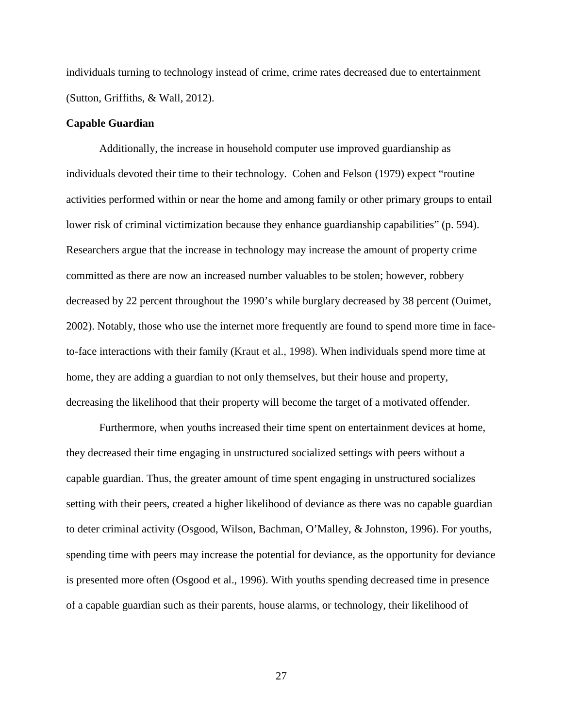individuals turning to technology instead of crime, crime rates decreased due to entertainment (Sutton, Griffiths, & Wall, 2012).

**Capable Guardian**

Additionally, the increase in household computer use improved guardianship as individuals devoted their time to their technology. Cohen and Felson (1979) expect "routine activities performed within or near the home and among family or other primary groups to entail lower risk of criminal victimization because they enhance guardianship capabilities" (p. 594). Researchers argue that the increase in technology may increase the amount of property crime committed as there are now an increased number valuables to be stolen; however, robbery decreased by 22 percent throughout the 1990's while burglary decreased by 38 percent (Ouimet, 2002). Notably, those who use the internet more frequently are found to spend more time in face-to-face interactions with their family (Kraut et al., 1998). When individuals spend more time at home, they are adding a guardian to not only themselves, but their house and property, decreasing the likelihood that their property will become the target of a motivated offender.

Furthermore, when youths increased their time spent on entertainment devices at home, they decreased their time engaging in unstructured socialized settings with peers without a capable guardian. Thus, the greater amount of time spent engaging in unstructured socializes setting with their peers, created a higher likelihood of deviance as there was no capable guardian to deter criminal activity (Osgood, Wilson, Bachman, O'Malley, & Johnston, 1996). For youths, spending time with peers may increase the potential for deviance, as the opportunity for deviance is presented more often (Osgood et al., 1996). With youths spending decreased time in presence of a capable guardian such as their parents, house alarms, or technology, their likelihood of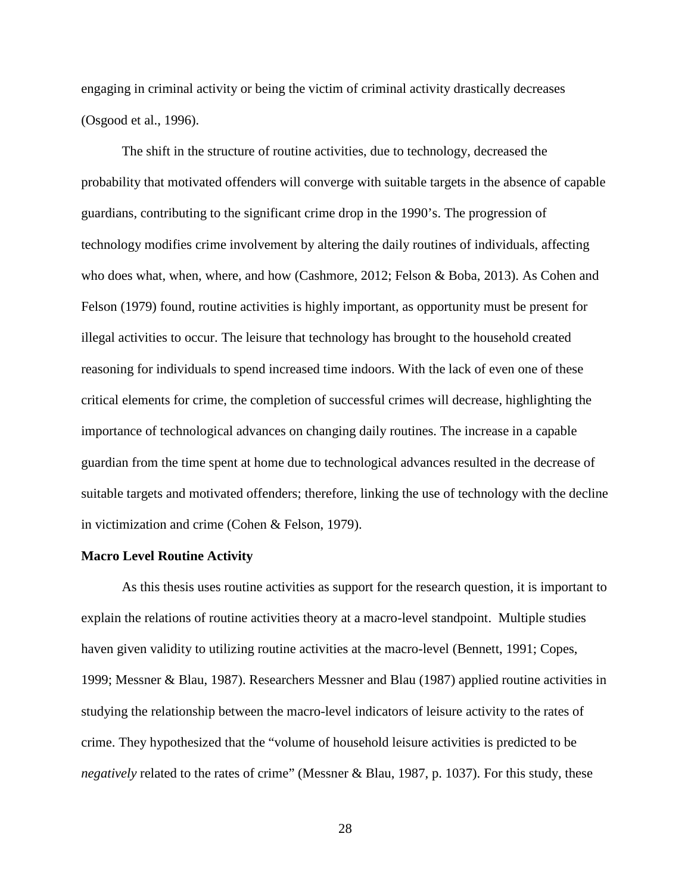engaging in criminal activity or being the victim of criminal activity drastically decreases (Osgood et al., 1996).

The shift in the structure of routine activities, due to technology, decreased the probability that motivated offenders will converge with suitable targets in the absence of capable guardians, contributing to the significant crime drop in the 1990's. The progression of technology modifies crime involvement by altering the daily routines of individuals, affecting who does what, when, where, and how (Cashmore, 2012; Felson & Boba, 2013). As Cohen and Felson (1979) found, routine activities is highly important, as opportunity must be present for illegal activities to occur. The leisure that technology has brought to the household created reasoning for individuals to spend increased time indoors. With the lack of even one of these critical elements for crime, the completion of successful crimes will decrease, highlighting the importance of technological advances on changing daily routines. The increase in a capable guardian from the time spent at home due to technological advances resulted in the decrease of suitable targets and motivated offenders; therefore, linking the use of technology with the decline in victimization and crime (Cohen & Felson, 1979).

**Macro Level Routine Activity**

As this thesis uses routine activities as support for the research question, it is important to explain the relations of routine activities theory at a macro-level standpoint. Multiple studies haven given validity to utilizing routine activities at the macro-level (Bennett, 1991; Copes, 1999; Messner & Blau, 1987). Researchers Messner and Blau (1987) applied routine activities in studying the relationship between the macro-level indicators of leisure activity to the rates of crime. They hypothesized that the "volume of household leisure activities is predicted to be *negatively* related to the rates of crime" (Messner & Blau, 1987, p. 1037). For this study, these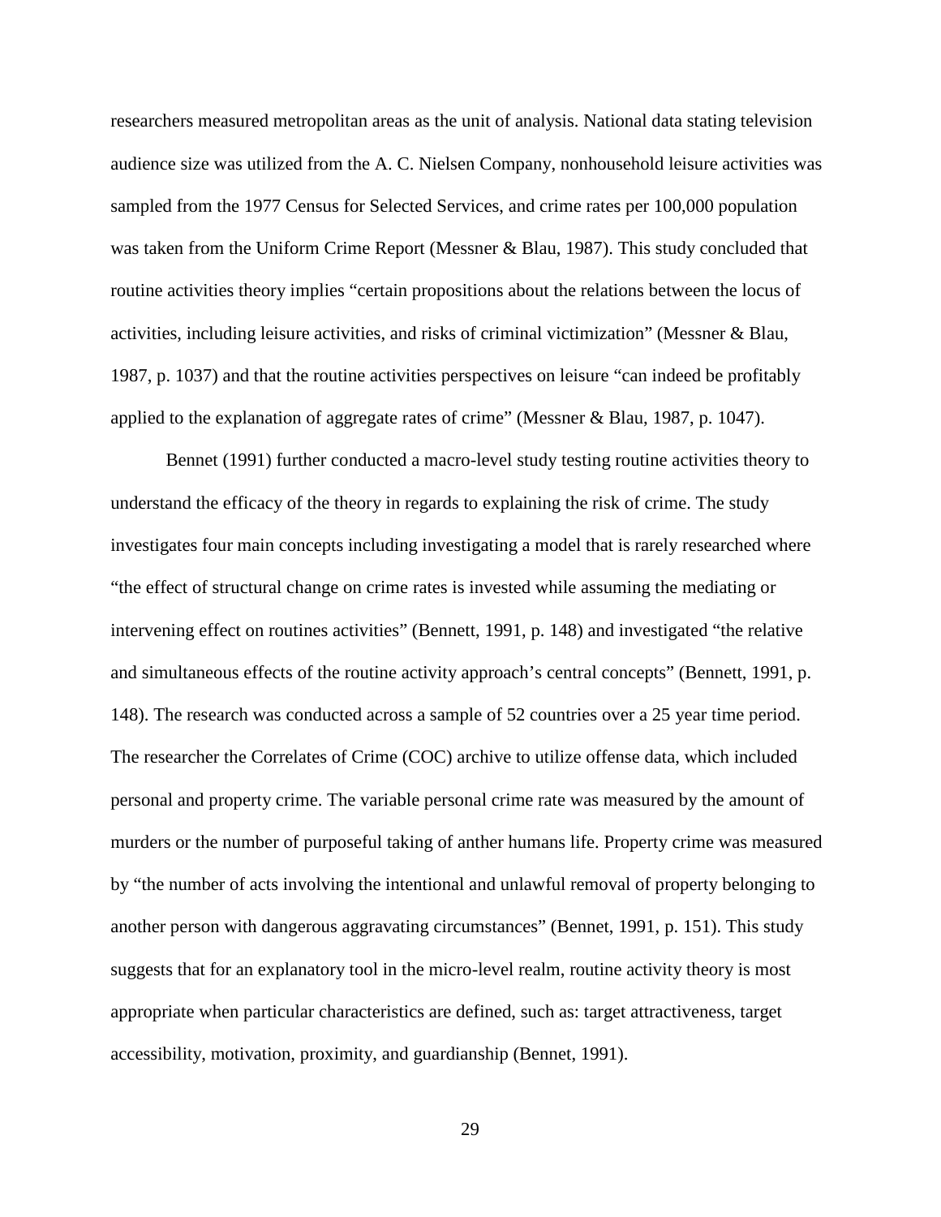researchers measured metropolitan areas as the unit of analysis. National data stating television audience size was utilized from the A. C. Nielsen Company, nonhousehold leisure activities was sampled from the 1977 Census for Selected Services, and crime rates per 100,000 population was taken from the Uniform Crime Report (Messner & Blau, 1987). This study concluded that routine activities theory implies "certain propositions about the relations between the locus of activities, including leisure activities, and risks of criminal victimization" (Messner & Blau, 1987, p. 1037) and that the routine activities perspectives on leisure "can indeed be profitably applied to the explanation of aggregate rates of crime" (Messner & Blau, 1987, p. 1047).

Bennet (1991) further conducted a macro-level study testing routine activities theory to understand the efficacy of the theory in regards to explaining the risk of crime. The study investigates four main concepts including investigating a model that is rarely researched where "the effect of structural change on crime rates is invested while assuming the mediating or intervening effect on routines activities" (Bennett, 1991, p. 148) and investigated "the relative and simultaneous effects of the routine activity approach's central concepts" (Bennett, 1991, p. 148). The research was conducted across a sample of 52 countries over a 25 year time period. The researcher the Correlates of Crime (COC) archive to utilize offense data, which included personal and property crime. The variable personal crime rate was measured by the amount of murders or the number of purposeful taking of anther humans life. Property crime was measured by "the number of acts involving the intentional and unlawful removal of property belonging to another person with dangerous aggravating circumstances" (Bennet, 1991, p. 151). This study suggests that for an explanatory tool in the micro-level realm, routine activity theory is most appropriate when particular characteristics are defined, such as: target attractiveness, target accessibility, motivation, proximity, and guardianship (Bennet, 1991).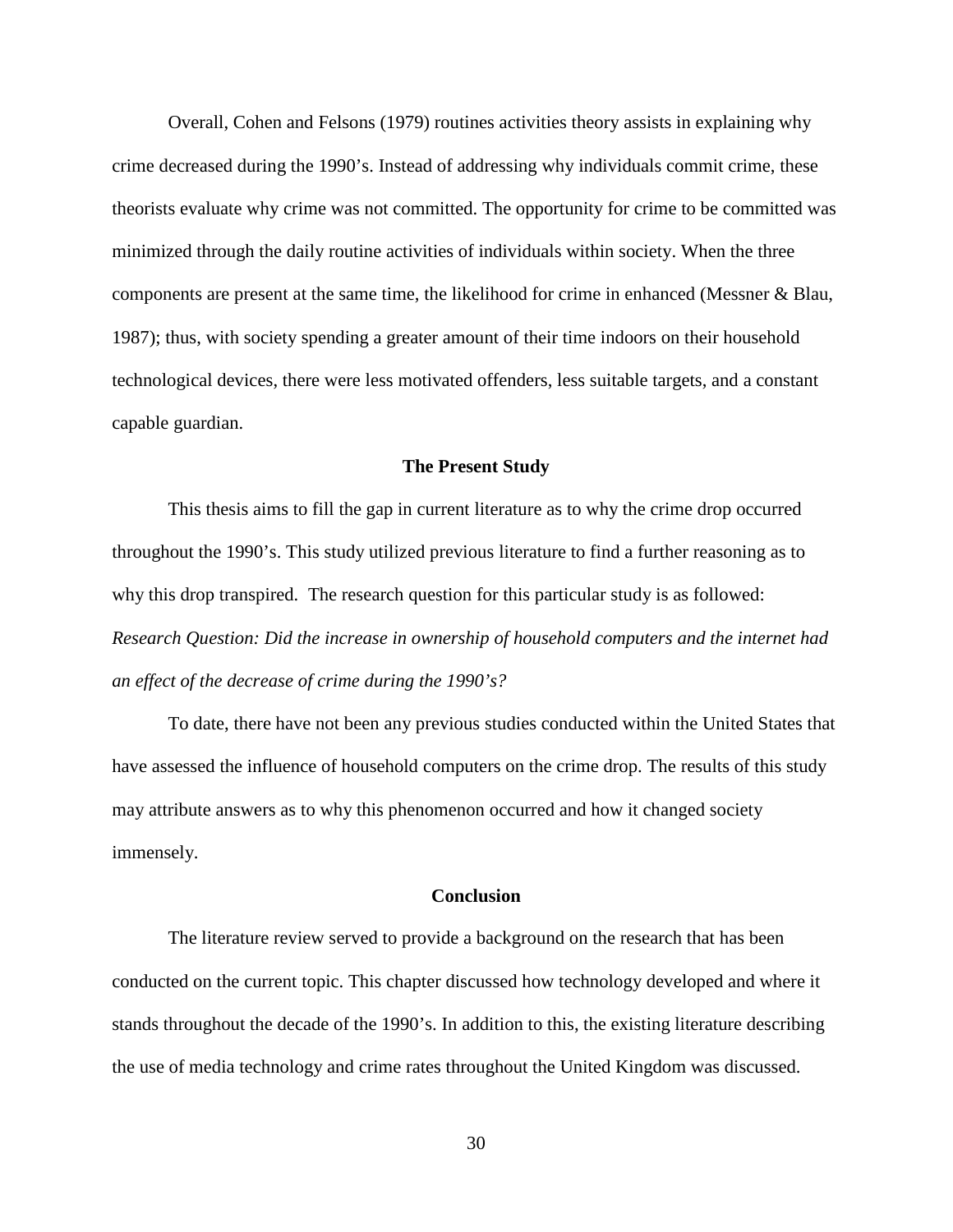Overall, Cohen and Felsons (1979) routines activities theory assists in explaining why crime decreased during the 1990's. Instead of addressing why individuals commit crime, these theorists evaluate why crime was not committed. The opportunity for crime to be committed was minimized through the daily routine activities of individuals within society. When the three components are present at the same time, the likelihood for crime in enhanced (Messner & Blau, 1987); thus, with society spending a greater amount of their time indoors on their household technological devices, there were less motivated offenders, less suitable targets, and a constant capable guardian.

## The Present Study

This thesis aims to fill the gap in current literature as to why the crime drop occurred throughout the 1990's. This study utilized previous literature to find a further reasoning as to why this drop transpired. The research question for this particular study is as followed: *Research Question: Did the increase in ownership of household computers and the internet had an effect of the decrease of crime during the 1990's?*

To date, there have not been any previous studies conducted within the United States that have assessed the influence of household computers on the crime drop. The results of this study may attribute answers as to why this phenomenon occurred and how it changed society immensely.

## Conclusion

The literature review served to provide a background on the research that has been conducted on the current topic. This chapter discussed how technology developed and where it stands throughout the decade of the 1990's. In addition to this, the existing literature describing the use of media technology and crime rates throughout the United Kingdom was discussed.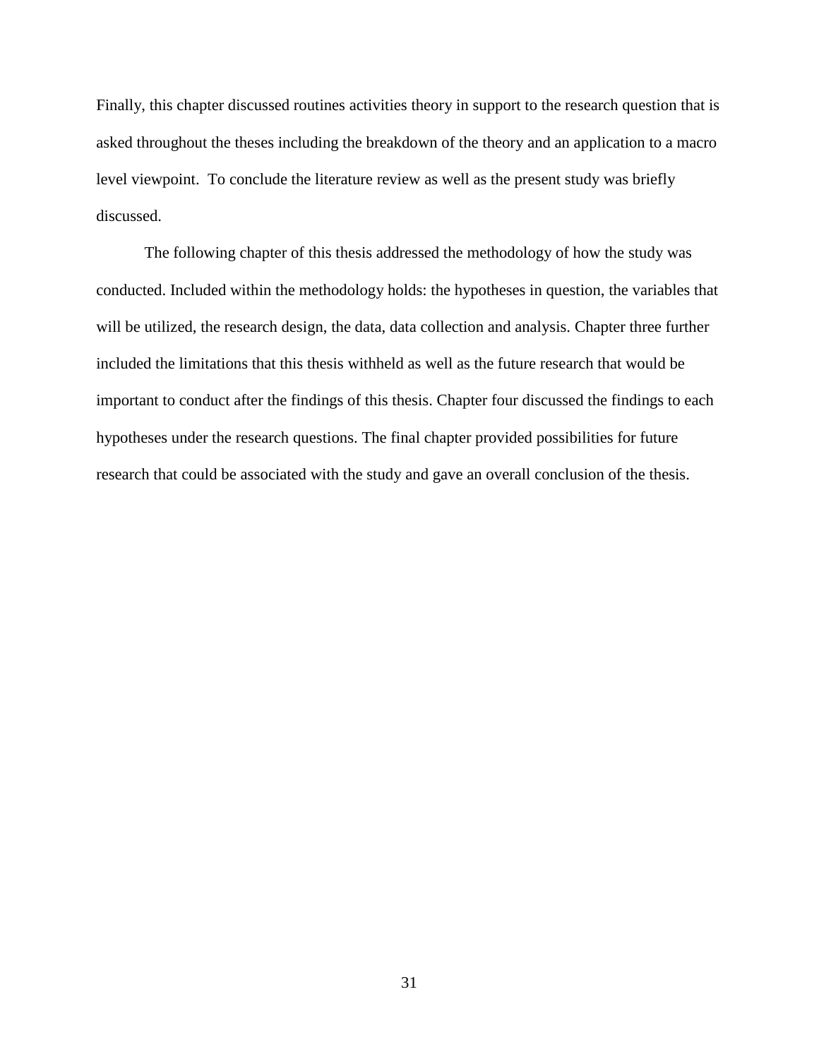Finally, this chapter discussed routines activities theory in support to the research question that is asked throughout the theses including the breakdown of the theory and an application to a macro level viewpoint.  To conclude the literature review as well as the present study was briefly discussed.

The following chapter of this thesis addressed the methodology of how the study was conducted. Included within the methodology holds: the hypotheses in question, the variables that will be utilized, the research design, the data, data collection and analysis. Chapter three further included the limitations that this thesis withheld as well as the future research that would be important to conduct after the findings of this thesis. Chapter four discussed the findings to each hypotheses under the research questions. The final chapter provided possibilities for future research that could be associated with the study and gave an overall conclusion of the thesis.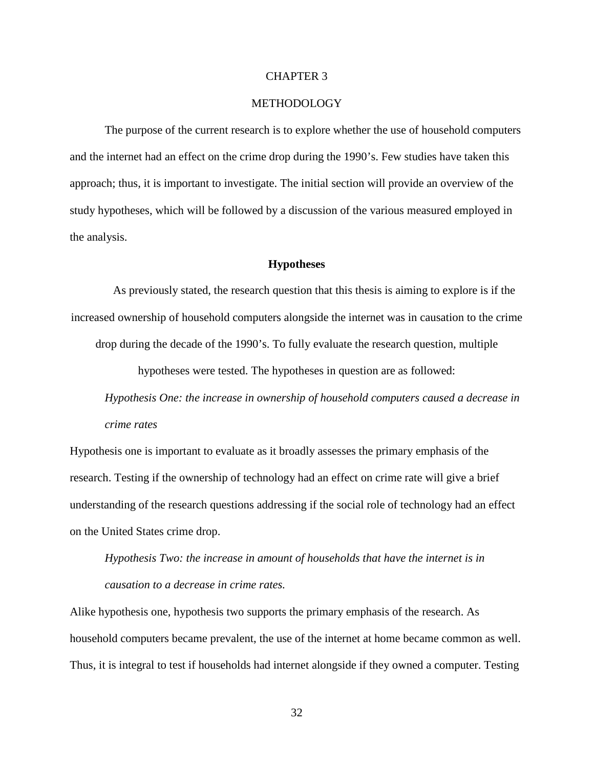# CHAPTER 3

# METHODOLOGY

The purpose of the current research is to explore whether the use of household computers and the internet had an effect on the crime drop during the 1990's. Few studies have taken this approach; thus, it is important to investigate. The initial section will provide an overview of the study hypotheses, which will be followed by a discussion of the various measured employed in the analysis.

## Hypotheses

As previously stated, the research question that this thesis is aiming to explore is if the increased ownership of household computers alongside the internet was in causation to the crime drop during the decade of the 1990's. To fully evaluate the research question, multiple hypotheses were tested. The hypotheses in question are as followed:

*Hypothesis One: the increase in ownership of household computers caused a decrease in crime rates*

Hypothesis one is important to evaluate as it broadly assesses the primary emphasis of the research. Testing if the ownership of technology had an effect on crime rate will give a brief understanding of the research questions addressing if the social role of technology had an effect on the United States crime drop.

*Hypothesis Two: the increase in amount of households that have the internet is in causation to a decrease in crime rates.*

Alike hypothesis one, hypothesis two supports the primary emphasis of the research. As household computers became prevalent, the use of the internet at home became common as well. Thus, it is integral to test if households had internet alongside if they owned a computer. Testing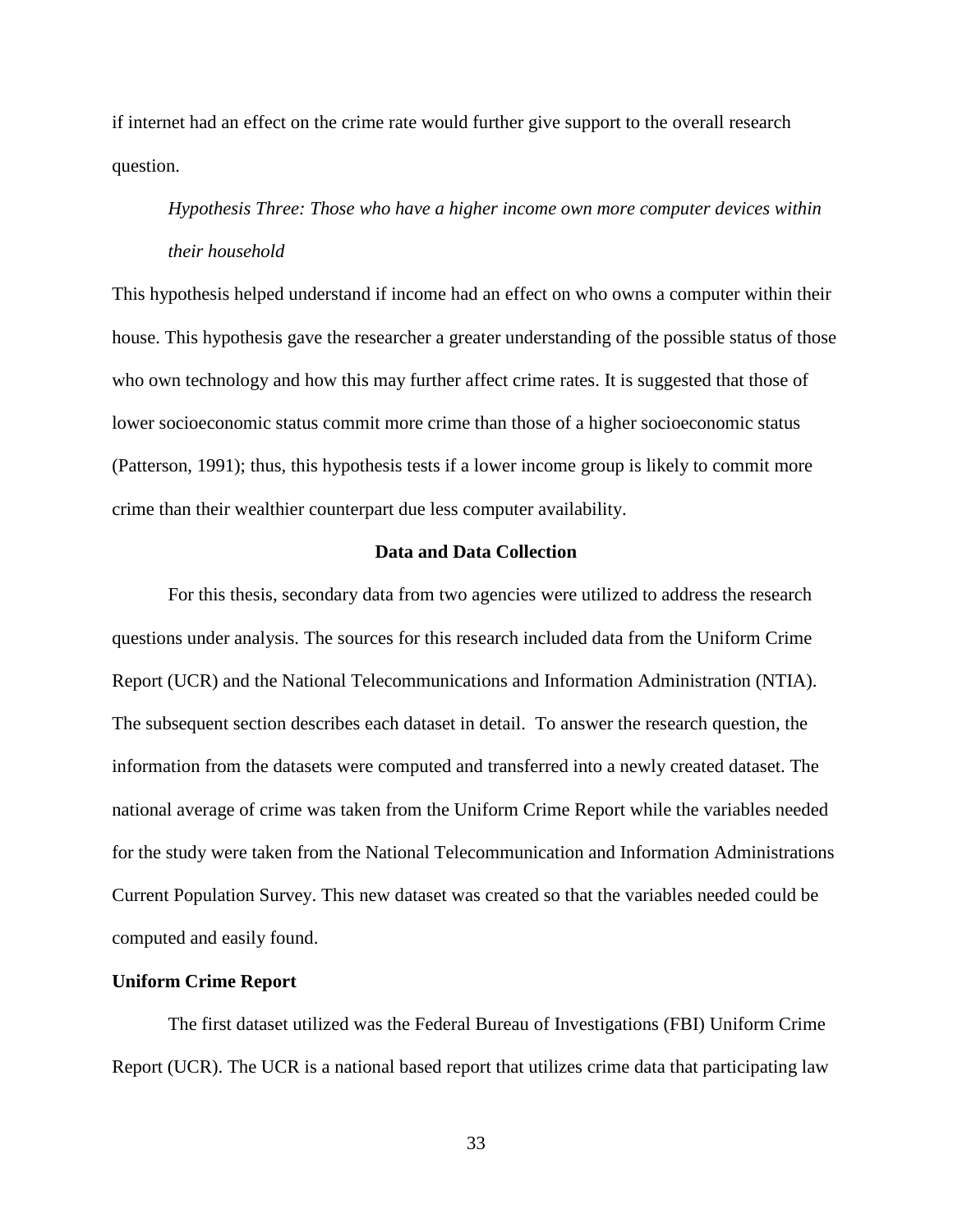if internet had an effect on the crime rate would further give support to the overall research question.

*Hypothesis Three: Those who have a higher income own more computer devices within their household*

This hypothesis helped understand if income had an effect on who owns a computer within their house. This hypothesis gave the researcher a greater understanding of the possible status of those who own technology and how this may further affect crime rates. It is suggested that those of lower socioeconomic status commit more crime than those of a higher socioeconomic status (Patterson, 1991); thus, this hypothesis tests if a lower income group is likely to commit more crime than their wealthier counterpart due less computer availability.

## Data and Data Collection

For this thesis, secondary data from two agencies were utilized to address the research questions under analysis. The sources for this research included data from the Uniform Crime Report (UCR) and the National Telecommunications and Information Administration (NTIA). The subsequent section describes each dataset in detail. To answer the research question, the information from the datasets were computed and transferred into a newly created dataset. The national average of crime was taken from the Uniform Crime Report while the variables needed for the study were taken from the National Telecommunication and Information Administrations Current Population Survey. This new dataset was created so that the variables needed could be computed and easily found.

### Uniform Crime Report

The first dataset utilized was the Federal Bureau of Investigations (FBI) Uniform Crime Report (UCR). The UCR is a national based report that utilizes crime data that participating law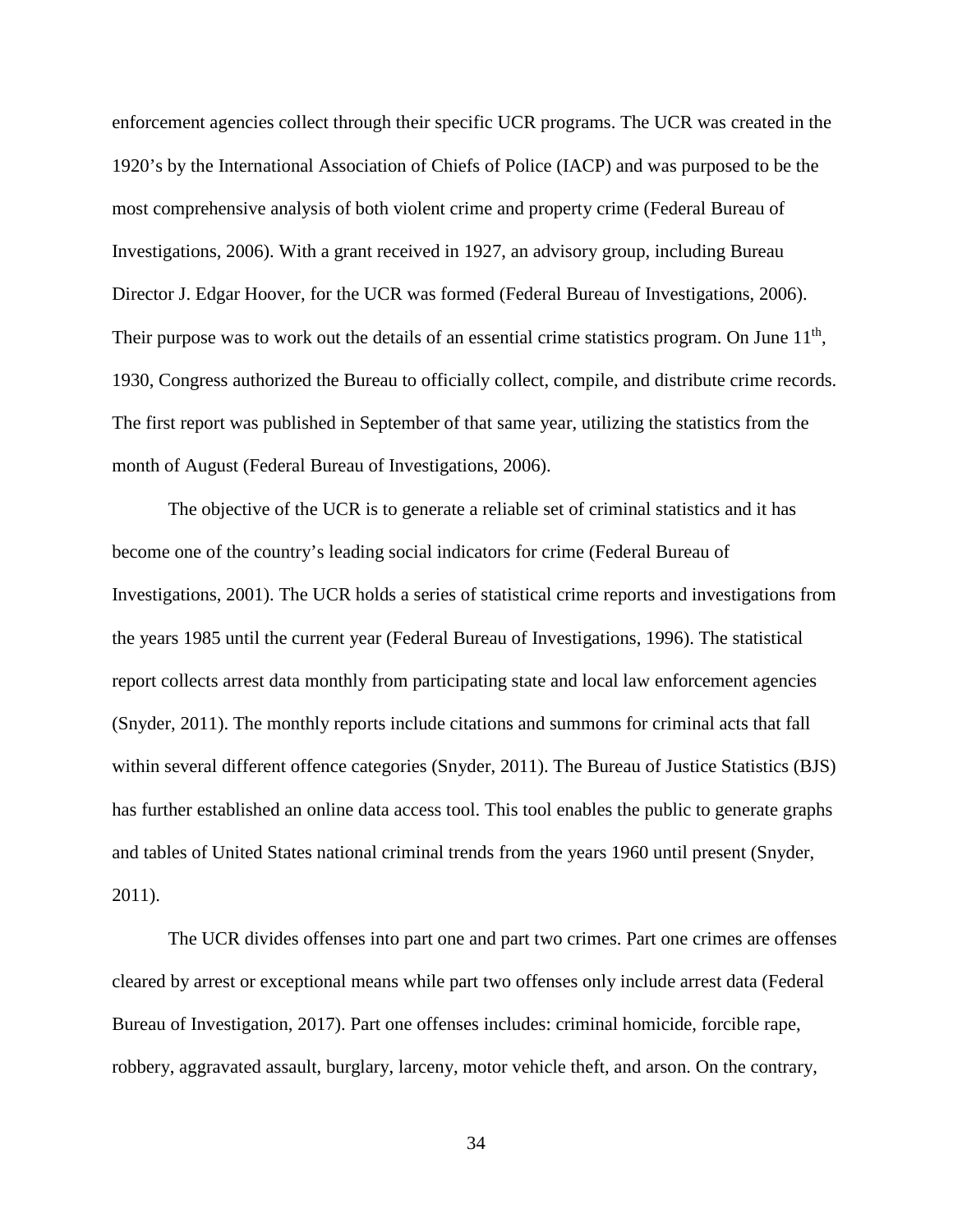enforcement agencies collect through their specific UCR programs. The UCR was created in the 1920's by the International Association of Chiefs of Police (IACP) and was purposed to be the most comprehensive analysis of both violent crime and property crime (Federal Bureau of Investigations, 2006). With a grant received in 1927, an advisory group, including Bureau Director J. Edgar Hoover, for the UCR was formed (Federal Bureau of Investigations, 2006). Their purpose was to work out the details of an essential crime statistics program. On June 11th, 1930, Congress authorized the Bureau to officially collect, compile, and distribute crime records. The first report was published in September of that same year, utilizing the statistics from the month of August (Federal Bureau of Investigations, 2006).

The objective of the UCR is to generate a reliable set of criminal statistics and it has become one of the country's leading social indicators for crime (Federal Bureau of Investigations, 2001). The UCR holds a series of statistical crime reports and investigations from the years 1985 until the current year (Federal Bureau of Investigations, 1996). The statistical report collects arrest data monthly from participating state and local law enforcement agencies (Snyder, 2011). The monthly reports include citations and summons for criminal acts that fall within several different offence categories (Snyder, 2011). The Bureau of Justice Statistics (BJS) has further established an online data access tool. This tool enables the public to generate graphs and tables of United States national criminal trends from the years 1960 until present (Snyder, 2011).

The UCR divides offenses into part one and part two crimes. Part one crimes are offenses cleared by arrest or exceptional means while part two offenses only include arrest data (Federal Bureau of Investigation, 2017). Part one offenses includes: criminal homicide, forcible rape, robbery, aggravated assault, burglary, larceny, motor vehicle theft, and arson. On the contrary,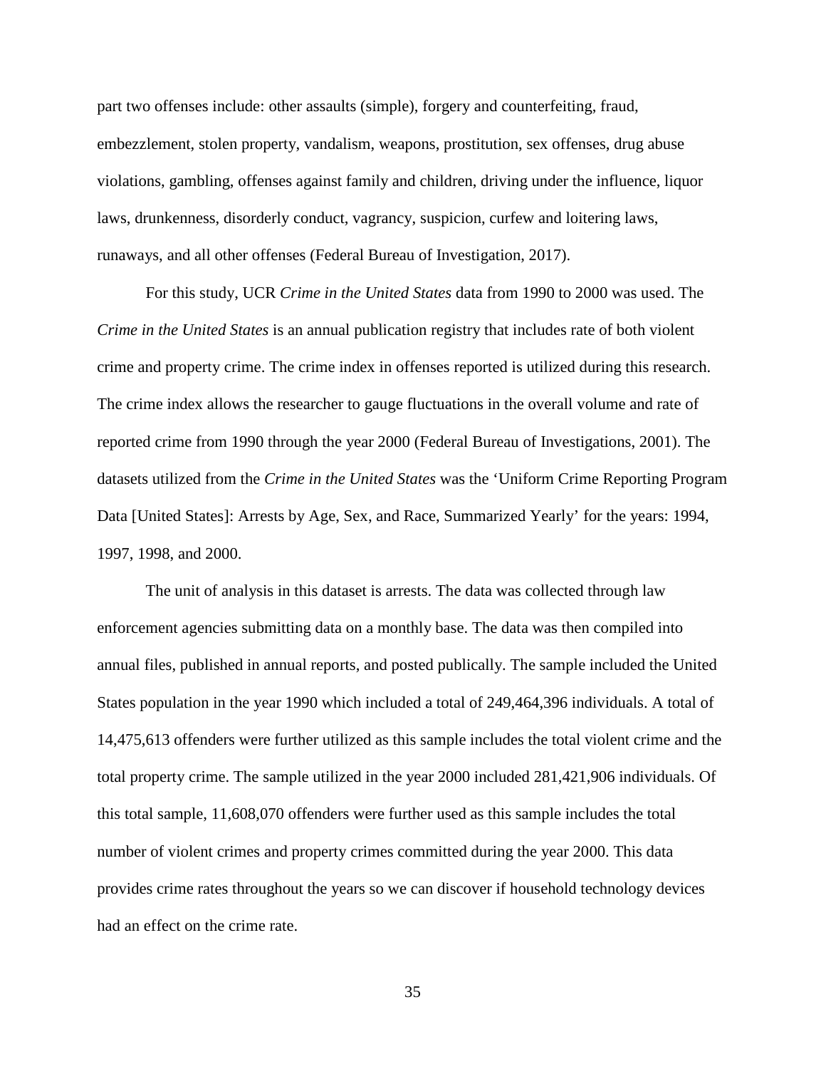part two offenses include: other assaults (simple), forgery and counterfeiting, fraud, embezzlement, stolen property, vandalism, weapons, prostitution, sex offenses, drug abuse violations, gambling, offenses against family and children, driving under the influence, liquor laws, drunkenness, disorderly conduct, vagrancy, suspicion, curfew and loitering laws, runaways, and all other offenses (Federal Bureau of Investigation, 2017).

For this study, UCR *Crime in the United States* data from 1990 to 2000 was used. The *Crime in the United States* is an annual publication registry that includes rate of both violent crime and property crime. The crime index in offenses reported is utilized during this research. The crime index allows the researcher to gauge fluctuations in the overall volume and rate of reported crime from 1990 through the year 2000 (Federal Bureau of Investigations, 2001). The datasets utilized from the *Crime in the United States* was the 'Uniform Crime Reporting Program Data [United States]: Arrests by Age, Sex, and Race, Summarized Yearly' for the years: 1994, 1997, 1998, and 2000.

The unit of analysis in this dataset is arrests. The data was collected through law enforcement agencies submitting data on a monthly base. The data was then compiled into annual files, published in annual reports, and posted publically. The sample included the United States population in the year 1990 which included a total of 249,464,396 individuals. A total of 14,475,613 offenders were further utilized as this sample includes the total violent crime and the total property crime. The sample utilized in the year 2000 included 281,421,906 individuals. Of this total sample, 11,608,070 offenders were further used as this sample includes the total number of violent crimes and property crimes committed during the year 2000. This data provides crime rates throughout the years so we can discover if household technology devices had an effect on the crime rate.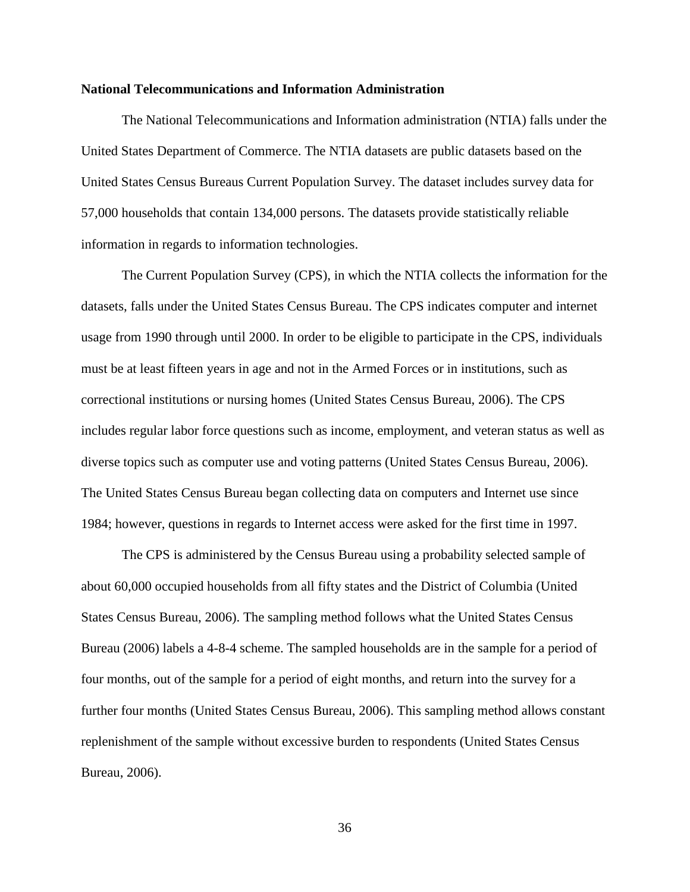**National Telecommunications and Information Administration**

The National Telecommunications and Information administration (NTIA) falls under the United States Department of Commerce. The NTIA datasets are public datasets based on the United States Census Bureaus Current Population Survey. The dataset includes survey data for 57,000 households that contain 134,000 persons. The datasets provide statistically reliable information in regards to information technologies.

The Current Population Survey (CPS), in which the NTIA collects the information for the datasets, falls under the United States Census Bureau. The CPS indicates computer and internet usage from 1990 through until 2000. In order to be eligible to participate in the CPS, individuals must be at least fifteen years in age and not in the Armed Forces or in institutions, such as correctional institutions or nursing homes (United States Census Bureau, 2006). The CPS includes regular labor force questions such as income, employment, and veteran status as well as diverse topics such as computer use and voting patterns (United States Census Bureau, 2006). The United States Census Bureau began collecting data on computers and Internet use since 1984; however, questions in regards to Internet access were asked for the first time in 1997.

The CPS is administered by the Census Bureau using a probability selected sample of about 60,000 occupied households from all fifty states and the District of Columbia (United States Census Bureau, 2006). The sampling method follows what the United States Census Bureau (2006) labels a 4-8-4 scheme. The sampled households are in the sample for a period of four months, out of the sample for a period of eight months, and return into the survey for a further four months (United States Census Bureau, 2006). This sampling method allows constant replenishment of the sample without excessive burden to respondents (United States Census Bureau, 2006).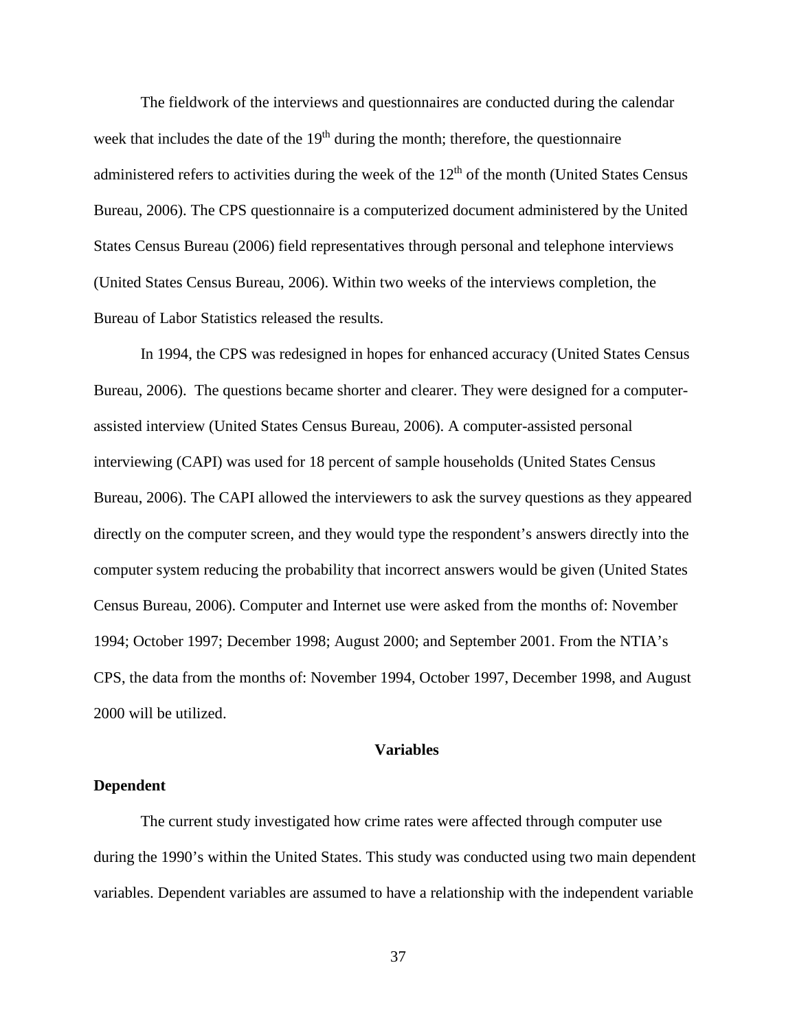The fieldwork of the interviews and questionnaires are conducted during the calendar week that includes the date of the 19th during the month; therefore, the questionnaire administered refers to activities during the week of the 12th of the month (United States Census Bureau, 2006). The CPS questionnaire is a computerized document administered by the United States Census Bureau (2006) field representatives through personal and telephone interviews (United States Census Bureau, 2006). Within two weeks of the interviews completion, the Bureau of Labor Statistics released the results.

In 1994, the CPS was redesigned in hopes for enhanced accuracy (United States Census Bureau, 2006). The questions became shorter and clearer. They were designed for a computer-assisted interview (United States Census Bureau, 2006). A computer-assisted personal interviewing (CAPI) was used for 18 percent of sample households (United States Census Bureau, 2006). The CAPI allowed the interviewers to ask the survey questions as they appeared directly on the computer screen, and they would type the respondent's answers directly into the computer system reducing the probability that incorrect answers would be given (United States Census Bureau, 2006). Computer and Internet use were asked from the months of: November 1994; October 1997; December 1998; August 2000; and September 2001. From the NTIA's CPS, the data from the months of: November 1994, October 1997, December 1998, and August 2000 will be utilized.

## Variables

### Dependent

The current study investigated how crime rates were affected through computer use during the 1990's within the United States. This study was conducted using two main dependent variables. Dependent variables are assumed to have a relationship with the independent variable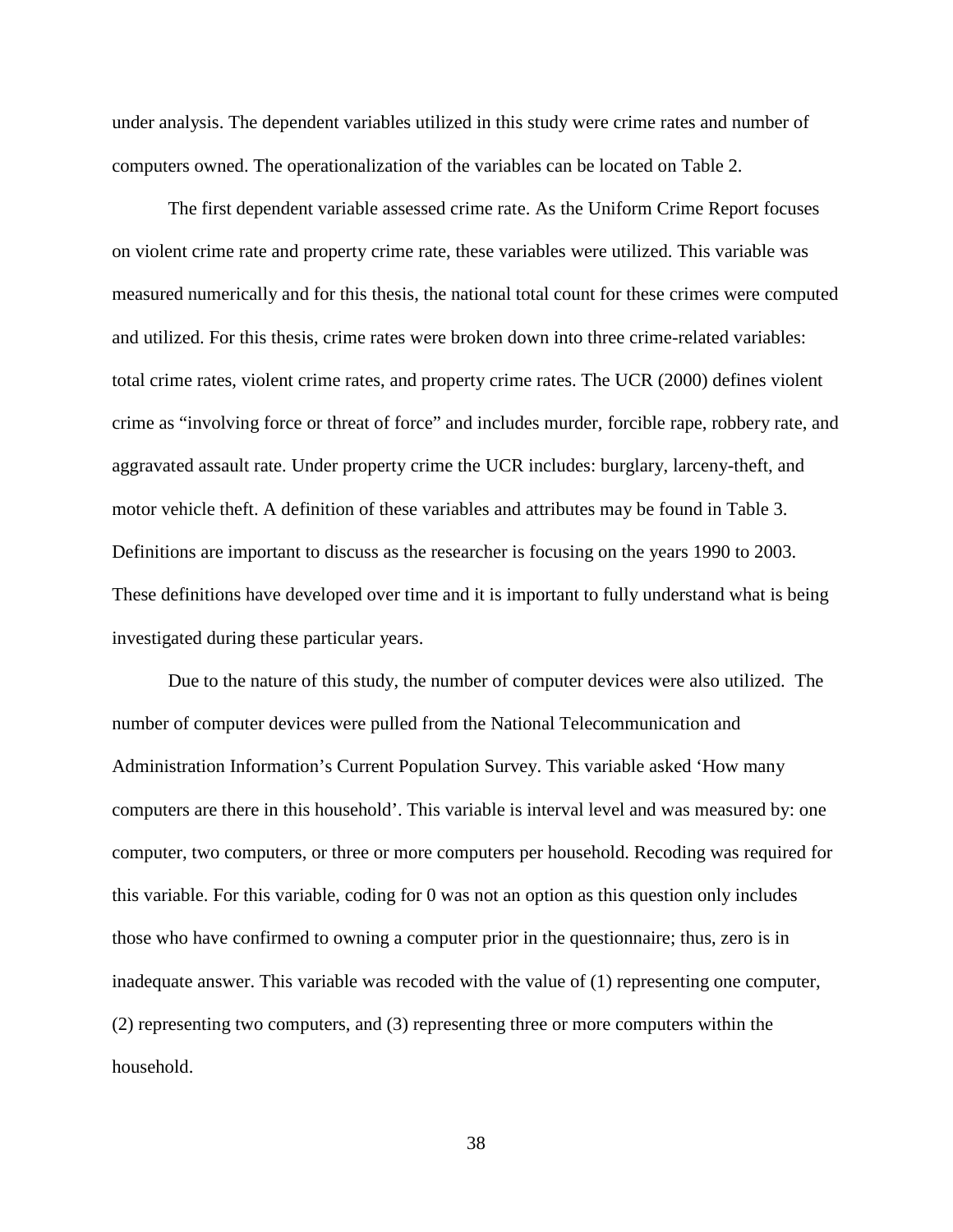under analysis. The dependent variables utilized in this study were crime rates and number of computers owned. The operationalization of the variables can be located on Table 2.

The first dependent variable assessed crime rate. As the Uniform Crime Report focuses on violent crime rate and property crime rate, these variables were utilized. This variable was measured numerically and for this thesis, the national total count for these crimes were computed and utilized. For this thesis, crime rates were broken down into three crime-related variables: total crime rates, violent crime rates, and property crime rates. The UCR (2000) defines violent crime as "involving force or threat of force" and includes murder, forcible rape, robbery rate, and aggravated assault rate. Under property crime the UCR includes: burglary, larceny-theft, and motor vehicle theft. A definition of these variables and attributes may be found in Table 3. Definitions are important to discuss as the researcher is focusing on the years 1990 to 2003. These definitions have developed over time and it is important to fully understand what is being investigated during these particular years.

Due to the nature of this study, the number of computer devices were also utilized. The number of computer devices were pulled from the National Telecommunication and Administration Information's Current Population Survey. This variable asked 'How many computers are there in this household'. This variable is interval level and was measured by: one computer, two computers, or three or more computers per household. Recoding was required for this variable. For this variable, coding for 0 was not an option as this question only includes those who have confirmed to owning a computer prior in the questionnaire; thus, zero is in inadequate answer. This variable was recoded with the value of (1) representing one computer, (2) representing two computers, and (3) representing three or more computers within the household.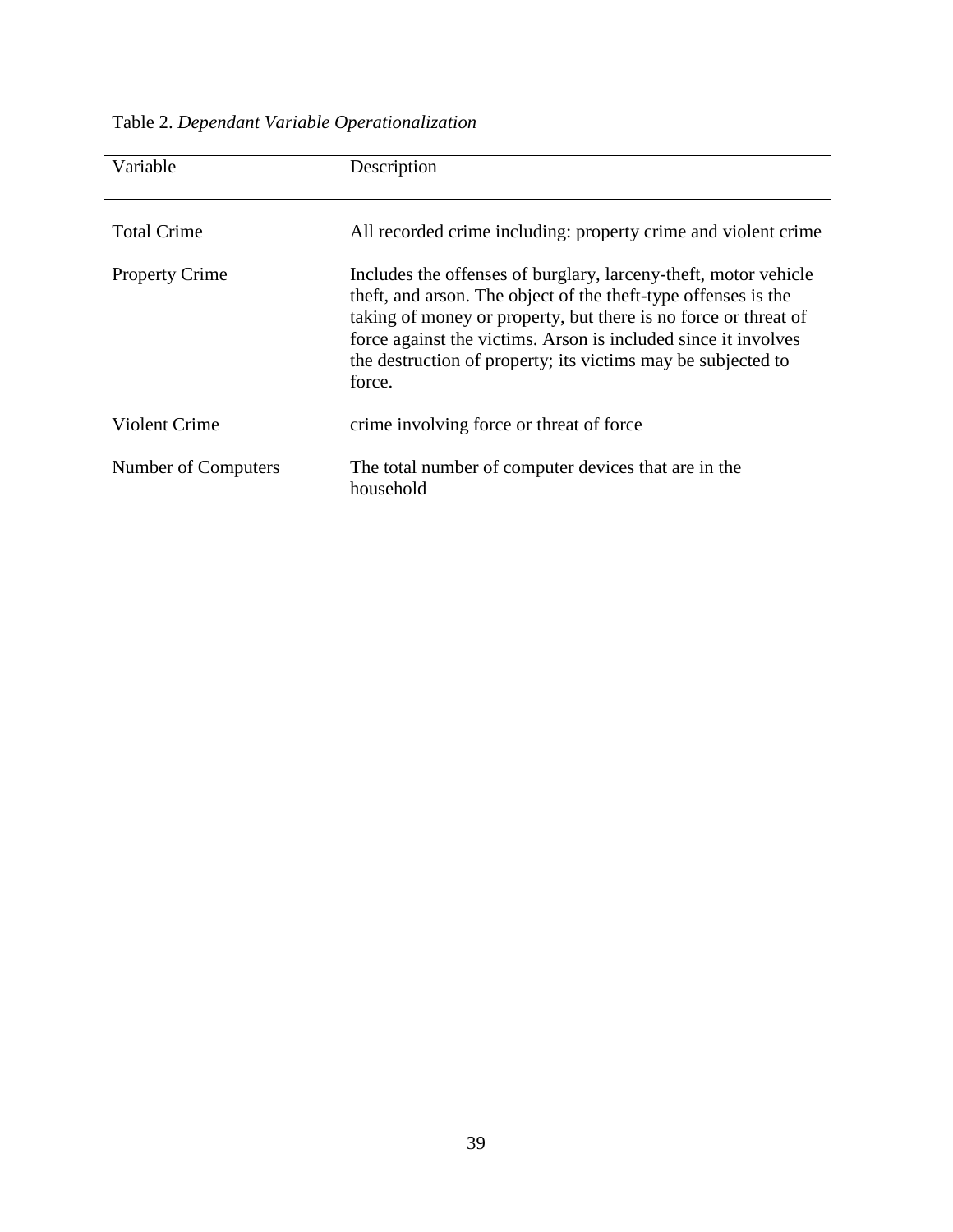Table 2. *Dependant Variable Operationalization*

| Variable | Description |
|---|---|
| Total Crime | All recorded crime including: property crime and violent crime |
| Property Crime | Includes the offenses of burglary, larceny-theft, motor vehicle theft, and arson. The object of the theft-type offenses is the taking of money or property, but there is no force or threat of force against the victims. Arson is included since it involves the destruction of property; its victims may be subjected to force. |
| Violent Crime | crime involving force or threat of force |
| Number of Computers | The total number of computer devices that are in the household |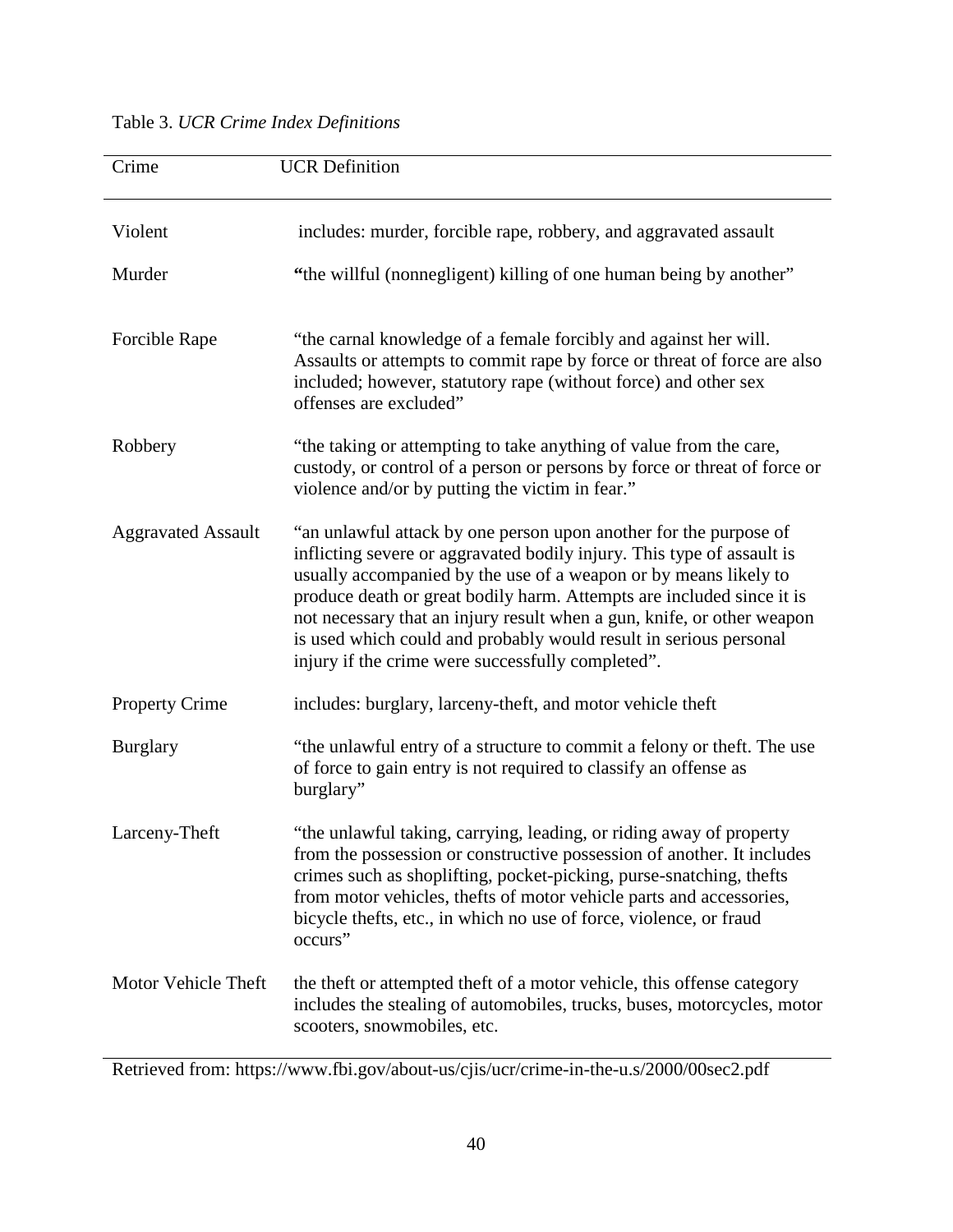Table 3. *UCR Crime Index Definitions*

| Crime | UCR Definition |
| --- | --- |
| Violent | includes: murder, forcible rape, robbery, and aggravated assault |
| Murder | **"**the willful (nonnegligent) killing of one human being by another" |
| Forcible Rape | "the carnal knowledge of a female forcibly and against her will. Assaults or attempts to commit rape by force or threat of force are also included; however, statutory rape (without force) and other sex offenses are excluded" |
| Robbery | "the taking or attempting to take anything of value from the care, custody, or control of a person or persons by force or threat of force or violence and/or by putting the victim in fear." |
| Aggravated Assault | "an unlawful attack by one person upon another for the purpose of inflicting severe or aggravated bodily injury. This type of assault is usually accompanied by the use of a weapon or by means likely to produce death or great bodily harm. Attempts are included since it is not necessary that an injury result when a gun, knife, or other weapon is used which could and probably would result in serious personal injury if the crime were successfully completed". |
| Property Crime | includes: burglary, larceny-theft, and motor vehicle theft |
| Burglary | "the unlawful entry of a structure to commit a felony or theft. The use of force to gain entry is not required to classify an offense as burglary" |
| Larceny-Theft | "the unlawful taking, carrying, leading, or riding away of property from the possession or constructive possession of another. It includes crimes such as shoplifting, pocket-picking, purse-snatching, thefts from motor vehicles, thefts of motor vehicle parts and accessories, bicycle thefts, etc., in which no use of force, violence, or fraud occurs" |
| Motor Vehicle Theft | the theft or attempted theft of a motor vehicle, this offense category includes the stealing of automobiles, trucks, buses, motorcycles, motor scooters, snowmobiles, etc. |

Retrieved from: https://www.fbi.gov/about-us/cjis/ucr/crime-in-the-u.s/2000/00sec2.pdf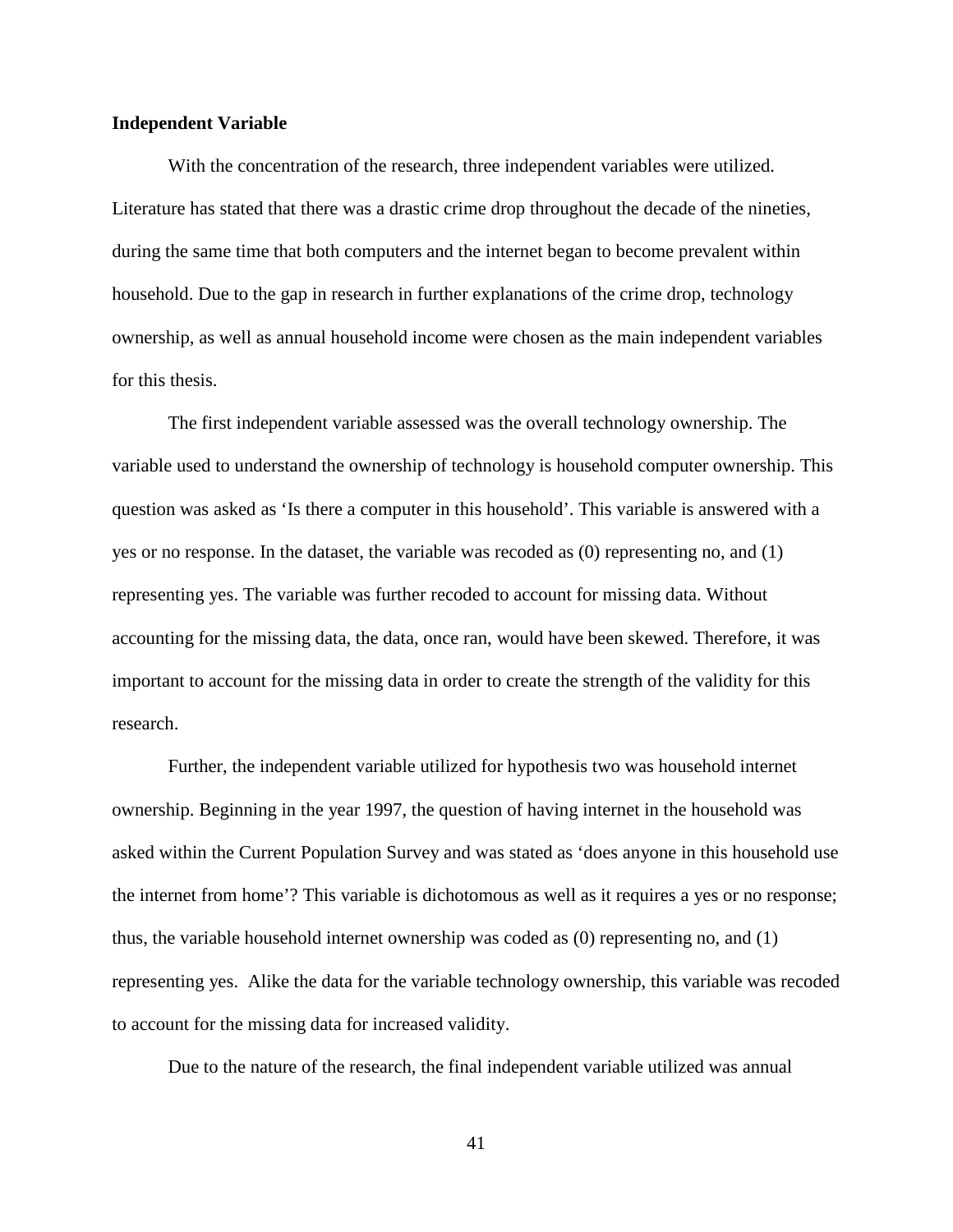**Independent Variable**

With the concentration of the research, three independent variables were utilized. Literature has stated that there was a drastic crime drop throughout the decade of the nineties, during the same time that both computers and the internet began to become prevalent within household. Due to the gap in research in further explanations of the crime drop, technology ownership, as well as annual household income were chosen as the main independent variables for this thesis.

The first independent variable assessed was the overall technology ownership. The variable used to understand the ownership of technology is household computer ownership. This question was asked as 'Is there a computer in this household'. This variable is answered with a yes or no response. In the dataset, the variable was recoded as (0) representing no, and (1) representing yes. The variable was further recoded to account for missing data. Without accounting for the missing data, the data, once ran, would have been skewed. Therefore, it was important to account for the missing data in order to create the strength of the validity for this research.

Further, the independent variable utilized for hypothesis two was household internet ownership. Beginning in the year 1997, the question of having internet in the household was asked within the Current Population Survey and was stated as 'does anyone in this household use the internet from home'? This variable is dichotomous as well as it requires a yes or no response; thus, the variable household internet ownership was coded as (0) representing no, and (1) representing yes. Alike the data for the variable technology ownership, this variable was recoded to account for the missing data for increased validity.

Due to the nature of the research, the final independent variable utilized was annual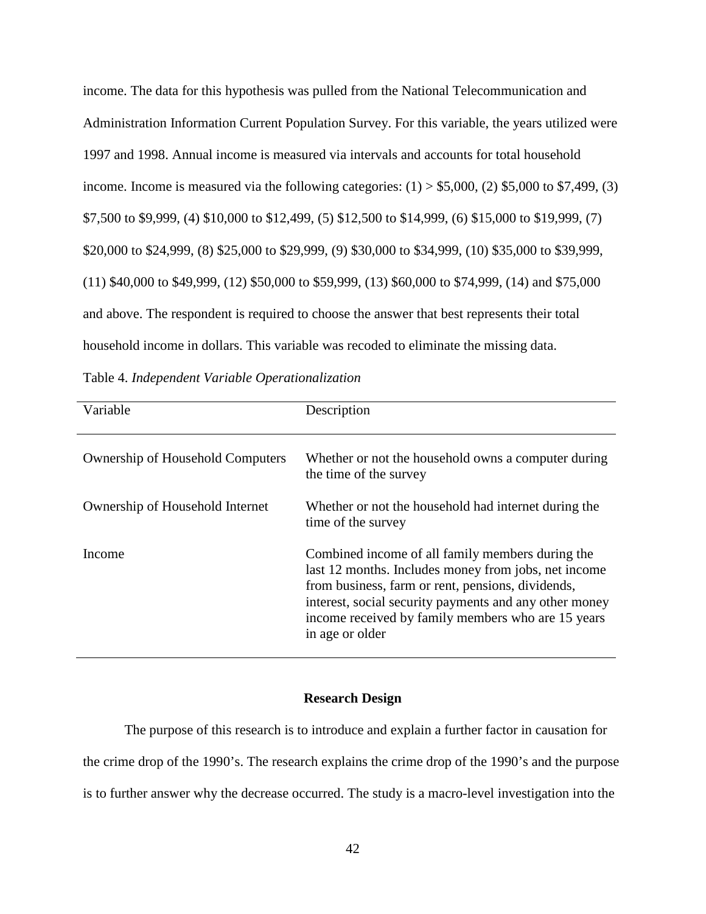income. The data for this hypothesis was pulled from the National Telecommunication and Administration Information Current Population Survey. For this variable, the years utilized were 1997 and 1998. Annual income is measured via intervals and accounts for total household income. Income is measured via the following categories: (1) > $5,000, (2) $5,000 to $7,499, (3) $7,500 to $9,999, (4) $10,000 to $12,499, (5) $12,500 to $14,999, (6) $15,000 to $19,999, (7) $20,000 to $24,999, (8) $25,000 to $29,999, (9) $30,000 to $34,999, (10) $35,000 to $39,999, (11) $40,000 to $49,999, (12) $50,000 to $59,999, (13) $60,000 to $74,999, (14) and $75,000 and above. The respondent is required to choose the answer that best represents their total household income in dollars. This variable was recoded to eliminate the missing data.

Table 4. *Independent Variable Operationalization*

| Variable | Description |
|---|---|
| Ownership of Household Computers | Whether or not the household owns a computer during the time of the survey |
| Ownership of Household Internet | Whether or not the household had internet during the time of the survey |
| Income | Combined income of all family members during the last 12 months. Includes money from jobs, net income from business, farm or rent, pensions, dividends, interest, social security payments and any other money income received by family members who are 15 years in age or older |

## Research Design

The purpose of this research is to introduce and explain a further factor in causation for the crime drop of the 1990's. The research explains the crime drop of the 1990's and the purpose is to further answer why the decrease occurred. The study is a macro-level investigation into the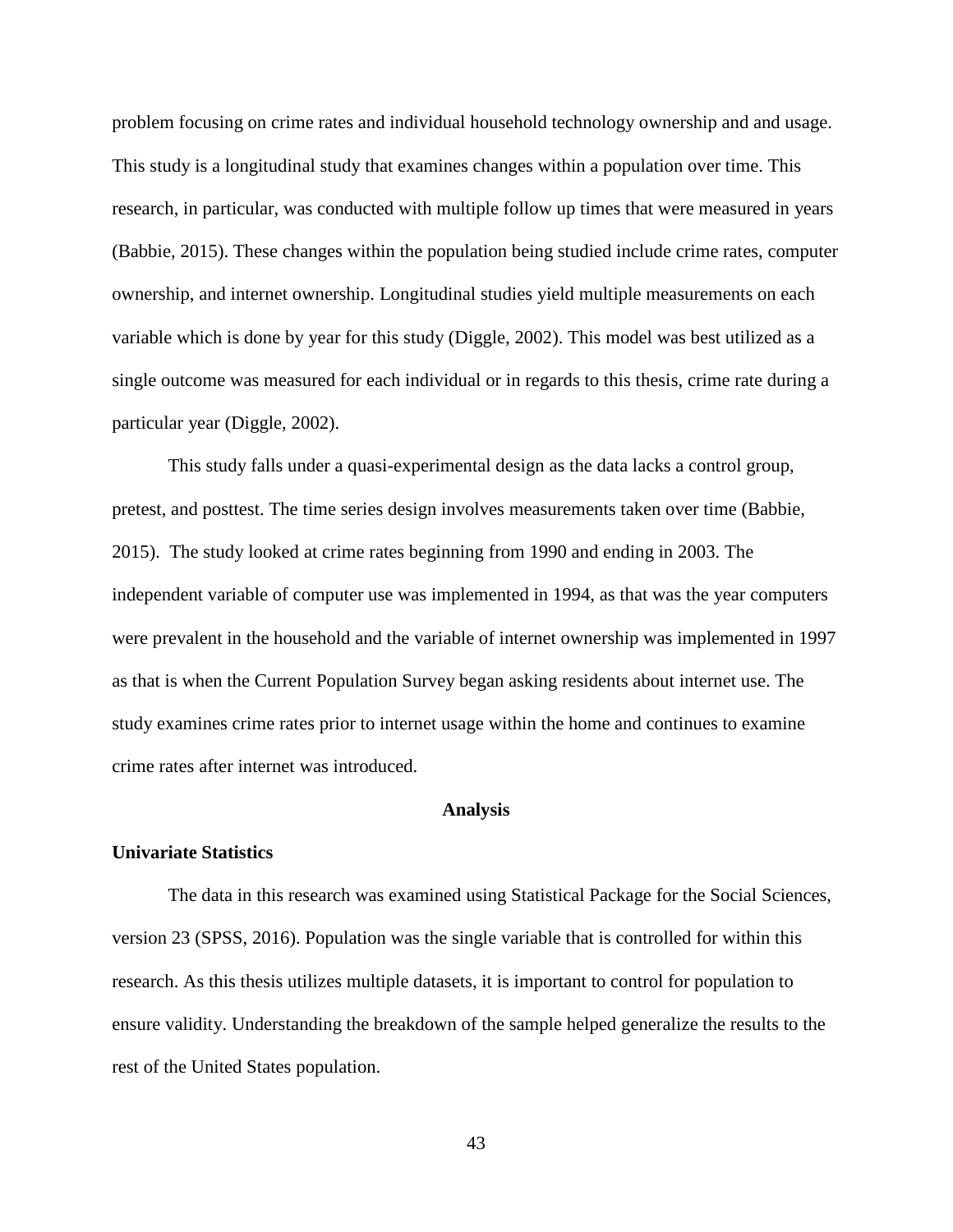problem focusing on crime rates and individual household technology ownership and and usage. This study is a longitudinal study that examines changes within a population over time. This research, in particular, was conducted with multiple follow up times that were measured in years (Babbie, 2015). These changes within the population being studied include crime rates, computer ownership, and internet ownership. Longitudinal studies yield multiple measurements on each variable which is done by year for this study (Diggle, 2002). This model was best utilized as a single outcome was measured for each individual or in regards to this thesis, crime rate during a particular year (Diggle, 2002).

This study falls under a quasi-experimental design as the data lacks a control group, pretest, and posttest. The time series design involves measurements taken over time (Babbie, 2015). The study looked at crime rates beginning from 1990 and ending in 2003. The independent variable of computer use was implemented in 1994, as that was the year computers were prevalent in the household and the variable of internet ownership was implemented in 1997 as that is when the Current Population Survey began asking residents about internet use. The study examines crime rates prior to internet usage within the home and continues to examine crime rates after internet was introduced.

## Analysis

### Univariate Statistics

The data in this research was examined using Statistical Package for the Social Sciences, version 23 (SPSS, 2016). Population was the single variable that is controlled for within this research. As this thesis utilizes multiple datasets, it is important to control for population to ensure validity. Understanding the breakdown of the sample helped generalize the results to the rest of the United States population.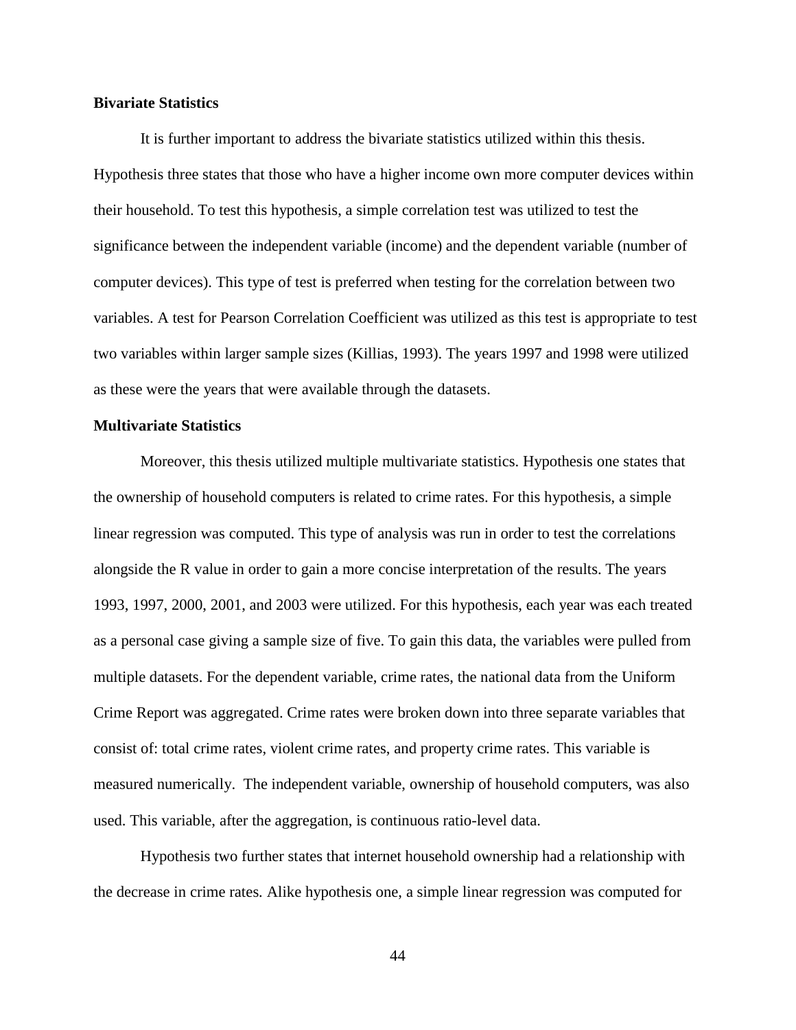**Bivariate Statistics**

It is further important to address the bivariate statistics utilized within this thesis. Hypothesis three states that those who have a higher income own more computer devices within their household. To test this hypothesis, a simple correlation test was utilized to test the significance between the independent variable (income) and the dependent variable (number of computer devices). This type of test is preferred when testing for the correlation between two variables. A test for Pearson Correlation Coefficient was utilized as this test is appropriate to test two variables within larger sample sizes (Killias, 1993). The years 1997 and 1998 were utilized as these were the years that were available through the datasets.

**Multivariate Statistics**

Moreover, this thesis utilized multiple multivariate statistics. Hypothesis one states that the ownership of household computers is related to crime rates. For this hypothesis, a simple linear regression was computed. This type of analysis was run in order to test the correlations alongside the R value in order to gain a more concise interpretation of the results. The years 1993, 1997, 2000, 2001, and 2003 were utilized. For this hypothesis, each year was each treated as a personal case giving a sample size of five. To gain this data, the variables were pulled from multiple datasets. For the dependent variable, crime rates, the national data from the Uniform Crime Report was aggregated. Crime rates were broken down into three separate variables that consist of: total crime rates, violent crime rates, and property crime rates. This variable is measured numerically. The independent variable, ownership of household computers, was also used. This variable, after the aggregation, is continuous ratio-level data.

Hypothesis two further states that internet household ownership had a relationship with the decrease in crime rates. Alike hypothesis one, a simple linear regression was computed for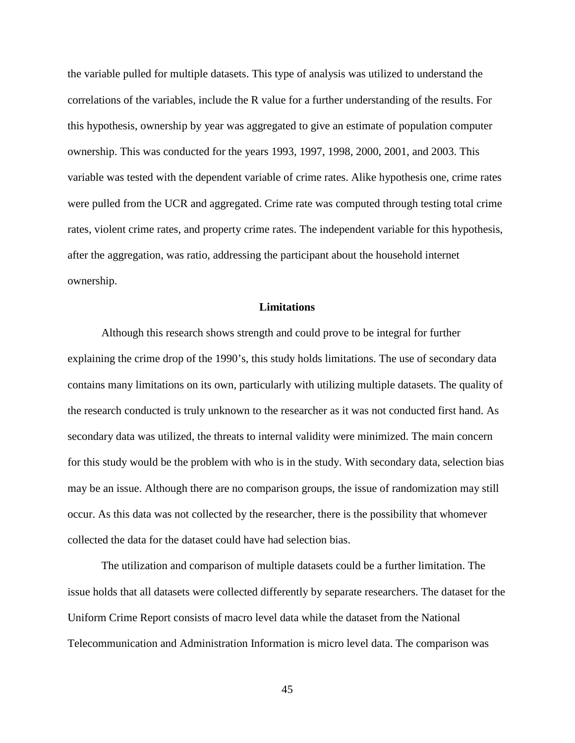the variable pulled for multiple datasets. This type of analysis was utilized to understand the correlations of the variables, include the R value for a further understanding of the results. For this hypothesis, ownership by year was aggregated to give an estimate of population computer ownership. This was conducted for the years 1993, 1997, 1998, 2000, 2001, and 2003. This variable was tested with the dependent variable of crime rates. Alike hypothesis one, crime rates were pulled from the UCR and aggregated. Crime rate was computed through testing total crime rates, violent crime rates, and property crime rates. The independent variable for this hypothesis, after the aggregation, was ratio, addressing the participant about the household internet ownership.

## Limitations

Although this research shows strength and could prove to be integral for further explaining the crime drop of the 1990's, this study holds limitations. The use of secondary data contains many limitations on its own, particularly with utilizing multiple datasets. The quality of the research conducted is truly unknown to the researcher as it was not conducted first hand. As secondary data was utilized, the threats to internal validity were minimized. The main concern for this study would be the problem with who is in the study. With secondary data, selection bias may be an issue. Although there are no comparison groups, the issue of randomization may still occur. As this data was not collected by the researcher, there is the possibility that whomever collected the data for the dataset could have had selection bias.

The utilization and comparison of multiple datasets could be a further limitation. The issue holds that all datasets were collected differently by separate researchers. The dataset for the Uniform Crime Report consists of macro level data while the dataset from the National Telecommunication and Administration Information is micro level data. The comparison was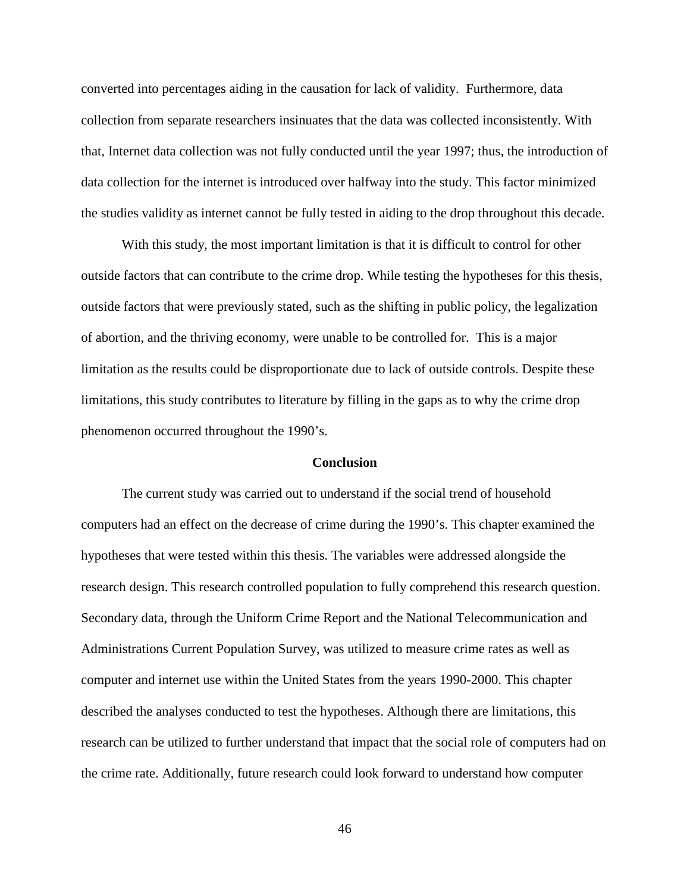converted into percentages aiding in the causation for lack of validity. Furthermore, data collection from separate researchers insinuates that the data was collected inconsistently. With that, Internet data collection was not fully conducted until the year 1997; thus, the introduction of data collection for the internet is introduced over halfway into the study. This factor minimized the studies validity as internet cannot be fully tested in aiding to the drop throughout this decade.

With this study, the most important limitation is that it is difficult to control for other outside factors that can contribute to the crime drop. While testing the hypotheses for this thesis, outside factors that were previously stated, such as the shifting in public policy, the legalization of abortion, and the thriving economy, were unable to be controlled for. This is a major limitation as the results could be disproportionate due to lack of outside controls. Despite these limitations, this study contributes to literature by filling in the gaps as to why the crime drop phenomenon occurred throughout the 1990's.

## Conclusion

The current study was carried out to understand if the social trend of household computers had an effect on the decrease of crime during the 1990's. This chapter examined the hypotheses that were tested within this thesis. The variables were addressed alongside the research design. This research controlled population to fully comprehend this research question. Secondary data, through the Uniform Crime Report and the National Telecommunication and Administrations Current Population Survey, was utilized to measure crime rates as well as computer and internet use within the United States from the years 1990-2000. This chapter described the analyses conducted to test the hypotheses. Although there are limitations, this research can be utilized to further understand that impact that the social role of computers had on the crime rate. Additionally, future research could look forward to understand how computer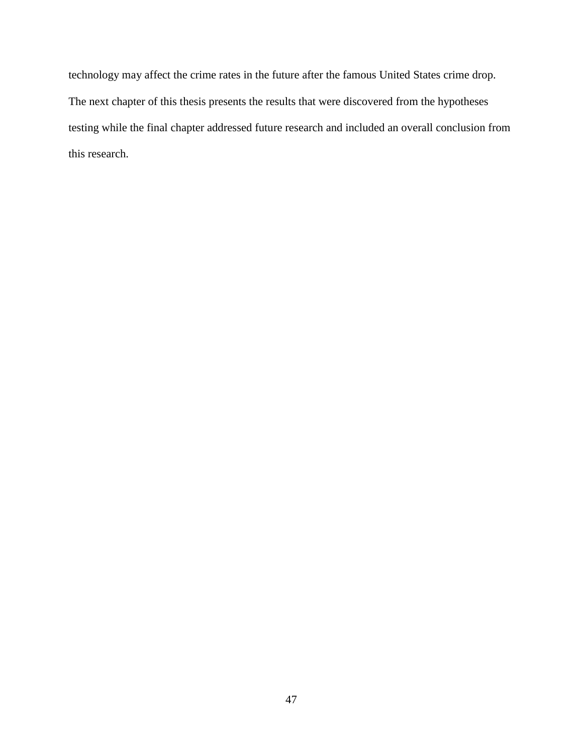technology may affect the crime rates in the future after the famous United States crime drop. The next chapter of this thesis presents the results that were discovered from the hypotheses testing while the final chapter addressed future research and included an overall conclusion from this research.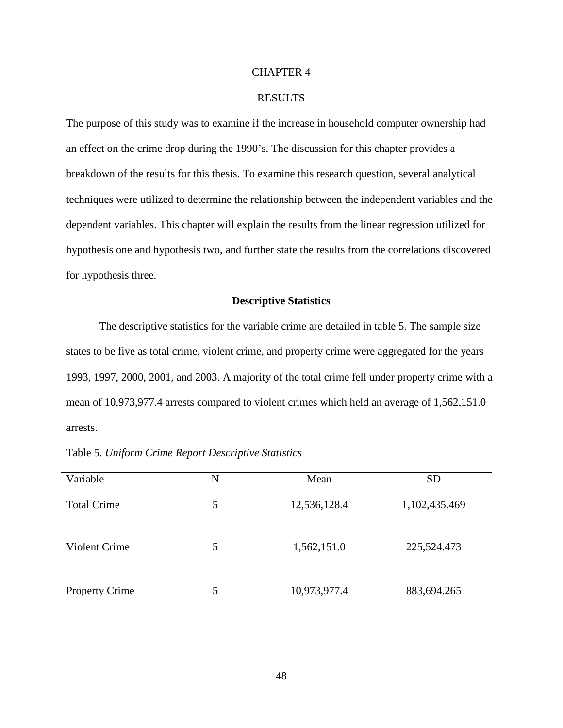# CHAPTER 4

# RESULTS

The purpose of this study was to examine if the increase in household computer ownership had an effect on the crime drop during the 1990's. The discussion for this chapter provides a breakdown of the results for this thesis. To examine this research question, several analytical techniques were utilized to determine the relationship between the independent variables and the dependent variables. This chapter will explain the results from the linear regression utilized for hypothesis one and hypothesis two, and further state the results from the correlations discovered for hypothesis three.

## Descriptive Statistics

The descriptive statistics for the variable crime are detailed in table 5. The sample size states to be five as total crime, violent crime, and property crime were aggregated for the years 1993, 1997, 2000, 2001, and 2003. A majority of the total crime fell under property crime with a mean of 10,973,977.4 arrests compared to violent crimes which held an average of 1,562,151.0 arrests.

Table 5. *Uniform Crime Report Descriptive Statistics*

| Variable | N | Mean | SD |
|---|---|---|---|
| Total Crime | 5 | 12,536,128.4 | 1,102,435.469 |
| Violent Crime | 5 | 1,562,151.0 | 225,524.473 |
| Property Crime | 5 | 10,973,977.4 | 883,694.265 |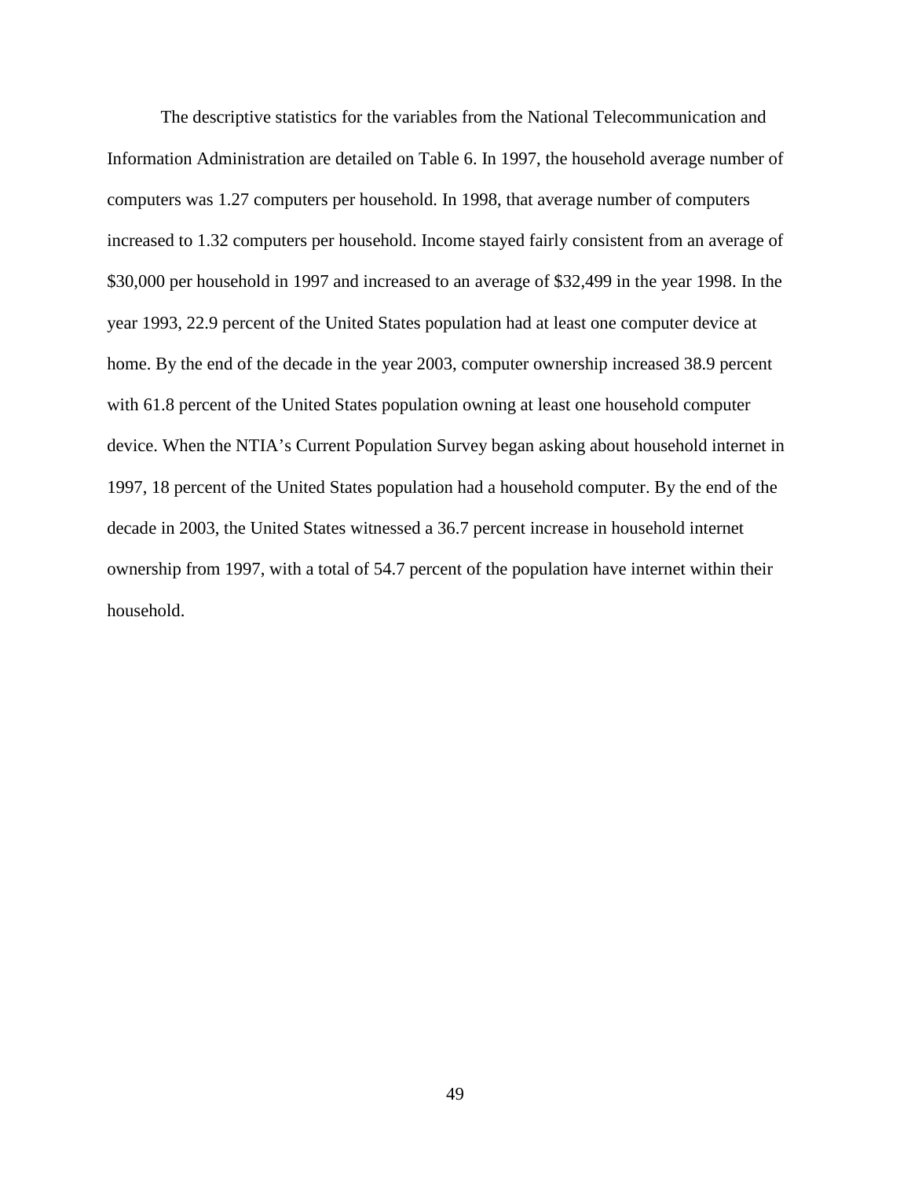The descriptive statistics for the variables from the National Telecommunication and Information Administration are detailed on Table 6. In 1997, the household average number of computers was 1.27 computers per household. In 1998, that average number of computers increased to 1.32 computers per household. Income stayed fairly consistent from an average of $30,000 per household in 1997 and increased to an average of $32,499 in the year 1998. In the year 1993, 22.9 percent of the United States population had at least one computer device at home. By the end of the decade in the year 2003, computer ownership increased 38.9 percent with 61.8 percent of the United States population owning at least one household computer device. When the NTIA's Current Population Survey began asking about household internet in 1997, 18 percent of the United States population had a household computer. By the end of the decade in 2003, the United States witnessed a 36.7 percent increase in household internet ownership from 1997, with a total of 54.7 percent of the population have internet within their household.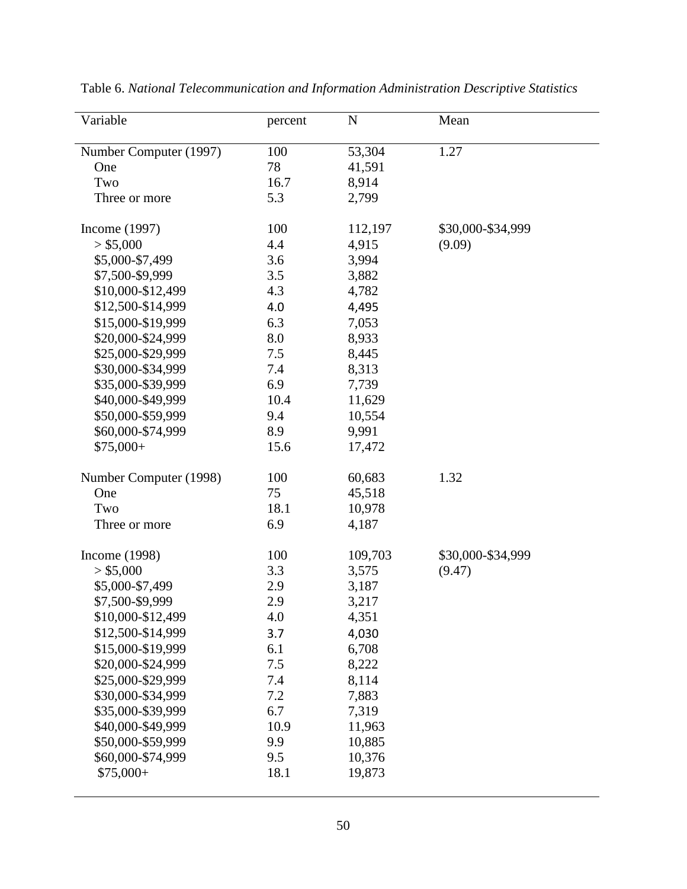Table 6. *National Telecommunication and Information Administration Descriptive Statistics*

| Variable | percent | N | Mean |
|---|---|---|---|
| Number Computer (1997) | 100 | 53,304 | 1.27 |
| One | 78 | 41,591 | |
| Two | 16.7 | 8,914 | |
| Three or more | 5.3 | 2,799 | |
| | | | |
| Income (1997) | 100 | 112,197 | $30,000-$34,999 |
| > $5,000 | 4.4 | 4,915 | (9.09) |
| $5,000-$7,499 | 3.6 | 3,994 | |
| $7,500-$9,999 | 3.5 | 3,882 | |
| $10,000-$12,499 | 4.3 | 4,782 | |
| $12,500-$14,999 | 4.0 | 4,495 | |
| $15,000-$19,999 | 6.3 | 7,053 | |
| $20,000-$24,999 | 8.0 | 8,933 | |
| $25,000-$29,999 | 7.5 | 8,445 | |
| $30,000-$34,999 | 7.4 | 8,313 | |
| $35,000-$39,999 | 6.9 | 7,739 | |
| $40,000-$49,999 | 10.4 | 11,629 | |
| $50,000-$59,999 | 9.4 | 10,554 | |
| $60,000-$74,999 | 8.9 | 9,991 | |
| $75,000+ | 15.6 | 17,472 | |
| | | | |
| Number Computer (1998) | 100 | 60,683 | 1.32 |
| One | 75 | 45,518 | |
| Two | 18.1 | 10,978 | |
| Three or more | 6.9 | 4,187 | |
| | | | |
| Income (1998) | 100 | 109,703 | $30,000-$34,999 |
| > $5,000 | 3.3 | 3,575 | (9.47) |
| $5,000-$7,499 | 2.9 | 3,187 | |
| $7,500-$9,999 | 2.9 | 3,217 | |
| $10,000-$12,499 | 4.0 | 4,351 | |
| $12,500-$14,999 | 3.7 | 4,030 | |
| $15,000-$19,999 | 6.1 | 6,708 | |
| $20,000-$24,999 | 7.5 | 8,222 | |
| $25,000-$29,999 | 7.4 | 8,114 | |
| $30,000-$34,999 | 7.2 | 7,883 | |
| $35,000-$39,999 | 6.7 | 7,319 | |
| $40,000-$49,999 | 10.9 | 11,963 | |
| $50,000-$59,999 | 9.9 | 10,885 | |
| $60,000-$74,999 | 9.5 | 10,376 | |
| $75,000+ | 18.1 | 19,873 | |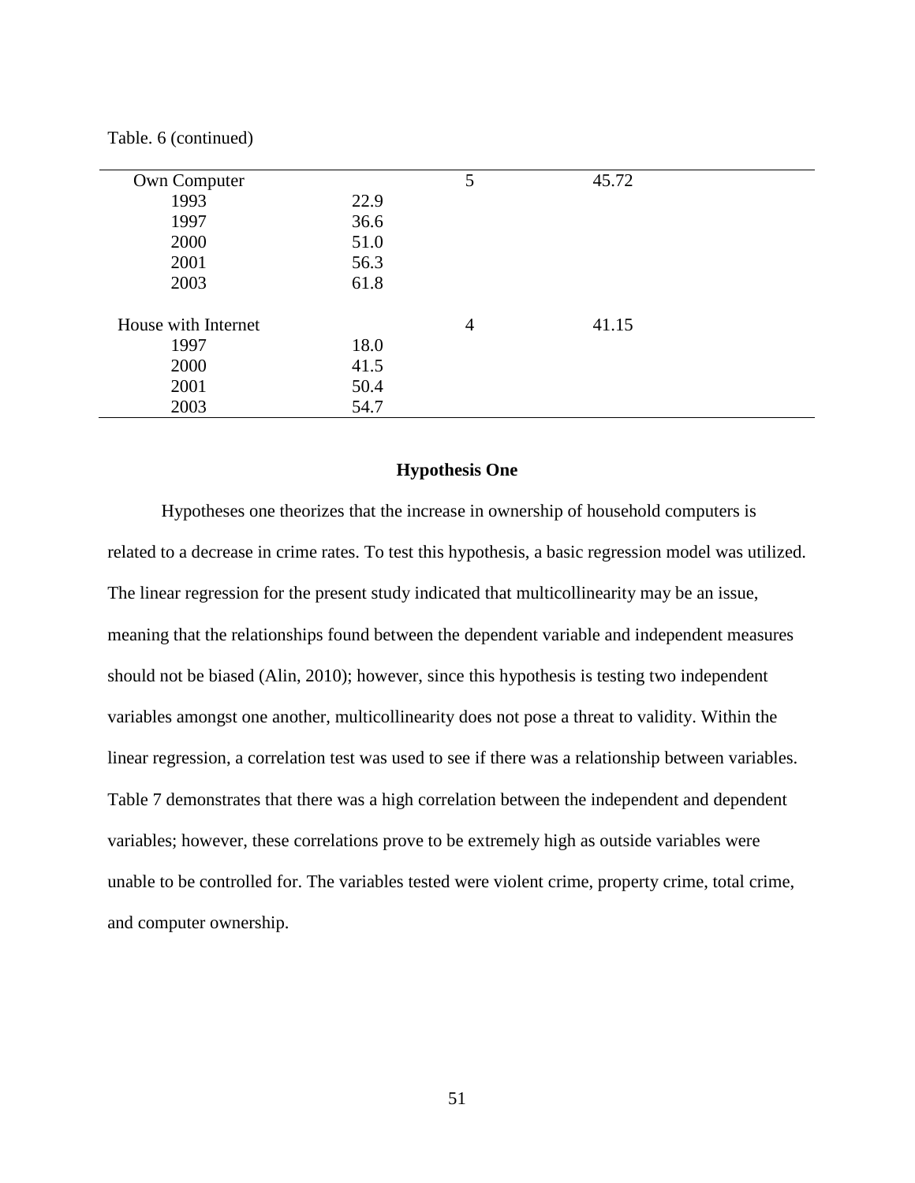Table. 6 (continued)

| | | | | |
|---|---|---|---|---|
| Own Computer | | 5 | 45.72 | |
| 1993 | 22.9 | | | |
| 1997 | 36.6 | | | |
| 2000 | 51.0 | | | |
| 2001 | 56.3 | | | |
| 2003 | 61.8 | | | |
| House with Internet | | 4 | 41.15 | |
| 1997 | 18.0 | | | |
| 2000 | 41.5 | | | |
| 2001 | 50.4 | | | |
| 2003 | 54.7 | | | |

### Hypothesis One

Hypotheses one theorizes that the increase in ownership of household computers is related to a decrease in crime rates. To test this hypothesis, a basic regression model was utilized. The linear regression for the present study indicated that multicollinearity may be an issue, meaning that the relationships found between the dependent variable and independent measures should not be biased (Alin, 2010); however, since this hypothesis is testing two independent variables amongst one another, multicollinearity does not pose a threat to validity. Within the linear regression, a correlation test was used to see if there was a relationship between variables. Table 7 demonstrates that there was a high correlation between the independent and dependent variables; however, these correlations prove to be extremely high as outside variables were unable to be controlled for. The variables tested were violent crime, property crime, total crime, and computer ownership.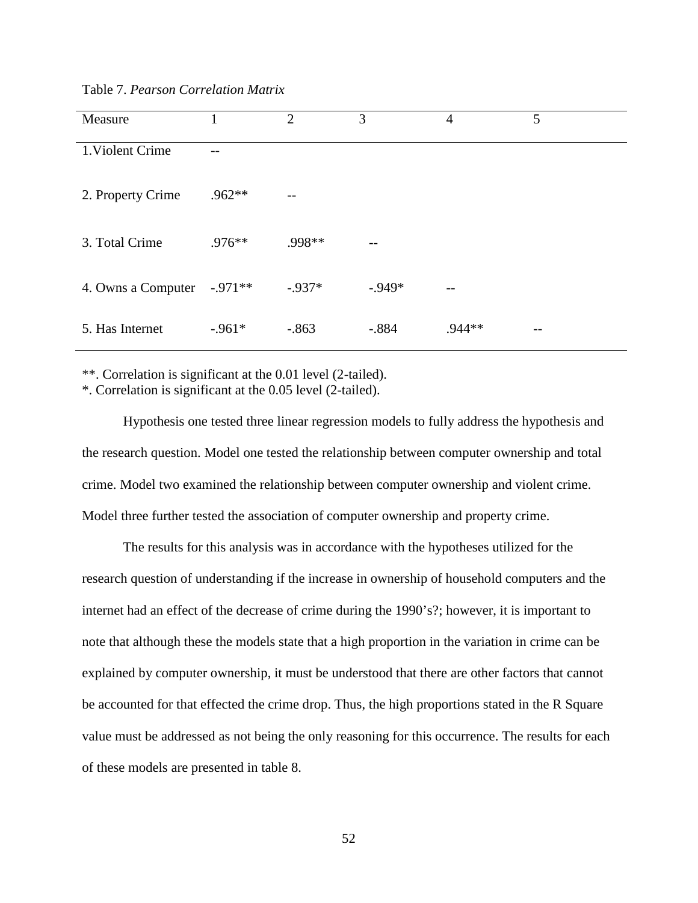Table 7. *Pearson Correlation Matrix*

| Measure | 1 | 2 | 3 | 4 | 5 |
|---|---|---|---|---|---|
| 1.Violent Crime | -- | | | | |
| 2. Property Crime | .962** | -- | | | |
| 3. Total Crime | .976** | .998** | -- | | |
| 4. Owns a Computer | -.971** | -.937* | -.949* | -- | |
| 5. Has Internet | -.961* | -.863 | -.884 | .944** | -- |

**. Correlation is significant at the 0.01 level (2-tailed).
*. Correlation is significant at the 0.05 level (2-tailed).

Hypothesis one tested three linear regression models to fully address the hypothesis and the research question. Model one tested the relationship between computer ownership and total crime. Model two examined the relationship between computer ownership and violent crime. Model three further tested the association of computer ownership and property crime.

The results for this analysis was in accordance with the hypotheses utilized for the research question of understanding if the increase in ownership of household computers and the internet had an effect of the decrease of crime during the 1990's?; however, it is important to note that although these the models state that a high proportion in the variation in crime can be explained by computer ownership, it must be understood that there are other factors that cannot be accounted for that effected the crime drop. Thus, the high proportions stated in the R Square value must be addressed as not being the only reasoning for this occurrence. The results for each of these models are presented in table 8.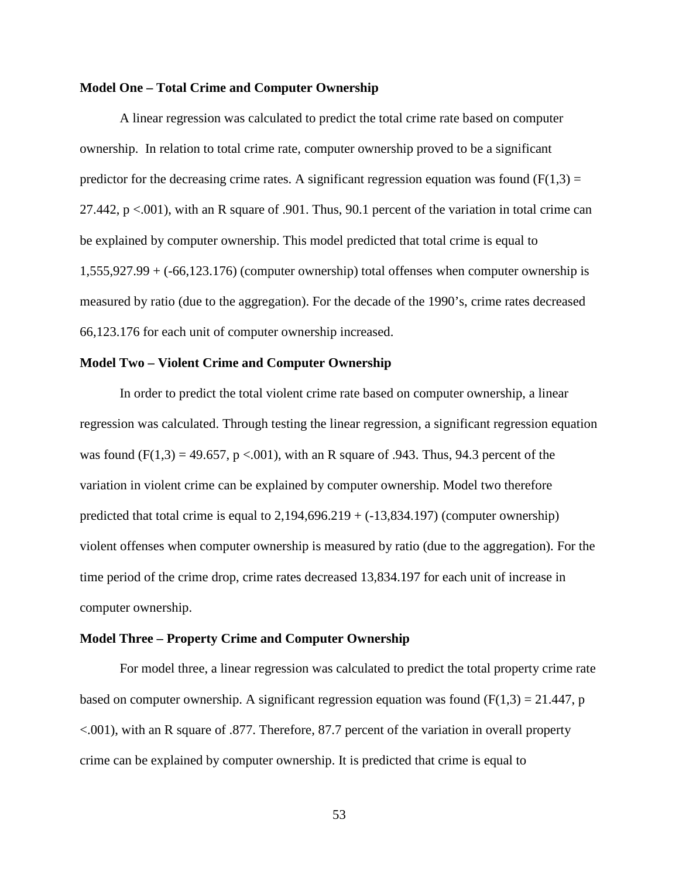**Model One – Total Crime and Computer Ownership**

A linear regression was calculated to predict the total crime rate based on computer ownership. In relation to total crime rate, computer ownership proved to be a significant predictor for the decreasing crime rates. A significant regression equation was found ($F(1,3) = 27.442$, $p < .001$), with an R square of .901. Thus, 90.1 percent of the variation in total crime can be explained by computer ownership. This model predicted that total crime is equal to 1,555,927.99 + (-66,123.176) (computer ownership) total offenses when computer ownership is measured by ratio (due to the aggregation). For the decade of the 1990's, crime rates decreased 66,123.176 for each unit of computer ownership increased.

**Model Two – Violent Crime and Computer Ownership**

In order to predict the total violent crime rate based on computer ownership, a linear regression was calculated. Through testing the linear regression, a significant regression equation was found ($F(1,3) = 49.657$, $p < .001$), with an R square of .943. Thus, 94.3 percent of the variation in violent crime can be explained by computer ownership. Model two therefore predicted that total crime is equal to 2,194,696.219 + (-13,834.197) (computer ownership) violent offenses when computer ownership is measured by ratio (due to the aggregation). For the time period of the crime drop, crime rates decreased 13,834.197 for each unit of increase in computer ownership.

**Model Three – Property Crime and Computer Ownership**

For model three, a linear regression was calculated to predict the total property crime rate based on computer ownership. A significant regression equation was found ($F(1,3) = 21.447$, $p < .001$), with an R square of .877. Therefore, 87.7 percent of the variation in overall property crime can be explained by computer ownership. It is predicted that crime is equal to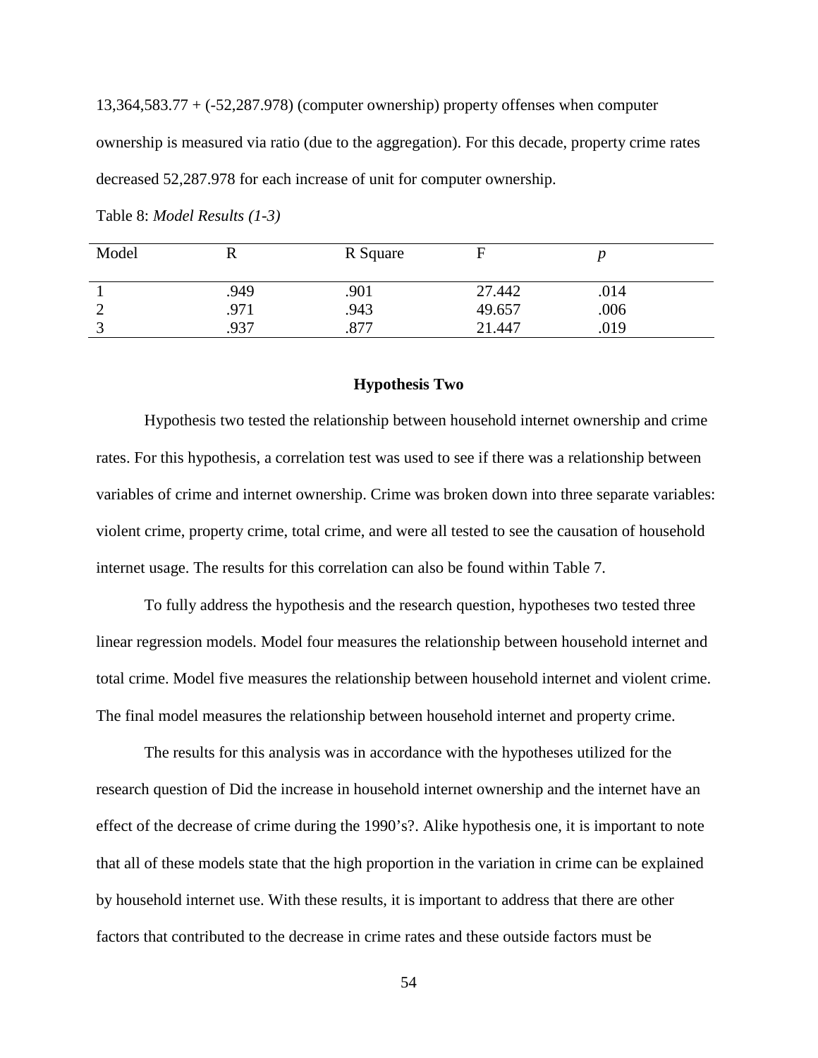13,364,583.77 + (-52,287.978) (computer ownership) property offenses when computer ownership is measured via ratio (due to the aggregation). For this decade, property crime rates decreased 52,287.978 for each increase of unit for computer ownership.

Table 8: *Model Results (1-3)*

| Model | R | R Square | F | *p* |
|---|---|---|---|---|
| 1 | .949 | .901 | 27.442 | .014 |
| 2 | .971 | .943 | 49.657 | .006 |
| 3 | .937 | .877 | 21.447 | .019 |

**Hypothesis Two**

Hypothesis two tested the relationship between household internet ownership and crime rates. For this hypothesis, a correlation test was used to see if there was a relationship between variables of crime and internet ownership. Crime was broken down into three separate variables: violent crime, property crime, total crime, and were all tested to see the causation of household internet usage. The results for this correlation can also be found within Table 7.

To fully address the hypothesis and the research question, hypotheses two tested three linear regression models. Model four measures the relationship between household internet and total crime. Model five measures the relationship between household internet and violent crime. The final model measures the relationship between household internet and property crime.

The results for this analysis was in accordance with the hypotheses utilized for the research question of Did the increase in household internet ownership and the internet have an effect of the decrease of crime during the 1990's?. Alike hypothesis one, it is important to note that all of these models state that the high proportion in the variation in crime can be explained by household internet use. With these results, it is important to address that there are other factors that contributed to the decrease in crime rates and these outside factors must be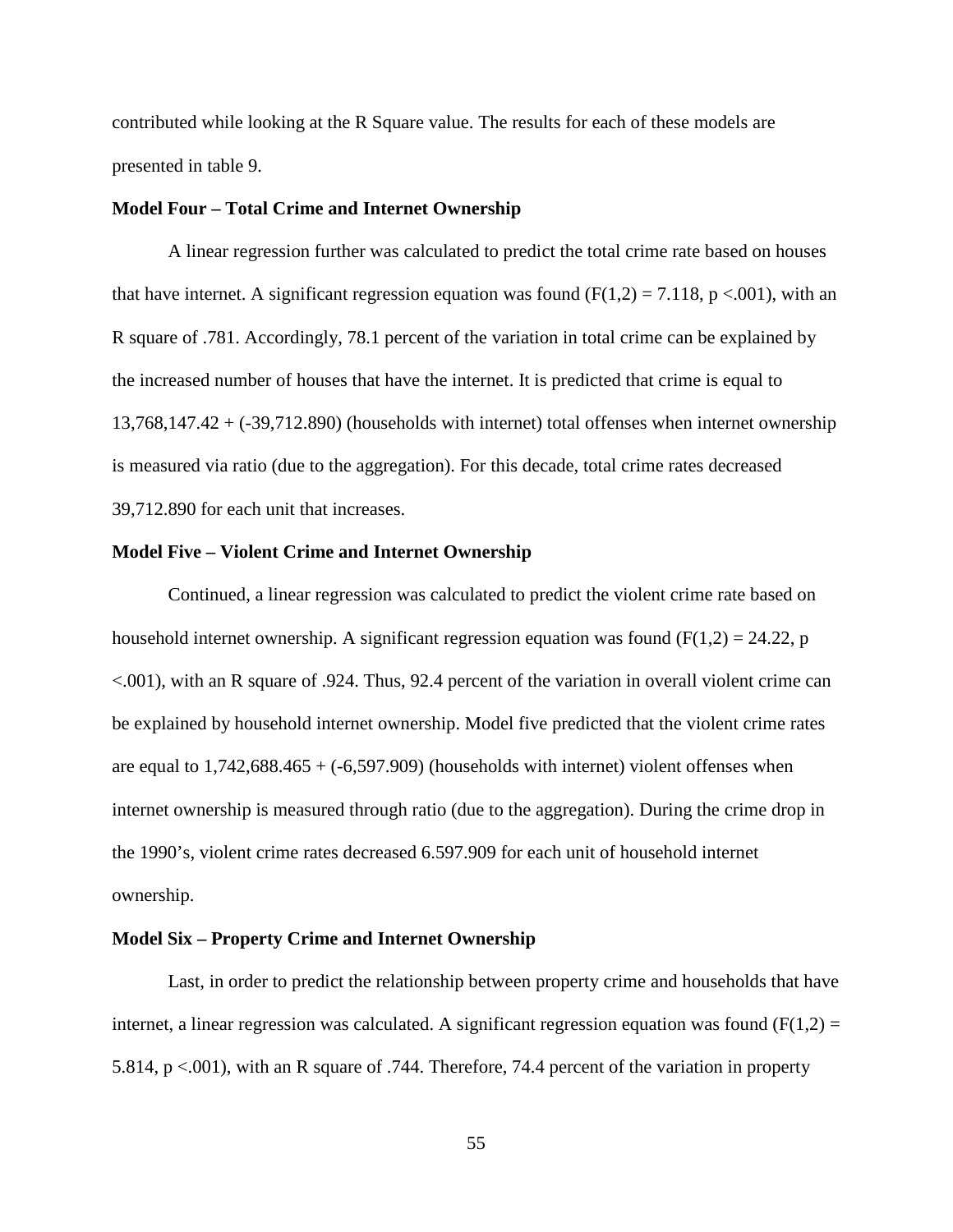contributed while looking at the R Square value. The results for each of these models are presented in table 9.

**Model Four – Total Crime and Internet Ownership**

A linear regression further was calculated to predict the total crime rate based on houses that have internet. A significant regression equation was found ($F(1,2) = 7.118$, $p < .001$), with an R square of .781. Accordingly, 78.1 percent of the variation in total crime can be explained by the increased number of houses that have the internet. It is predicted that crime is equal to 13,768,147.42 + (-39,712.890) (households with internet) total offenses when internet ownership is measured via ratio (due to the aggregation). For this decade, total crime rates decreased 39,712.890 for each unit that increases.

**Model Five – Violent Crime and Internet Ownership**

Continued, a linear regression was calculated to predict the violent crime rate based on household internet ownership. A significant regression equation was found ($F(1,2) = 24.22$, $p < .001$), with an R square of .924. Thus, 92.4 percent of the variation in overall violent crime can be explained by household internet ownership. Model five predicted that the violent crime rates are equal to 1,742,688.465 + (-6,597.909) (households with internet) violent offenses when internet ownership is measured through ratio (due to the aggregation). During the crime drop in the 1990's, violent crime rates decreased 6.597.909 for each unit of household internet ownership.

**Model Six – Property Crime and Internet Ownership**

Last, in order to predict the relationship between property crime and households that have internet, a linear regression was calculated. A significant regression equation was found ($F(1,2) = 5.814$, $p < .001$), with an R square of .744. Therefore, 74.4 percent of the variation in property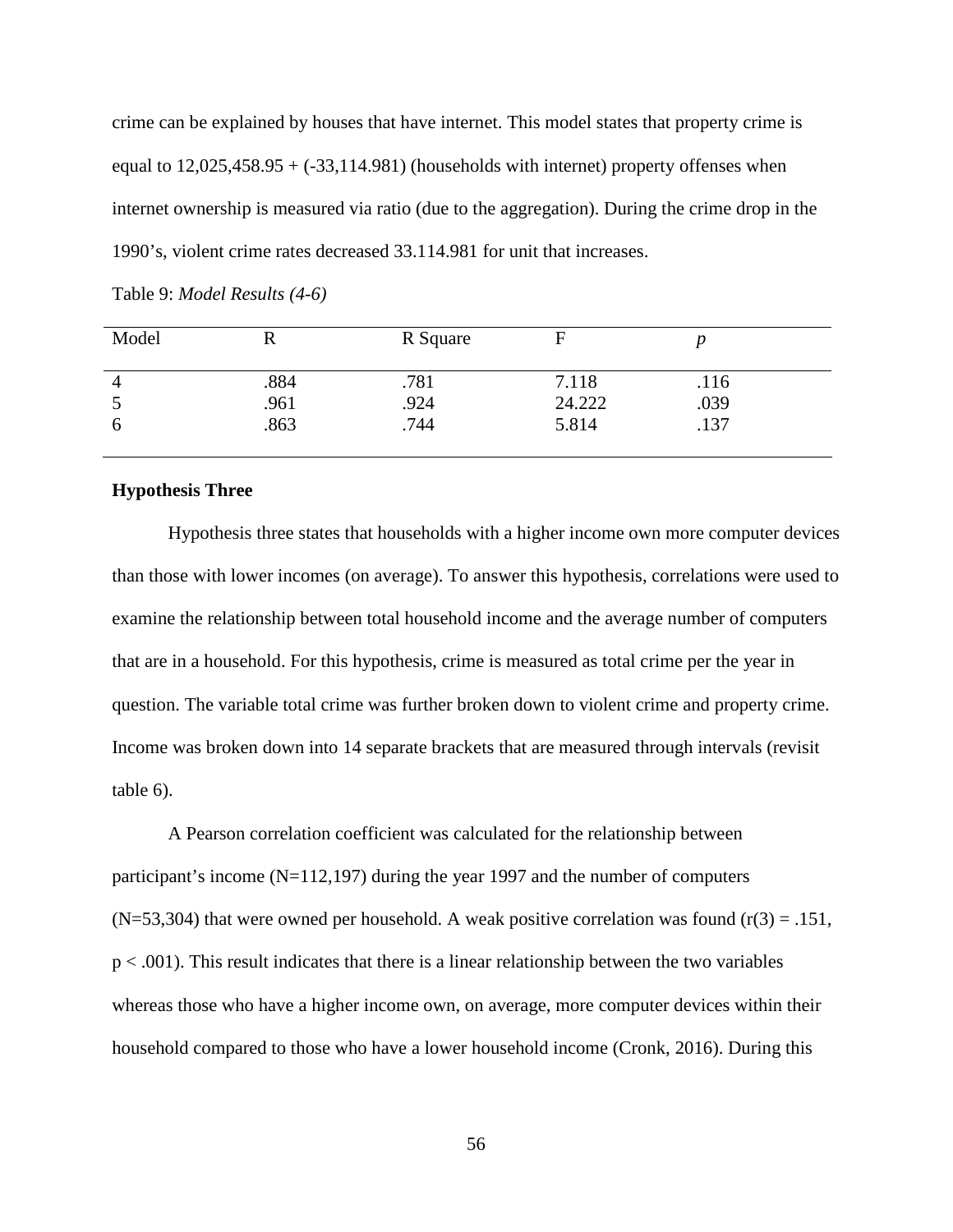crime can be explained by houses that have internet. This model states that property crime is equal to 12,025,458.95 + (-33,114.981) (households with internet) property offenses when internet ownership is measured via ratio (due to the aggregation). During the crime drop in the 1990's, violent crime rates decreased 33.114.981 for unit that increases.

Table 9: *Model Results (4-6)*

| Model | R | R Square | F | *p* |
|---|---|---|---|---|
| 4 | .884 | .781 | 7.118 | .116 |
| 5 | .961 | .924 | 24.222 | .039 |
| 6 | .863 | .744 | 5.814 | .137 |

**Hypothesis Three**

Hypothesis three states that households with a higher income own more computer devices than those with lower incomes (on average). To answer this hypothesis, correlations were used to examine the relationship between total household income and the average number of computers that are in a household. For this hypothesis, crime is measured as total crime per the year in question. The variable total crime was further broken down to violent crime and property crime. Income was broken down into 14 separate brackets that are measured through intervals (revisit table 6).

A Pearson correlation coefficient was calculated for the relationship between participant's income (N=112,197) during the year 1997 and the number of computers (N=53,304) that were owned per household. A weak positive correlation was found ($r(3) = .151$, $p < .001$). This result indicates that there is a linear relationship between the two variables whereas those who have a higher income own, on average, more computer devices within their household compared to those who have a lower household income (Cronk, 2016). During this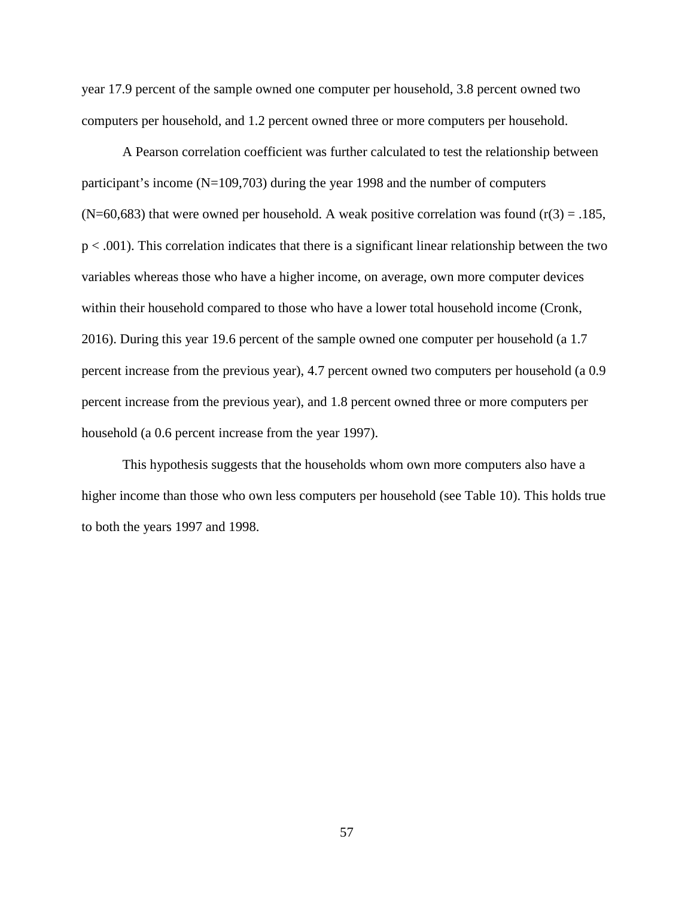year 17.9 percent of the sample owned one computer per household, 3.8 percent owned two computers per household, and 1.2 percent owned three or more computers per household.

A Pearson correlation coefficient was further calculated to test the relationship between participant's income (N=109,703) during the year 1998 and the number of computers (N=60,683) that were owned per household. A weak positive correlation was found ($r(3) = .185$, $p < .001$). This correlation indicates that there is a significant linear relationship between the two variables whereas those who have a higher income, on average, own more computer devices within their household compared to those who have a lower total household income (Cronk, 2016). During this year 19.6 percent of the sample owned one computer per household (a 1.7 percent increase from the previous year), 4.7 percent owned two computers per household (a 0.9 percent increase from the previous year), and 1.8 percent owned three or more computers per household (a 0.6 percent increase from the year 1997).

This hypothesis suggests that the households whom own more computers also have a higher income than those who own less computers per household (see Table 10). This holds true to both the years 1997 and 1998.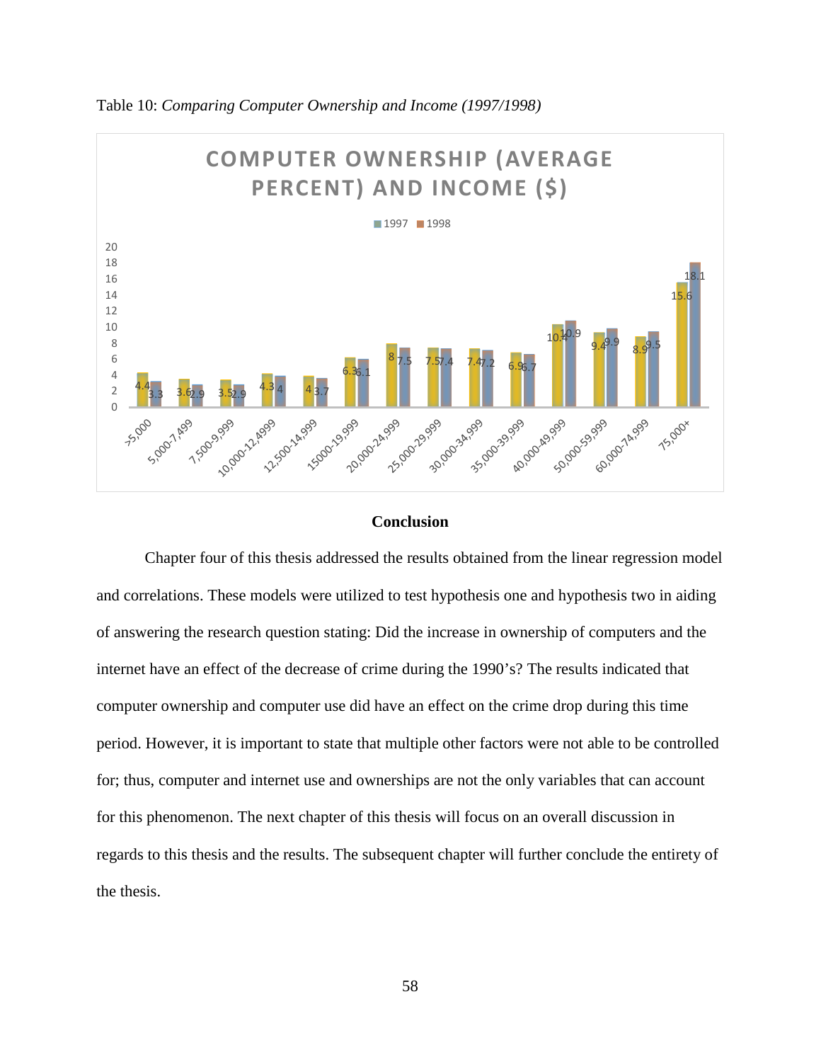Table 10: *Comparing Computer Ownership and Income (1997/1998)*

| Income ($) | 1997 | 1998 |
|---|---|---|
| >5,000 | 4.4 | 3.3 |
| 5,000-7,499 | 3.6 | 2.9 |
| 7,500-9,999 | 3.5 | 2.9 |
| 10,000-12,4999 | 4.3 | 4 |
| 12,500-14,999 | 4 | 3.7 |
| 15000-19,999 | 6.3 | 6.1 |
| 20,000-24,999 | 8 | 7.5 |
| 25,000-29,999 | 7.5 | 7.4 |
| 30,000-34,999 | 7.4 | 7.2 |
| 35,000-39,999 | 6.9 | 6.7 |
| 40,000-49,999 | 10.4 | 10.9 |
| 50,000-59,999 | 9.4 | 9.9 |
| 60,000-74,999 | 8.9 | 9.5 |
| 75,000+ | 15.6 | 18.1 |

COMPUTER OWNERSHIP (AVERAGE PERCENT) AND INCOME ($)

## Conclusion

Chapter four of this thesis addressed the results obtained from the linear regression model and correlations. These models were utilized to test hypothesis one and hypothesis two in aiding of answering the research question stating: Did the increase in ownership of computers and the internet have an effect of the decrease of crime during the 1990's? The results indicated that computer ownership and computer use did have an effect on the crime drop during this time period. However, it is important to state that multiple other factors were not able to be controlled for; thus, computer and internet use and ownerships are not the only variables that can account for this phenomenon. The next chapter of this thesis will focus on an overall discussion in regards to this thesis and the results. The subsequent chapter will further conclude the entirety of the thesis.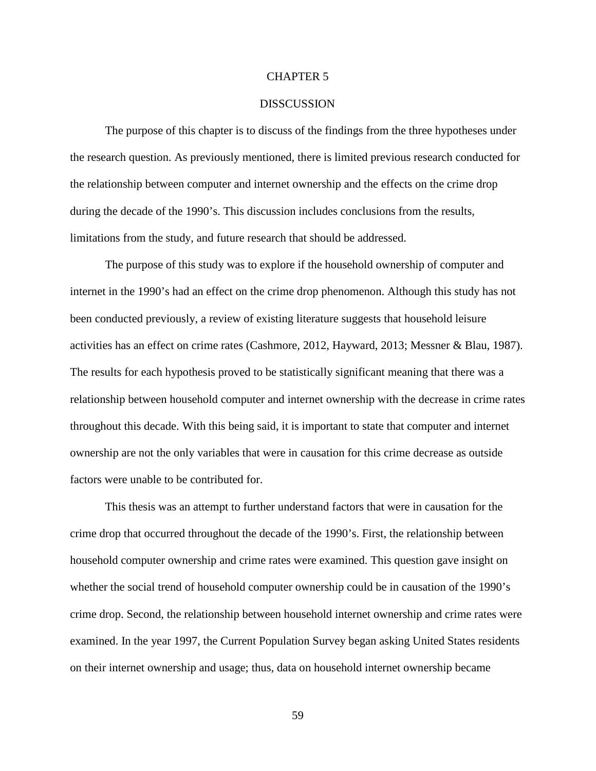# CHAPTER 5

# DISSCUSSION

The purpose of this chapter is to discuss of the findings from the three hypotheses under the research question. As previously mentioned, there is limited previous research conducted for the relationship between computer and internet ownership and the effects on the crime drop during the decade of the 1990's. This discussion includes conclusions from the results, limitations from the study, and future research that should be addressed.

The purpose of this study was to explore if the household ownership of computer and internet in the 1990's had an effect on the crime drop phenomenon. Although this study has not been conducted previously, a review of existing literature suggests that household leisure activities has an effect on crime rates (Cashmore, 2012, Hayward, 2013; Messner & Blau, 1987). The results for each hypothesis proved to be statistically significant meaning that there was a relationship between household computer and internet ownership with the decrease in crime rates throughout this decade. With this being said, it is important to state that computer and internet ownership are not the only variables that were in causation for this crime decrease as outside factors were unable to be contributed for.

This thesis was an attempt to further understand factors that were in causation for the crime drop that occurred throughout the decade of the 1990's. First, the relationship between household computer ownership and crime rates were examined. This question gave insight on whether the social trend of household computer ownership could be in causation of the 1990's crime drop. Second, the relationship between household internet ownership and crime rates were examined. In the year 1997, the Current Population Survey began asking United States residents on their internet ownership and usage; thus, data on household internet ownership became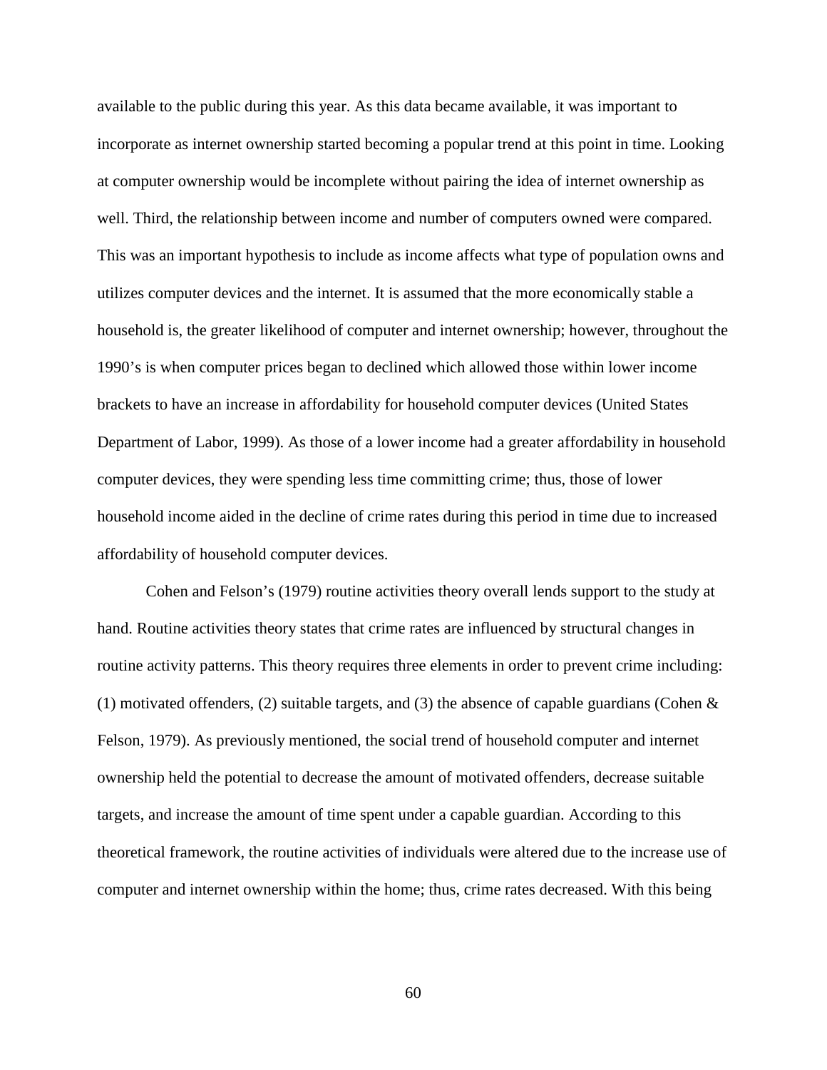available to the public during this year. As this data became available, it was important to incorporate as internet ownership started becoming a popular trend at this point in time. Looking at computer ownership would be incomplete without pairing the idea of internet ownership as well. Third, the relationship between income and number of computers owned were compared. This was an important hypothesis to include as income affects what type of population owns and utilizes computer devices and the internet. It is assumed that the more economically stable a household is, the greater likelihood of computer and internet ownership; however, throughout the 1990's is when computer prices began to declined which allowed those within lower income brackets to have an increase in affordability for household computer devices (United States Department of Labor, 1999). As those of a lower income had a greater affordability in household computer devices, they were spending less time committing crime; thus, those of lower household income aided in the decline of crime rates during this period in time due to increased affordability of household computer devices.

Cohen and Felson's (1979) routine activities theory overall lends support to the study at hand. Routine activities theory states that crime rates are influenced by structural changes in routine activity patterns. This theory requires three elements in order to prevent crime including: (1) motivated offenders, (2) suitable targets, and (3) the absence of capable guardians (Cohen & Felson, 1979). As previously mentioned, the social trend of household computer and internet ownership held the potential to decrease the amount of motivated offenders, decrease suitable targets, and increase the amount of time spent under a capable guardian. According to this theoretical framework, the routine activities of individuals were altered due to the increase use of computer and internet ownership within the home; thus, crime rates decreased. With this being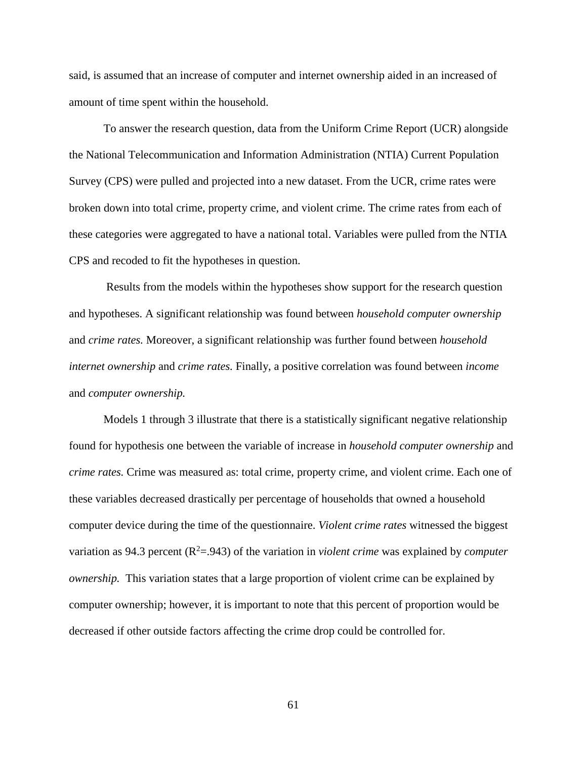said, is assumed that an increase of computer and internet ownership aided in an increased of amount of time spent within the household.

To answer the research question, data from the Uniform Crime Report (UCR) alongside the National Telecommunication and Information Administration (NTIA) Current Population Survey (CPS) were pulled and projected into a new dataset. From the UCR, crime rates were broken down into total crime, property crime, and violent crime. The crime rates from each of these categories were aggregated to have a national total. Variables were pulled from the NTIA CPS and recoded to fit the hypotheses in question.

Results from the models within the hypotheses show support for the research question and hypotheses. A significant relationship was found between *household computer ownership* and *crime rates.* Moreover, a significant relationship was further found between *household internet ownership* and *crime rates.* Finally, a positive correlation was found between *income* and *computer ownership.*

Models 1 through 3 illustrate that there is a statistically significant negative relationship found for hypothesis one between the variable of increase in *household computer ownership* and *crime rates.* Crime was measured as: total crime, property crime, and violent crime. Each one of these variables decreased drastically per percentage of households that owned a household computer device during the time of the questionnaire. *Violent crime rates* witnessed the biggest variation as 94.3 percent ($R^2$=.943) of the variation in *violent crime* was explained by *computer ownership.* This variation states that a large proportion of violent crime can be explained by computer ownership; however, it is important to note that this percent of proportion would be decreased if other outside factors affecting the crime drop could be controlled for.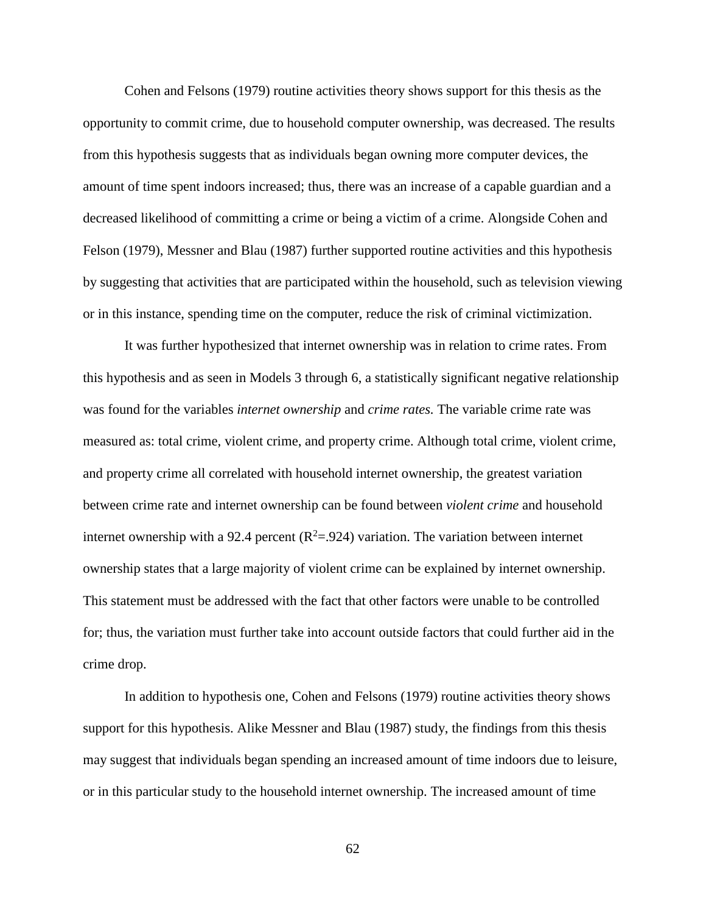Cohen and Felsons (1979) routine activities theory shows support for this thesis as the opportunity to commit crime, due to household computer ownership, was decreased. The results from this hypothesis suggests that as individuals began owning more computer devices, the amount of time spent indoors increased; thus, there was an increase of a capable guardian and a decreased likelihood of committing a crime or being a victim of a crime. Alongside Cohen and Felson (1979), Messner and Blau (1987) further supported routine activities and this hypothesis by suggesting that activities that are participated within the household, such as television viewing or in this instance, spending time on the computer, reduce the risk of criminal victimization.

It was further hypothesized that internet ownership was in relation to crime rates. From this hypothesis and as seen in Models 3 through 6, a statistically significant negative relationship was found for the variables *internet ownership* and *crime rates.* The variable crime rate was measured as: total crime, violent crime, and property crime. Although total crime, violent crime, and property crime all correlated with household internet ownership, the greatest variation between crime rate and internet ownership can be found between *violent crime* and household internet ownership with a 92.4 percent ($R^2$=.924) variation. The variation between internet ownership states that a large majority of violent crime can be explained by internet ownership. This statement must be addressed with the fact that other factors were unable to be controlled for; thus, the variation must further take into account outside factors that could further aid in the crime drop.

In addition to hypothesis one, Cohen and Felsons (1979) routine activities theory shows support for this hypothesis. Alike Messner and Blau (1987) study, the findings from this thesis may suggest that individuals began spending an increased amount of time indoors due to leisure, or in this particular study to the household internet ownership. The increased amount of time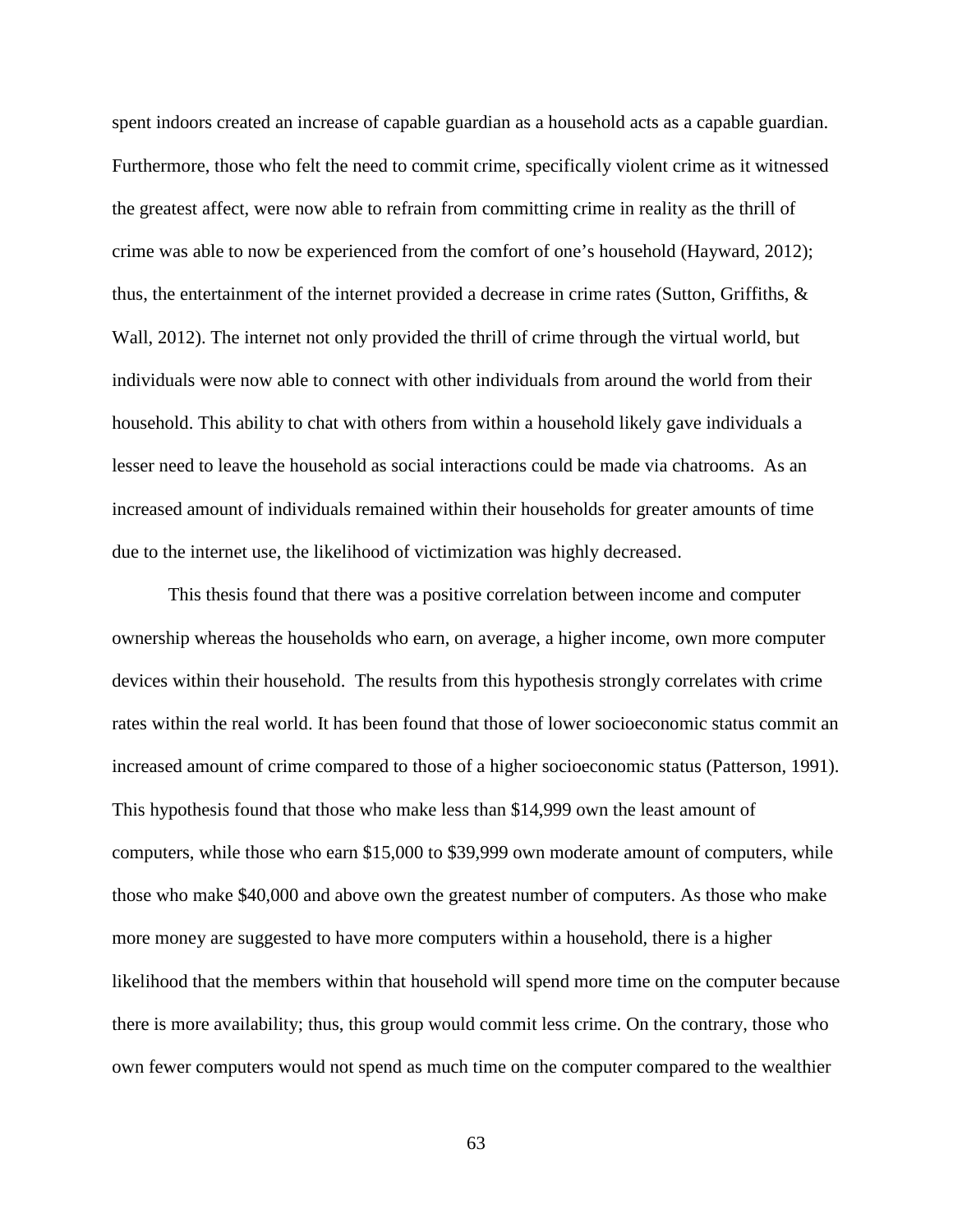spent indoors created an increase of capable guardian as a household acts as a capable guardian. Furthermore, those who felt the need to commit crime, specifically violent crime as it witnessed the greatest affect, were now able to refrain from committing crime in reality as the thrill of crime was able to now be experienced from the comfort of one's household (Hayward, 2012); thus, the entertainment of the internet provided a decrease in crime rates (Sutton, Griffiths, & Wall, 2012). The internet not only provided the thrill of crime through the virtual world, but individuals were now able to connect with other individuals from around the world from their household. This ability to chat with others from within a household likely gave individuals a lesser need to leave the household as social interactions could be made via chatrooms. As an increased amount of individuals remained within their households for greater amounts of time due to the internet use, the likelihood of victimization was highly decreased.

This thesis found that there was a positive correlation between income and computer ownership whereas the households who earn, on average, a higher income, own more computer devices within their household. The results from this hypothesis strongly correlates with crime rates within the real world. It has been found that those of lower socioeconomic status commit an increased amount of crime compared to those of a higher socioeconomic status (Patterson, 1991). This hypothesis found that those who make less than $14,999 own the least amount of computers, while those who earn $15,000 to $39,999 own moderate amount of computers, while those who make $40,000 and above own the greatest number of computers. As those who make more money are suggested to have more computers within a household, there is a higher likelihood that the members within that household will spend more time on the computer because there is more availability; thus, this group would commit less crime. On the contrary, those who own fewer computers would not spend as much time on the computer compared to the wealthier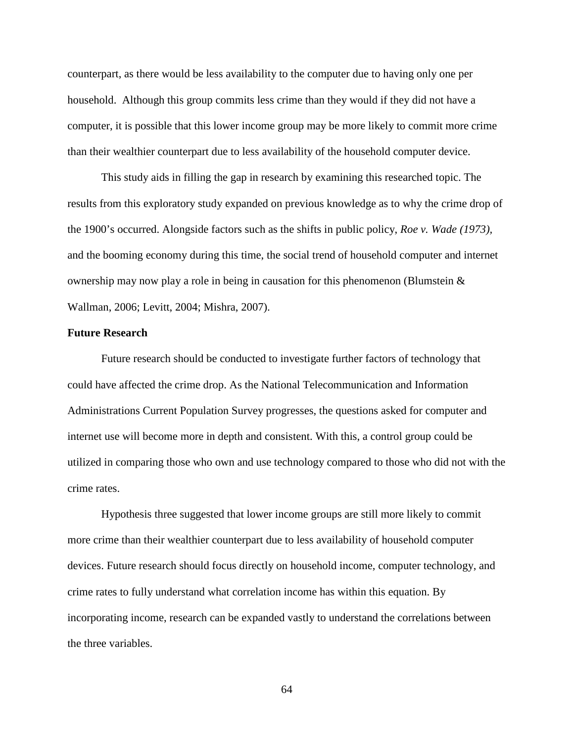counterpart, as there would be less availability to the computer due to having only one per household. Although this group commits less crime than they would if they did not have a computer, it is possible that this lower income group may be more likely to commit more crime than their wealthier counterpart due to less availability of the household computer device.

This study aids in filling the gap in research by examining this researched topic. The results from this exploratory study expanded on previous knowledge as to why the crime drop of the 1900's occurred. Alongside factors such as the shifts in public policy, *Roe v. Wade (1973)*, and the booming economy during this time, the social trend of household computer and internet ownership may now play a role in being in causation for this phenomenon (Blumstein & Wallman, 2006; Levitt, 2004; Mishra, 2007).

**Future Research**

Future research should be conducted to investigate further factors of technology that could have affected the crime drop. As the National Telecommunication and Information Administrations Current Population Survey progresses, the questions asked for computer and internet use will become more in depth and consistent. With this, a control group could be utilized in comparing those who own and use technology compared to those who did not with the crime rates.

Hypothesis three suggested that lower income groups are still more likely to commit more crime than their wealthier counterpart due to less availability of household computer devices. Future research should focus directly on household income, computer technology, and crime rates to fully understand what correlation income has within this equation. By incorporating income, research can be expanded vastly to understand the correlations between the three variables.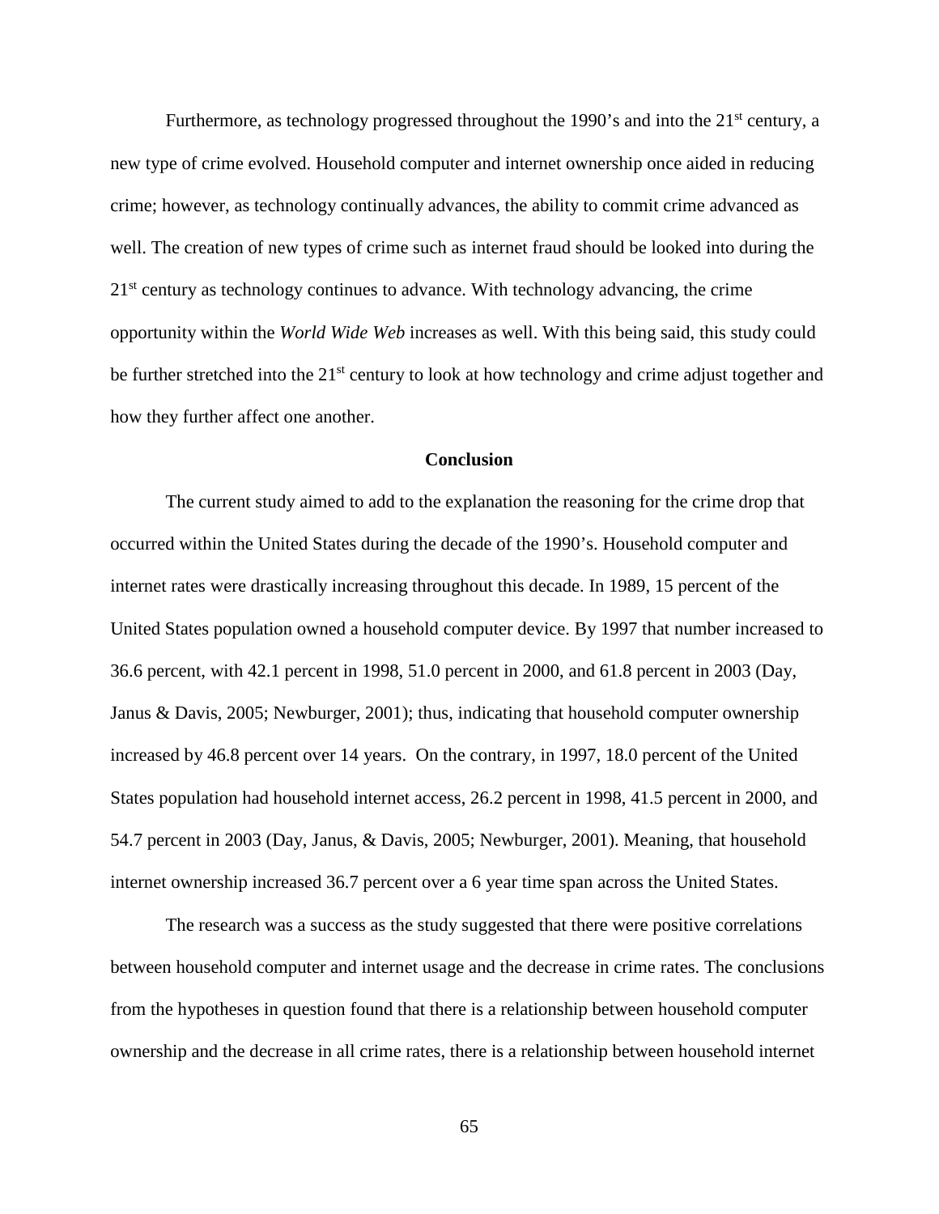Furthermore, as technology progressed throughout the 1990's and into the 21st century, a new type of crime evolved. Household computer and internet ownership once aided in reducing crime; however, as technology continually advances, the ability to commit crime advanced as well. The creation of new types of crime such as internet fraud should be looked into during the 21st century as technology continues to advance. With technology advancing, the crime opportunity within the *World Wide Web* increases as well. With this being said, this study could be further stretched into the 21st century to look at how technology and crime adjust together and how they further affect one another.

## Conclusion

The current study aimed to add to the explanation the reasoning for the crime drop that occurred within the United States during the decade of the 1990's. Household computer and internet rates were drastically increasing throughout this decade. In 1989, 15 percent of the United States population owned a household computer device. By 1997 that number increased to 36.6 percent, with 42.1 percent in 1998, 51.0 percent in 2000, and 61.8 percent in 2003 (Day, Janus & Davis, 2005; Newburger, 2001); thus, indicating that household computer ownership increased by 46.8 percent over 14 years. On the contrary, in 1997, 18.0 percent of the United States population had household internet access, 26.2 percent in 1998, 41.5 percent in 2000, and 54.7 percent in 2003 (Day, Janus, & Davis, 2005; Newburger, 2001). Meaning, that household internet ownership increased 36.7 percent over a 6 year time span across the United States.

The research was a success as the study suggested that there were positive correlations between household computer and internet usage and the decrease in crime rates. The conclusions from the hypotheses in question found that there is a relationship between household computer ownership and the decrease in all crime rates, there is a relationship between household internet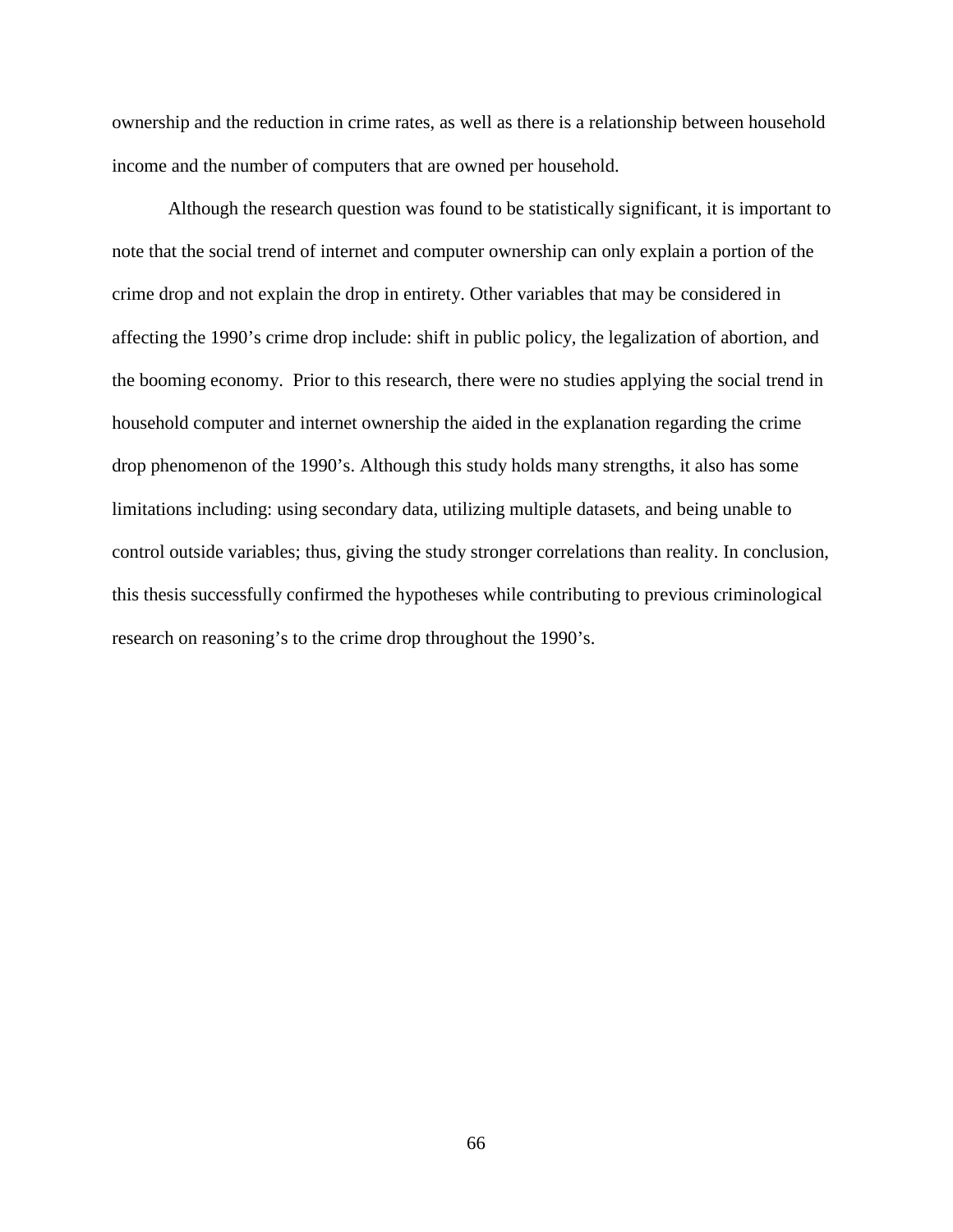ownership and the reduction in crime rates, as well as there is a relationship between household income and the number of computers that are owned per household.

Although the research question was found to be statistically significant, it is important to note that the social trend of internet and computer ownership can only explain a portion of the crime drop and not explain the drop in entirety. Other variables that may be considered in affecting the 1990's crime drop include: shift in public policy, the legalization of abortion, and the booming economy. Prior to this research, there were no studies applying the social trend in household computer and internet ownership the aided in the explanation regarding the crime drop phenomenon of the 1990's. Although this study holds many strengths, it also has some limitations including: using secondary data, utilizing multiple datasets, and being unable to control outside variables; thus, giving the study stronger correlations than reality. In conclusion, this thesis successfully confirmed the hypotheses while contributing to previous criminological research on reasoning's to the crime drop throughout the 1990's.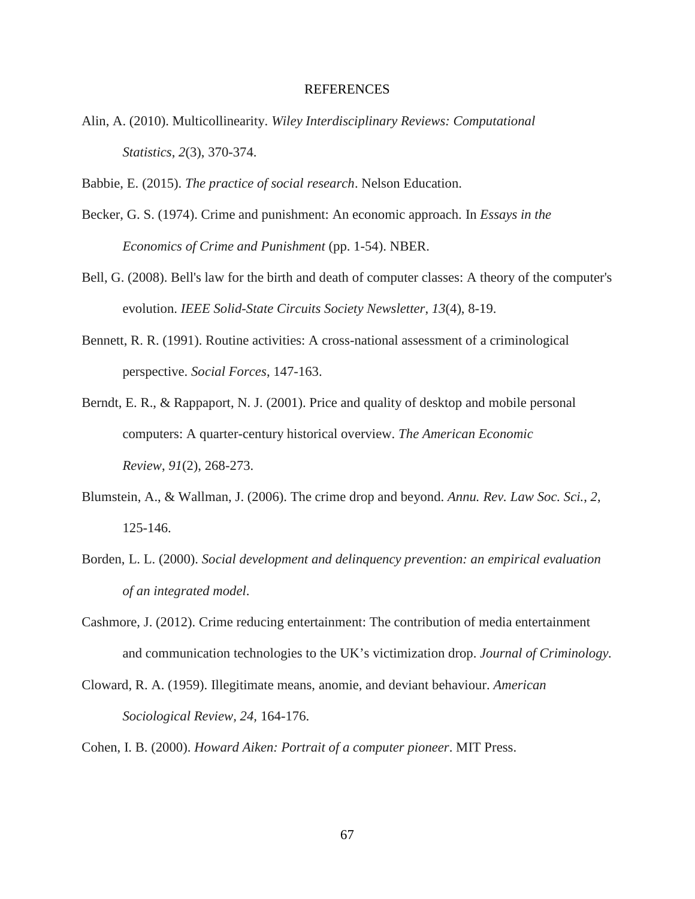# REFERENCES

Alin, A. (2010). Multicollinearity. *Wiley Interdisciplinary Reviews: Computational Statistics*, *2*(3), 370-374.

Babbie, E. (2015). *The practice of social research*. Nelson Education.

Becker, G. S. (1974). Crime and punishment: An economic approach. In *Essays in the Economics of Crime and Punishment* (pp. 1-54). NBER.

Bell, G. (2008). Bell's law for the birth and death of computer classes: A theory of the computer's evolution. *IEEE Solid-State Circuits Society Newsletter*, *13*(4), 8-19.

Bennett, R. R. (1991). Routine activities: A cross-national assessment of a criminological perspective. *Social Forces*, 147-163.

Berndt, E. R., & Rappaport, N. J. (2001). Price and quality of desktop and mobile personal computers: A quarter-century historical overview. *The American Economic Review*, *91*(2), 268-273.

Blumstein, A., & Wallman, J. (2006). The crime drop and beyond. *Annu. Rev. Law Soc. Sci.*, *2*, 125-146.

Borden, L. L. (2000). *Social development and delinquency prevention: an empirical evaluation of an integrated model.*

Cashmore, J. (2012). Crime reducing entertainment: The contribution of media entertainment and communication technologies to the UK's victimization drop. *Journal of Criminology.*

Cloward, R. A. (1959). Illegitimate means, anomie, and deviant behaviour. *American Sociological Review*, *24*, 164-176.

Cohen, I. B. (2000). *Howard Aiken: Portrait of a computer pioneer*. MIT Press.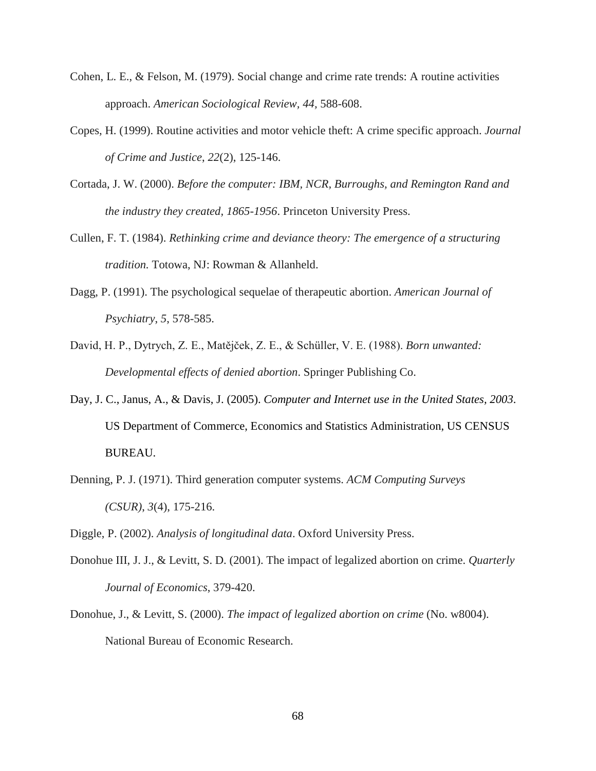Cohen, L. E., & Felson, M. (1979). Social change and crime rate trends: A routine activities approach. *American Sociological Review, 44*, 588-608.

Copes, H. (1999). Routine activities and motor vehicle theft: A crime specific approach. *Journal of Crime and Justice*, *22*(2), 125-146.

Cortada, J. W. (2000). *Before the computer: IBM, NCR, Burroughs, and Remington Rand and the industry they created, 1865-1956*. Princeton University Press.

Cullen, F. T. (1984). *Rethinking crime and deviance theory: The emergence of a structuring tradition.* Totowa, NJ: Rowman & Allanheld.

Dagg, P. (1991). The psychological sequelae of therapeutic abortion. *American Journal of Psychiatry*, *5*, 578-585.

David, H. P., Dytrych, Z. E., Matějček, Z. E., & Schüller, V. E. (1988). *Born unwanted: Developmental effects of denied abortion*. Springer Publishing Co.

Day, J. C., Janus, A., & Davis, J. (2005). *Computer and Internet use in the United States, 2003*. US Department of Commerce, Economics and Statistics Administration, US CENSUS BUREAU.

Denning, P. J. (1971). Third generation computer systems. *ACM Computing Surveys (CSUR)*, *3*(4), 175-216.

Diggle, P. (2002). *Analysis of longitudinal data*. Oxford University Press.

Donohue III, J. J., & Levitt, S. D. (2001). The impact of legalized abortion on crime. *Quarterly Journal of Economics*, 379-420.

Donohue, J., & Levitt, S. (2000). *The impact of legalized abortion on crime* (No. w8004). National Bureau of Economic Research.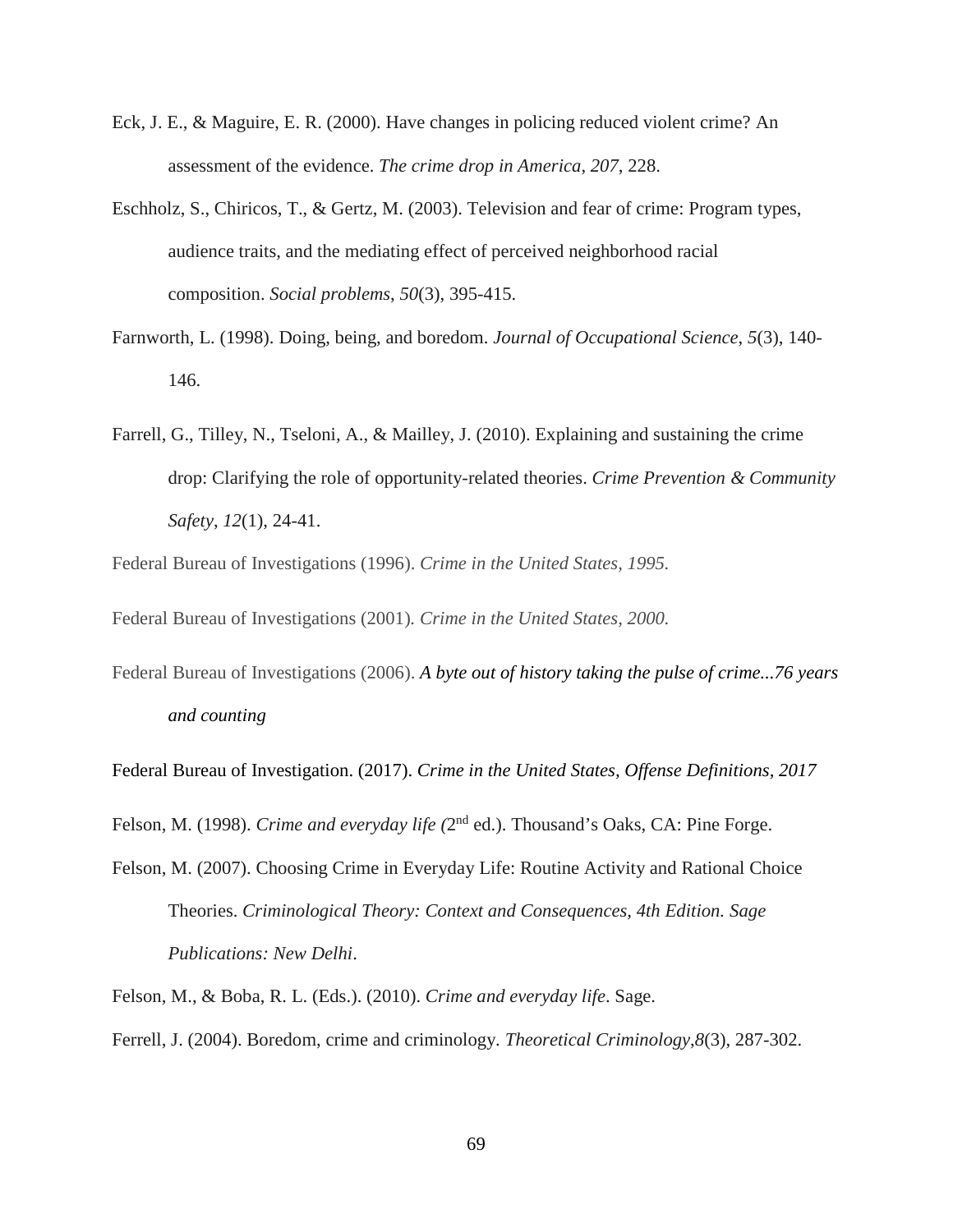Eck, J. E., & Maguire, E. R. (2000). Have changes in policing reduced violent crime? An assessment of the evidence. *The crime drop in America*, *207*, 228.

Eschholz, S., Chiricos, T., & Gertz, M. (2003). Television and fear of crime: Program types, audience traits, and the mediating effect of perceived neighborhood racial composition. *Social problems*, *50*(3), 395-415.

Farnworth, L. (1998). Doing, being, and boredom. *Journal of Occupational Science*, *5*(3), 140-146.

Farrell, G., Tilley, N., Tseloni, A., & Mailley, J. (2010). Explaining and sustaining the crime drop: Clarifying the role of opportunity-related theories. *Crime Prevention & Community Safety*, *12*(1), 24-41.

Federal Bureau of Investigations (1996). *Crime in the United States, 1995.*

Federal Bureau of Investigations (2001). *Crime in the United States, 2000.*

Federal Bureau of Investigations (2006). *A byte out of history taking the pulse of crime...76 years and counting*

Federal Bureau of Investigation. (2017). *Crime in the United States, Offense Definitions, 2017*

Felson, M. (1998). *Crime and everyday life (*2nd ed.). Thousand's Oaks, CA: Pine Forge.

Felson, M. (2007). Choosing Crime in Everyday Life: Routine Activity and Rational Choice Theories. *Criminological Theory: Context and Consequences, 4th Edition. Sage Publications: New Delhi*.

Felson, M., & Boba, R. L. (Eds.). (2010). *Crime and everyday life*. Sage.

Ferrell, J. (2004). Boredom, crime and criminology. *Theoretical Criminology*,*8*(3), 287-302.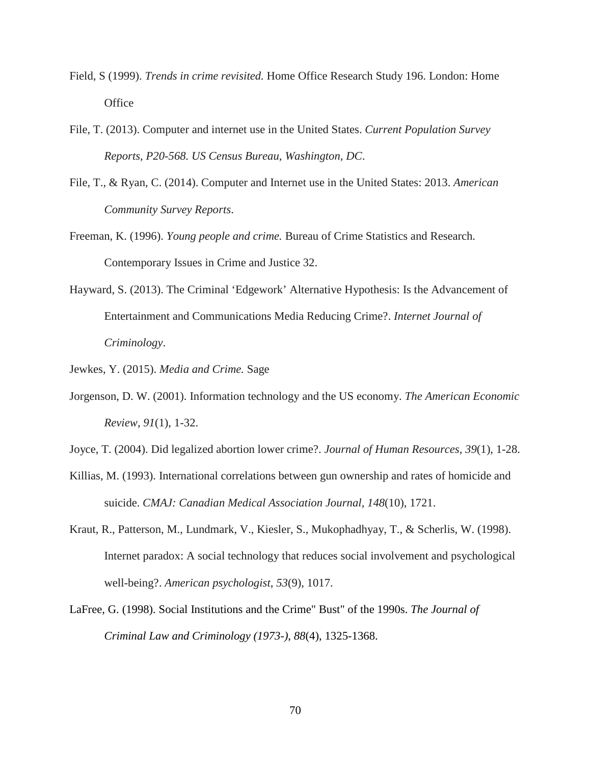Field, S (1999). *Trends in crime revisited.* Home Office Research Study 196. London: Home Office

File, T. (2013). Computer and internet use in the United States. *Current Population Survey Reports, P20-568. US Census Bureau, Washington, DC*.

File, T., & Ryan, C. (2014). Computer and Internet use in the United States: 2013. *American Community Survey Reports*.

Freeman, K. (1996). *Young people and crime.* Bureau of Crime Statistics and Research. Contemporary Issues in Crime and Justice 32.

Hayward, S. (2013). The Criminal 'Edgework' Alternative Hypothesis: Is the Advancement of Entertainment and Communications Media Reducing Crime?. *Internet Journal of Criminology*.

Jewkes, Y. (2015). *Media and Crime.* Sage

Jorgenson, D. W. (2001). Information technology and the US economy. *The American Economic Review*, *91*(1), 1-32.

Joyce, T. (2004). Did legalized abortion lower crime?. *Journal of Human Resources*, *39*(1), 1-28.

Killias, M. (1993). International correlations between gun ownership and rates of homicide and suicide. *CMAJ: Canadian Medical Association Journal*, *148*(10), 1721.

Kraut, R., Patterson, M., Lundmark, V., Kiesler, S., Mukophadhyay, T., & Scherlis, W. (1998). Internet paradox: A social technology that reduces social involvement and psychological well-being?. *American psychologist*, *53*(9), 1017.

LaFree, G. (1998). Social Institutions and the Crime" Bust" of the 1990s. *The Journal of Criminal Law and Criminology (1973-)*, *88*(4), 1325-1368.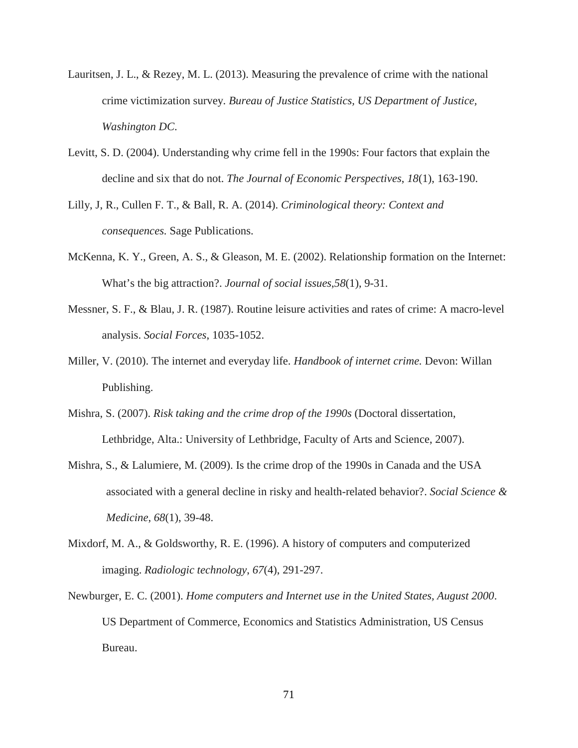Lauritsen, J. L., & Rezey, M. L. (2013). Measuring the prevalence of crime with the national crime victimization survey. *Bureau of Justice Statistics, US Department of Justice, Washington DC.*

Levitt, S. D. (2004). Understanding why crime fell in the 1990s: Four factors that explain the decline and six that do not. *The Journal of Economic Perspectives*, *18*(1), 163-190.

Lilly, J, R., Cullen F. T., & Ball, R. A. (2014). *Criminological theory: Context and consequences.* Sage Publications.

McKenna, K. Y., Green, A. S., & Gleason, M. E. (2002). Relationship formation on the Internet: What's the big attraction?. *Journal of social issues*,*58*(1), 9-31.

Messner, S. F., & Blau, J. R. (1987). Routine leisure activities and rates of crime: A macro-level analysis. *Social Forces*, 1035-1052.

Miller, V. (2010). The internet and everyday life. *Handbook of internet crime.* Devon: Willan Publishing.

Mishra, S. (2007). *Risk taking and the crime drop of the 1990s* (Doctoral dissertation, Lethbridge, Alta.: University of Lethbridge, Faculty of Arts and Science, 2007).

Mishra, S., & Lalumiere, M. (2009). Is the crime drop of the 1990s in Canada and the USA associated with a general decline in risky and health-related behavior?. *Social Science & Medicine*, *68*(1), 39-48.

Mixdorf, M. A., & Goldsworthy, R. E. (1996). A history of computers and computerized imaging. *Radiologic technology*, *67*(4), 291-297.

Newburger, E. C. (2001). *Home computers and Internet use in the United States, August 2000*. US Department of Commerce, Economics and Statistics Administration, US Census Bureau.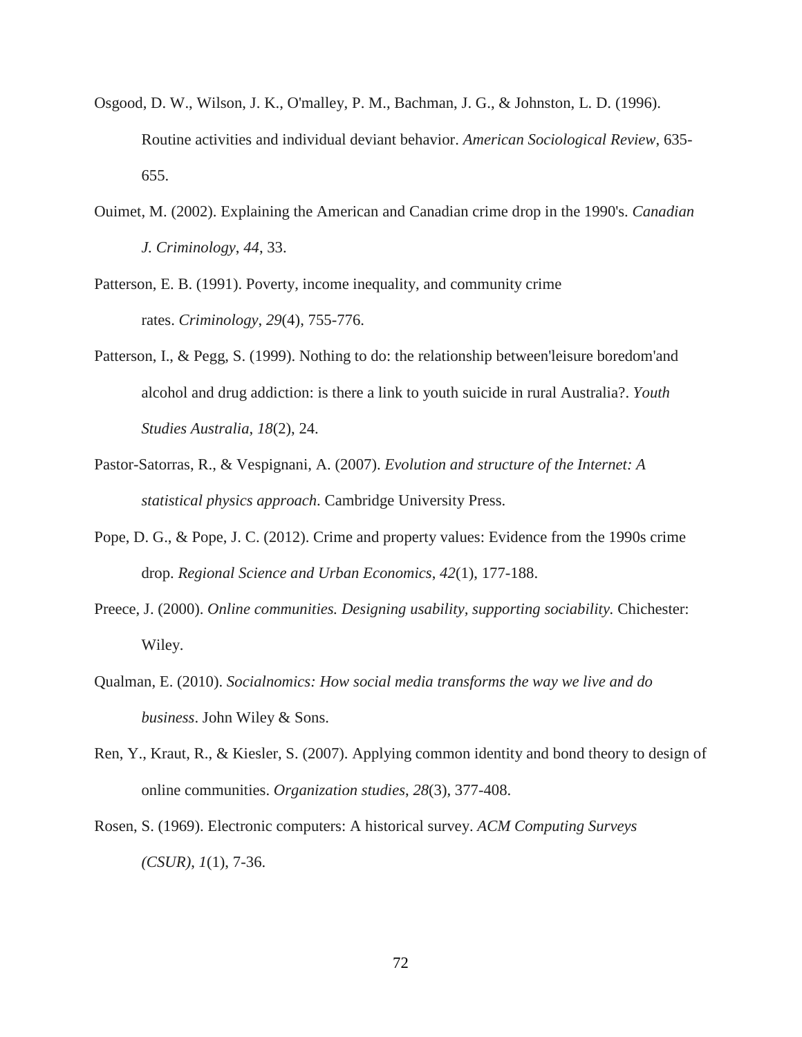Osgood, D. W., Wilson, J. K., O'malley, P. M., Bachman, J. G., & Johnston, L. D. (1996). Routine activities and individual deviant behavior. *American Sociological Review*, 635-655.

Ouimet, M. (2002). Explaining the American and Canadian crime drop in the 1990's. *Canadian J. Criminology*, *44*, 33.

Patterson, E. B. (1991). Poverty, income inequality, and community crime rates. *Criminology*, *29*(4), 755-776.

Patterson, I., & Pegg, S. (1999). Nothing to do: the relationship between'leisure boredom'and alcohol and drug addiction: is there a link to youth suicide in rural Australia?. *Youth Studies Australia*, *18*(2), 24.

Pastor-Satorras, R., & Vespignani, A. (2007). *Evolution and structure of the Internet: A statistical physics approach*. Cambridge University Press.

Pope, D. G., & Pope, J. C. (2012). Crime and property values: Evidence from the 1990s crime drop. *Regional Science and Urban Economics*, *42*(1), 177-188.

Preece, J. (2000). *Online communities. Designing usability, supporting sociability.* Chichester: Wiley.

Qualman, E. (2010). *Socialnomics: How social media transforms the way we live and do business*. John Wiley & Sons.

Ren, Y., Kraut, R., & Kiesler, S. (2007). Applying common identity and bond theory to design of online communities. *Organization studies*, *28*(3), 377-408.

Rosen, S. (1969). Electronic computers: A historical survey. *ACM Computing Surveys (CSUR)*, *1*(1), 7-36.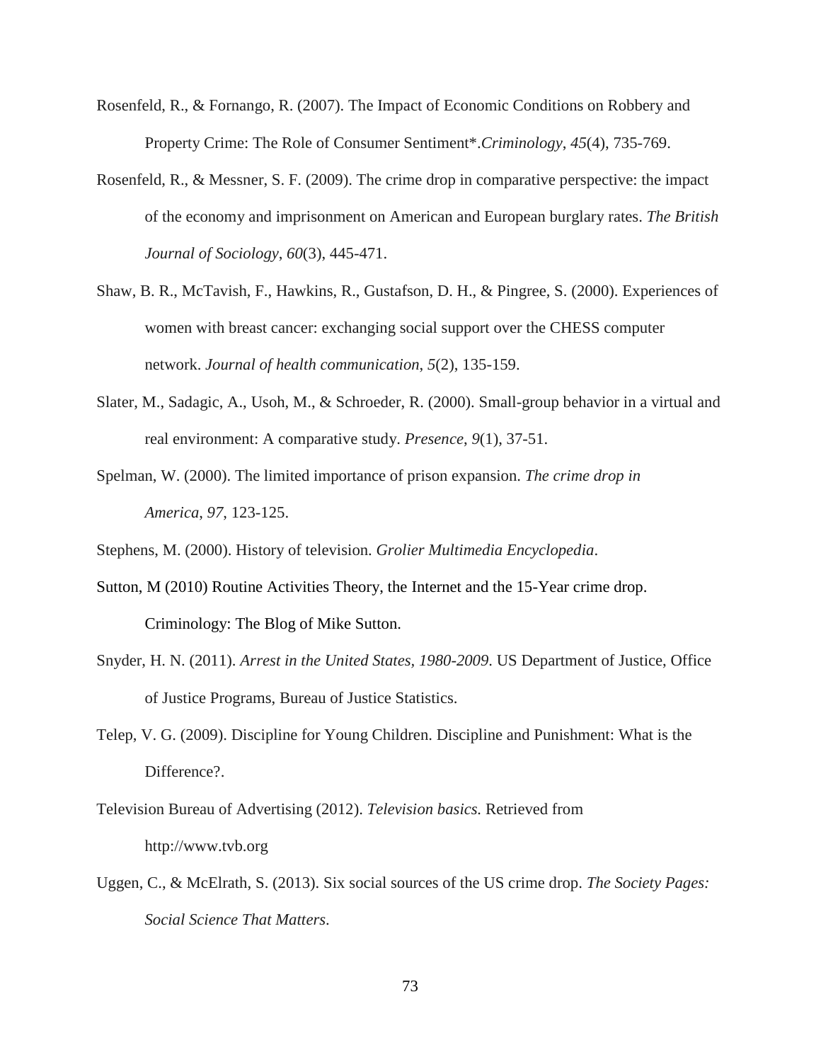Rosenfeld, R., & Fornango, R. (2007). The Impact of Economic Conditions on Robbery and Property Crime: The Role of Consumer Sentiment*.*Criminology*, *45*(4), 735-769.

Rosenfeld, R., & Messner, S. F. (2009). The crime drop in comparative perspective: the impact of the economy and imprisonment on American and European burglary rates. *The British Journal of Sociology*, *60*(3), 445-471.

Shaw, B. R., McTavish, F., Hawkins, R., Gustafson, D. H., & Pingree, S. (2000). Experiences of women with breast cancer: exchanging social support over the CHESS computer network. *Journal of health communication*, *5*(2), 135-159.

Slater, M., Sadagic, A., Usoh, M., & Schroeder, R. (2000). Small-group behavior in a virtual and real environment: A comparative study. *Presence*, *9*(1), 37-51.

Spelman, W. (2000). The limited importance of prison expansion. *The crime drop in America*, *97*, 123-125.

Stephens, M. (2000). History of television. *Grolier Multimedia Encyclopedia*.

Sutton, M (2010) Routine Activities Theory, the Internet and the 15-Year crime drop. Criminology: The Blog of Mike Sutton.

Snyder, H. N. (2011). *Arrest in the United States, 1980-2009*. US Department of Justice, Office of Justice Programs, Bureau of Justice Statistics.

Telep, V. G. (2009). Discipline for Young Children. Discipline and Punishment: What is the Difference?.

Television Bureau of Advertising (2012). *Television basics.* Retrieved from http://www.tvb.org

Uggen, C., & McElrath, S. (2013). Six social sources of the US crime drop. *The Society Pages: Social Science That Matters*.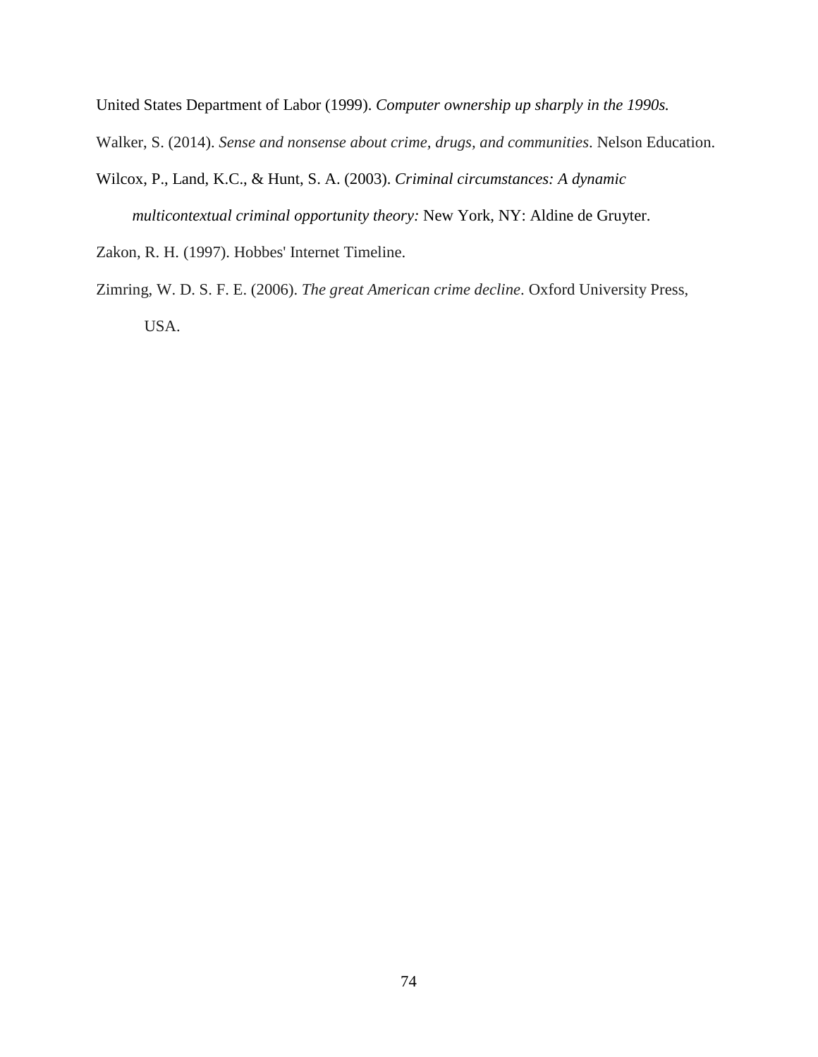United States Department of Labor (1999). *Computer ownership up sharply in the 1990s.*

Walker, S. (2014). *Sense and nonsense about crime, drugs, and communities*. Nelson Education.

Wilcox, P., Land, K.C., & Hunt, S. A. (2003). *Criminal circumstances: A dynamic multicontextual criminal opportunity theory:* New York, NY: Aldine de Gruyter.

Zakon, R. H. (1997). Hobbes' Internet Timeline.

Zimring, W. D. S. F. E. (2006). *The great American crime decline*. Oxford University Press, USA.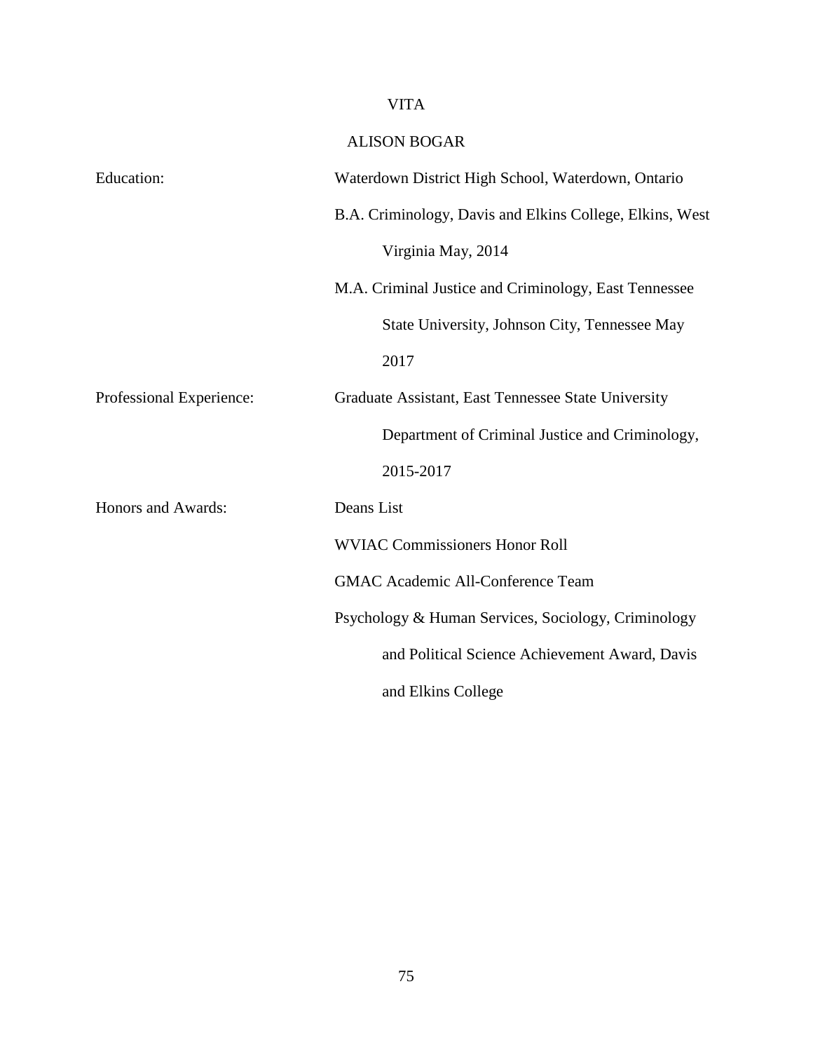# VITA

## ALISON BOGAR

| | |
|---|---|
| Education: | Waterdown District High School, Waterdown, Ontario |
| | B.A. Criminology, Davis and Elkins College, Elkins, West Virginia May, 2014 |
| | M.A. Criminal Justice and Criminology, East Tennessee State University, Johnson City, Tennessee May 2017 |
| Professional Experience: | Graduate Assistant, East Tennessee State University Department of Criminal Justice and Criminology, 2015-2017 |
| Honors and Awards: | Deans List |
| | WVIAC Commissioners Honor Roll |
| | GMAC Academic All-Conference Team |
| | Psychology & Human Services, Sociology, Criminology and Political Science Achievement Award, Davis and Elkins College |